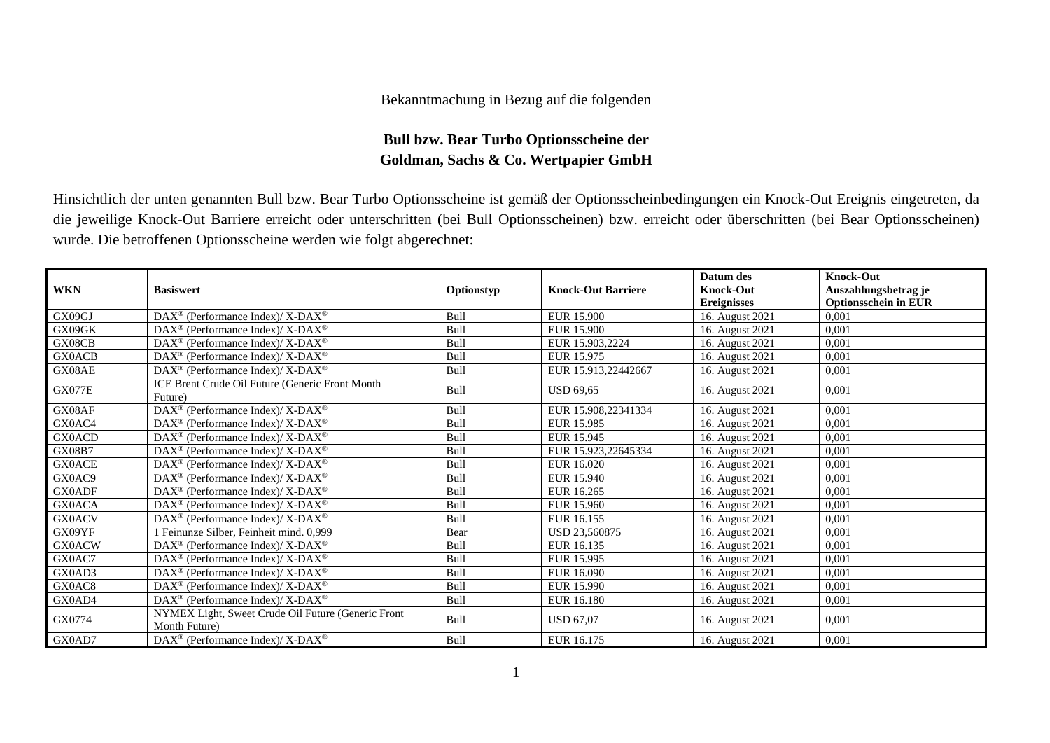Bekanntmachung in Bezug auf die folgenden

**Bull bzw. Bear Turbo Optionsscheine der**
**Goldman, Sachs & Co. Wertpapier GmbH**

Hinsichtlich der unten genannten Bull bzw. Bear Turbo Optionsscheine ist gemäß der Optionsscheinbedingungen ein Knock-Out Ereignis eingetreten, da die jeweilige Knock-Out Barriere erreicht oder unterschritten (bei Bull Optionsscheinen) bzw. erreicht oder überschritten (bei Bear Optionsscheinen) wurde. Die betroffenen Optionsscheine werden wie folgt abgerechnet:

| WKN | Basiswert | Optionstyp | Knock-Out Barriere | Datum des Knock-Out Ereignisses | Knock-Out Auszahlungsbetrag je Optionsschein in EUR |
|---|---|---|---|---|---|
| GX09GJ | DAX® (Performance Index)/ X-DAX® | Bull | EUR 15.900 | 16. August 2021 | 0,001 |
| GX09GK | DAX® (Performance Index)/ X-DAX® | Bull | EUR 15.900 | 16. August 2021 | 0,001 |
| GX08CB | DAX® (Performance Index)/ X-DAX® | Bull | EUR 15.903,2224 | 16. August 2021 | 0,001 |
| GX0ACB | DAX® (Performance Index)/ X-DAX® | Bull | EUR 15.975 | 16. August 2021 | 0,001 |
| GX08AE | DAX® (Performance Index)/ X-DAX® | Bull | EUR 15.913,22442667 | 16. August 2021 | 0,001 |
| GX077E | ICE Brent Crude Oil Future (Generic Front Month Future) | Bull | USD 69,65 | 16. August 2021 | 0,001 |
| GX08AF | DAX® (Performance Index)/ X-DAX® | Bull | EUR 15.908,22341334 | 16. August 2021 | 0,001 |
| GX0AC4 | DAX® (Performance Index)/ X-DAX® | Bull | EUR 15.985 | 16. August 2021 | 0,001 |
| GX0ACD | DAX® (Performance Index)/ X-DAX® | Bull | EUR 15.945 | 16. August 2021 | 0,001 |
| GX08B7 | DAX® (Performance Index)/ X-DAX® | Bull | EUR 15.923,22645334 | 16. August 2021 | 0,001 |
| GX0ACE | DAX® (Performance Index)/ X-DAX® | Bull | EUR 16.020 | 16. August 2021 | 0,001 |
| GX0AC9 | DAX® (Performance Index)/ X-DAX® | Bull | EUR 15.940 | 16. August 2021 | 0,001 |
| GX0ADF | DAX® (Performance Index)/ X-DAX® | Bull | EUR 16.265 | 16. August 2021 | 0,001 |
| GX0ACA | DAX® (Performance Index)/ X-DAX® | Bull | EUR 15.960 | 16. August 2021 | 0,001 |
| GX0ACV | DAX® (Performance Index)/ X-DAX® | Bull | EUR 16.155 | 16. August 2021 | 0,001 |
| GX09YF | 1 Feinunze Silber, Feinheit mind. 0,999 | Bear | USD 23,560875 | 16. August 2021 | 0,001 |
| GX0ACW | DAX® (Performance Index)/ X-DAX® | Bull | EUR 16.135 | 16. August 2021 | 0,001 |
| GX0AC7 | DAX® (Performance Index)/ X-DAX® | Bull | EUR 15.995 | 16. August 2021 | 0,001 |
| GX0AD3 | DAX® (Performance Index)/ X-DAX® | Bull | EUR 16.090 | 16. August 2021 | 0,001 |
| GX0AC8 | DAX® (Performance Index)/ X-DAX® | Bull | EUR 15.990 | 16. August 2021 | 0,001 |
| GX0AD4 | DAX® (Performance Index)/ X-DAX® | Bull | EUR 16.180 | 16. August 2021 | 0,001 |
| GX0774 | NYMEX Light, Sweet Crude Oil Future (Generic Front Month Future) | Bull | USD 67,07 | 16. August 2021 | 0,001 |
| GX0AD7 | DAX® (Performance Index)/ X-DAX® | Bull | EUR 16.175 | 16. August 2021 | 0,001 |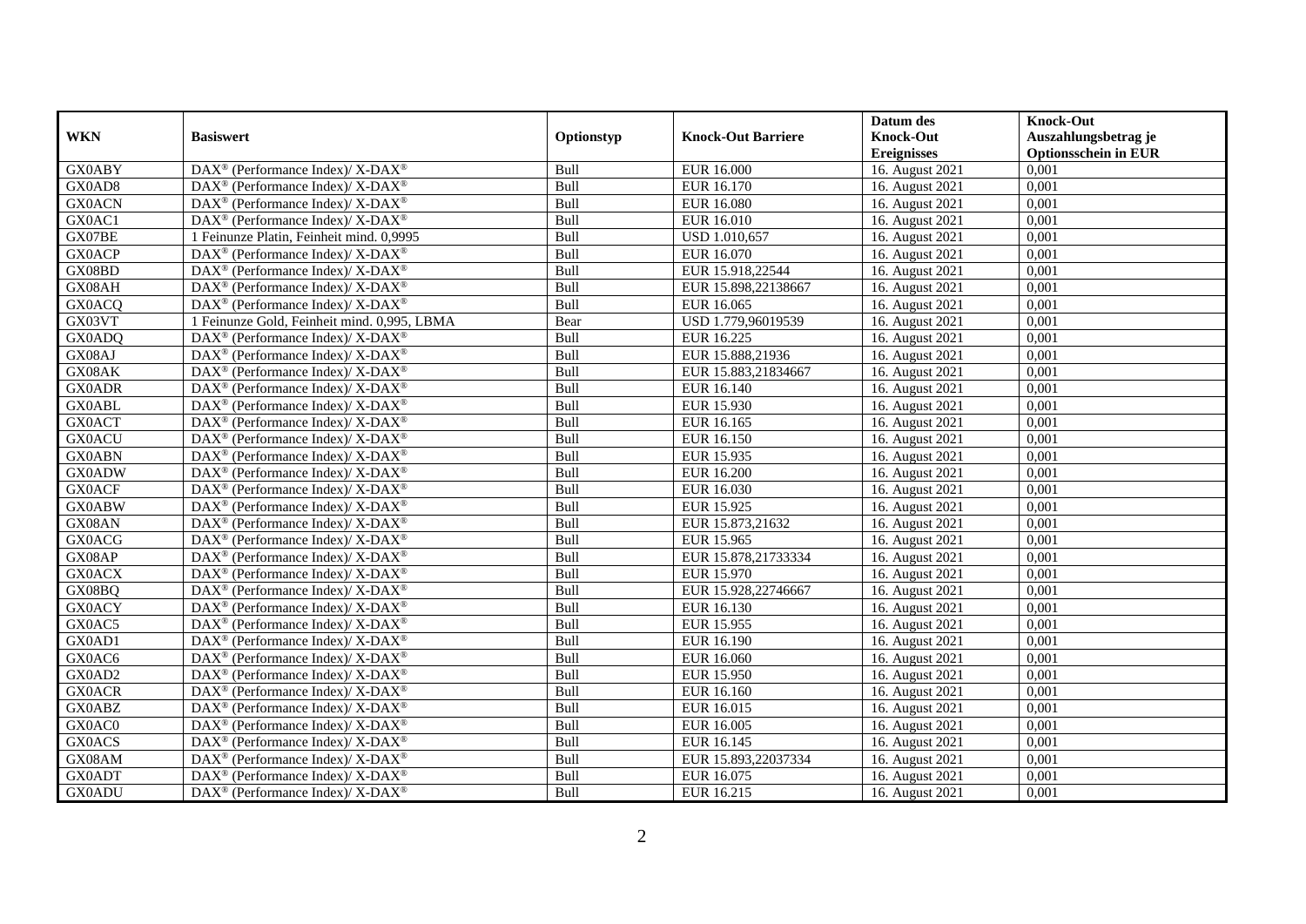| WKN | Basiswert | Optionstyp | Knock-Out Barriere | Datum des Knock-Out Ereignisses | Knock-Out Auszahlungsbetrag je Optionsschein in EUR |
|---|---|---|---|---|---|
| GX0ABY | DAX® (Performance Index)/ X-DAX® | Bull | EUR 16.000 | 16. August 2021 | 0,001 |
| GX0AD8 | DAX® (Performance Index)/ X-DAX® | Bull | EUR 16.170 | 16. August 2021 | 0,001 |
| GX0ACN | DAX® (Performance Index)/ X-DAX® | Bull | EUR 16.080 | 16. August 2021 | 0,001 |
| GX0AC1 | DAX® (Performance Index)/ X-DAX® | Bull | EUR 16.010 | 16. August 2021 | 0,001 |
| GX07BE | 1 Feinunze Platin, Feinheit mind. 0,9995 | Bull | USD 1.010,657 | 16. August 2021 | 0,001 |
| GX0ACP | DAX® (Performance Index)/ X-DAX® | Bull | EUR 16.070 | 16. August 2021 | 0,001 |
| GX08BD | DAX® (Performance Index)/ X-DAX® | Bull | EUR 15.918,22544 | 16. August 2021 | 0,001 |
| GX08AH | DAX® (Performance Index)/ X-DAX® | Bull | EUR 15.898,22138667 | 16. August 2021 | 0,001 |
| GX0ACQ | DAX® (Performance Index)/ X-DAX® | Bull | EUR 16.065 | 16. August 2021 | 0,001 |
| GX03VT | 1 Feinunze Gold, Feinheit mind. 0,995, LBMA | Bear | USD 1.779,96019539 | 16. August 2021 | 0,001 |
| GX0ADQ | DAX® (Performance Index)/ X-DAX® | Bull | EUR 16.225 | 16. August 2021 | 0,001 |
| GX08AJ | DAX® (Performance Index)/ X-DAX® | Bull | EUR 15.888,21936 | 16. August 2021 | 0,001 |
| GX08AK | DAX® (Performance Index)/ X-DAX® | Bull | EUR 15.883,21834667 | 16. August 2021 | 0,001 |
| GX0ADR | DAX® (Performance Index)/ X-DAX® | Bull | EUR 16.140 | 16. August 2021 | 0,001 |
| GX0ABL | DAX® (Performance Index)/ X-DAX® | Bull | EUR 15.930 | 16. August 2021 | 0,001 |
| GX0ACT | DAX® (Performance Index)/ X-DAX® | Bull | EUR 16.165 | 16. August 2021 | 0,001 |
| GX0ACU | DAX® (Performance Index)/ X-DAX® | Bull | EUR 16.150 | 16. August 2021 | 0,001 |
| GX0ABN | DAX® (Performance Index)/ X-DAX® | Bull | EUR 15.935 | 16. August 2021 | 0,001 |
| GX0ADW | DAX® (Performance Index)/ X-DAX® | Bull | EUR 16.200 | 16. August 2021 | 0,001 |
| GX0ACF | DAX® (Performance Index)/ X-DAX® | Bull | EUR 16.030 | 16. August 2021 | 0,001 |
| GX0ABW | DAX® (Performance Index)/ X-DAX® | Bull | EUR 15.925 | 16. August 2021 | 0,001 |
| GX08AN | DAX® (Performance Index)/ X-DAX® | Bull | EUR 15.873,21632 | 16. August 2021 | 0,001 |
| GX0ACG | DAX® (Performance Index)/ X-DAX® | Bull | EUR 15.965 | 16. August 2021 | 0,001 |
| GX08AP | DAX® (Performance Index)/ X-DAX® | Bull | EUR 15.878,21733334 | 16. August 2021 | 0,001 |
| GX0ACX | DAX® (Performance Index)/ X-DAX® | Bull | EUR 15.970 | 16. August 2021 | 0,001 |
| GX08BQ | DAX® (Performance Index)/ X-DAX® | Bull | EUR 15.928,22746667 | 16. August 2021 | 0,001 |
| GX0ACY | DAX® (Performance Index)/ X-DAX® | Bull | EUR 16.130 | 16. August 2021 | 0,001 |
| GX0AC5 | DAX® (Performance Index)/ X-DAX® | Bull | EUR 15.955 | 16. August 2021 | 0,001 |
| GX0AD1 | DAX® (Performance Index)/ X-DAX® | Bull | EUR 16.190 | 16. August 2021 | 0,001 |
| GX0AC6 | DAX® (Performance Index)/ X-DAX® | Bull | EUR 16.060 | 16. August 2021 | 0,001 |
| GX0AD2 | DAX® (Performance Index)/ X-DAX® | Bull | EUR 15.950 | 16. August 2021 | 0,001 |
| GX0ACR | DAX® (Performance Index)/ X-DAX® | Bull | EUR 16.160 | 16. August 2021 | 0,001 |
| GX0ABZ | DAX® (Performance Index)/ X-DAX® | Bull | EUR 16.015 | 16. August 2021 | 0,001 |
| GX0AC0 | DAX® (Performance Index)/ X-DAX® | Bull | EUR 16.005 | 16. August 2021 | 0,001 |
| GX0ACS | DAX® (Performance Index)/ X-DAX® | Bull | EUR 16.145 | 16. August 2021 | 0,001 |
| GX08AM | DAX® (Performance Index)/ X-DAX® | Bull | EUR 15.893,22037334 | 16. August 2021 | 0,001 |
| GX0ADT | DAX® (Performance Index)/ X-DAX® | Bull | EUR 16.075 | 16. August 2021 | 0,001 |
| GX0ADU | DAX® (Performance Index)/ X-DAX® | Bull | EUR 16.215 | 16. August 2021 | 0,001 |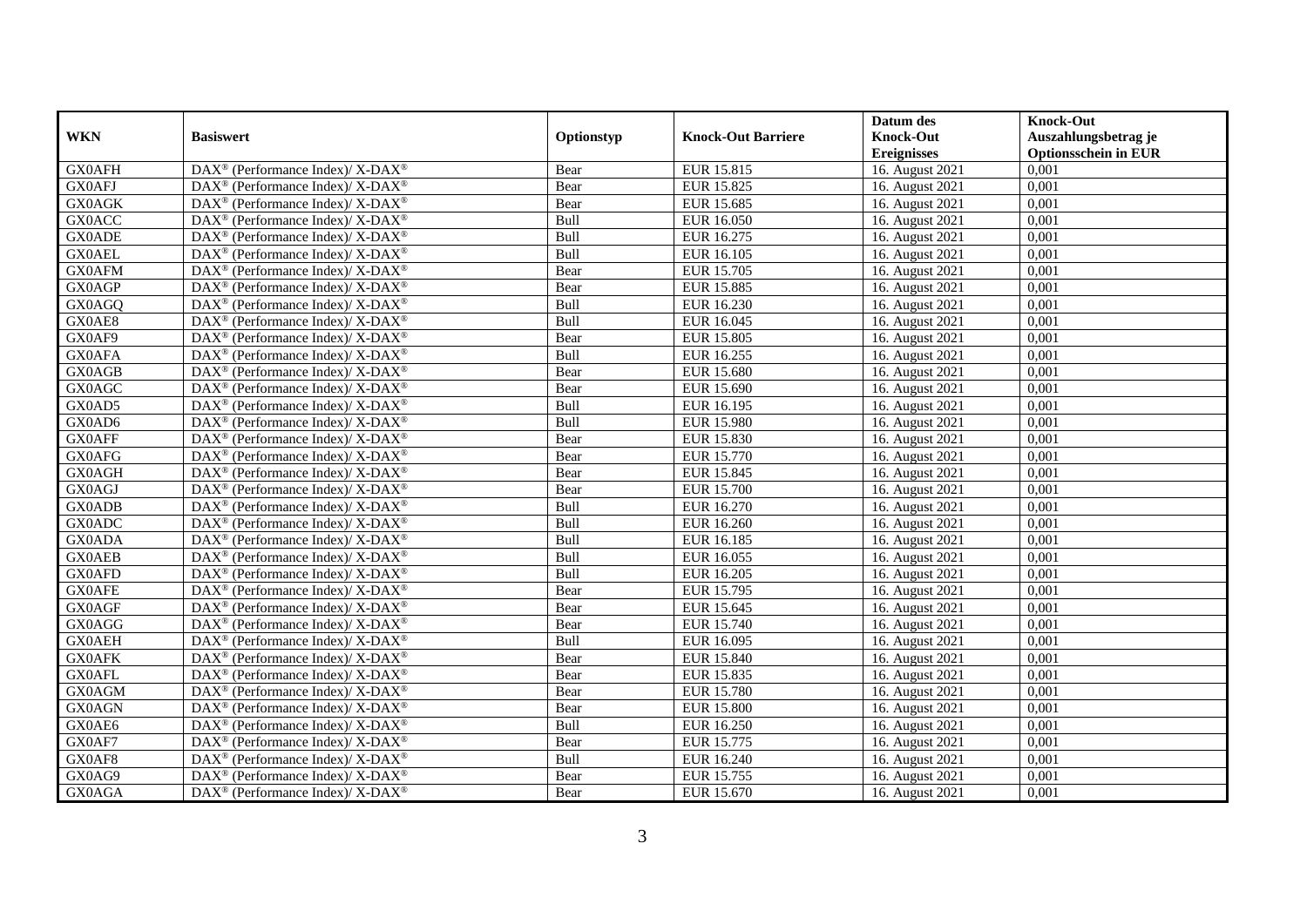| WKN | Basiswert | Optionstyp | Knock-Out Barriere | Datum des Knock-Out Ereignisses | Knock-Out Auszahlungsbetrag je Optionsschein in EUR |
|---|---|---|---|---|---|
| GX0AFH | DAX® (Performance Index)/ X-DAX® | Bear | EUR 15.815 | 16. August 2021 | 0,001 |
| GX0AFJ | DAX® (Performance Index)/ X-DAX® | Bear | EUR 15.825 | 16. August 2021 | 0,001 |
| GX0AGK | DAX® (Performance Index)/ X-DAX® | Bear | EUR 15.685 | 16. August 2021 | 0,001 |
| GX0ACC | DAX® (Performance Index)/ X-DAX® | Bull | EUR 16.050 | 16. August 2021 | 0,001 |
| GX0ADE | DAX® (Performance Index)/ X-DAX® | Bull | EUR 16.275 | 16. August 2021 | 0,001 |
| GX0AEL | DAX® (Performance Index)/ X-DAX® | Bull | EUR 16.105 | 16. August 2021 | 0,001 |
| GX0AFM | DAX® (Performance Index)/ X-DAX® | Bear | EUR 15.705 | 16. August 2021 | 0,001 |
| GX0AGP | DAX® (Performance Index)/ X-DAX® | Bear | EUR 15.885 | 16. August 2021 | 0,001 |
| GX0AGQ | DAX® (Performance Index)/ X-DAX® | Bull | EUR 16.230 | 16. August 2021 | 0,001 |
| GX0AE8 | DAX® (Performance Index)/ X-DAX® | Bull | EUR 16.045 | 16. August 2021 | 0,001 |
| GX0AF9 | DAX® (Performance Index)/ X-DAX® | Bear | EUR 15.805 | 16. August 2021 | 0,001 |
| GX0AFA | DAX® (Performance Index)/ X-DAX® | Bull | EUR 16.255 | 16. August 2021 | 0,001 |
| GX0AGB | DAX® (Performance Index)/ X-DAX® | Bear | EUR 15.680 | 16. August 2021 | 0,001 |
| GX0AGC | DAX® (Performance Index)/ X-DAX® | Bear | EUR 15.690 | 16. August 2021 | 0,001 |
| GX0AD5 | DAX® (Performance Index)/ X-DAX® | Bull | EUR 16.195 | 16. August 2021 | 0,001 |
| GX0AD6 | DAX® (Performance Index)/ X-DAX® | Bull | EUR 15.980 | 16. August 2021 | 0,001 |
| GX0AFF | DAX® (Performance Index)/ X-DAX® | Bear | EUR 15.830 | 16. August 2021 | 0,001 |
| GX0AFG | DAX® (Performance Index)/ X-DAX® | Bear | EUR 15.770 | 16. August 2021 | 0,001 |
| GX0AGH | DAX® (Performance Index)/ X-DAX® | Bear | EUR 15.845 | 16. August 2021 | 0,001 |
| GX0AGJ | DAX® (Performance Index)/ X-DAX® | Bear | EUR 15.700 | 16. August 2021 | 0,001 |
| GX0ADB | DAX® (Performance Index)/ X-DAX® | Bull | EUR 16.270 | 16. August 2021 | 0,001 |
| GX0ADC | DAX® (Performance Index)/ X-DAX® | Bull | EUR 16.260 | 16. August 2021 | 0,001 |
| GX0ADA | DAX® (Performance Index)/ X-DAX® | Bull | EUR 16.185 | 16. August 2021 | 0,001 |
| GX0AEB | DAX® (Performance Index)/ X-DAX® | Bull | EUR 16.055 | 16. August 2021 | 0,001 |
| GX0AFD | DAX® (Performance Index)/ X-DAX® | Bull | EUR 16.205 | 16. August 2021 | 0,001 |
| GX0AFE | DAX® (Performance Index)/ X-DAX® | Bear | EUR 15.795 | 16. August 2021 | 0,001 |
| GX0AGF | DAX® (Performance Index)/ X-DAX® | Bear | EUR 15.645 | 16. August 2021 | 0,001 |
| GX0AGG | DAX® (Performance Index)/ X-DAX® | Bear | EUR 15.740 | 16. August 2021 | 0,001 |
| GX0AEH | DAX® (Performance Index)/ X-DAX® | Bull | EUR 16.095 | 16. August 2021 | 0,001 |
| GX0AFK | DAX® (Performance Index)/ X-DAX® | Bear | EUR 15.840 | 16. August 2021 | 0,001 |
| GX0AFL | DAX® (Performance Index)/ X-DAX® | Bear | EUR 15.835 | 16. August 2021 | 0,001 |
| GX0AGM | DAX® (Performance Index)/ X-DAX® | Bear | EUR 15.780 | 16. August 2021 | 0,001 |
| GX0AGN | DAX® (Performance Index)/ X-DAX® | Bear | EUR 15.800 | 16. August 2021 | 0,001 |
| GX0AE6 | DAX® (Performance Index)/ X-DAX® | Bull | EUR 16.250 | 16. August 2021 | 0,001 |
| GX0AF7 | DAX® (Performance Index)/ X-DAX® | Bear | EUR 15.775 | 16. August 2021 | 0,001 |
| GX0AF8 | DAX® (Performance Index)/ X-DAX® | Bull | EUR 16.240 | 16. August 2021 | 0,001 |
| GX0AG9 | DAX® (Performance Index)/ X-DAX® | Bear | EUR 15.755 | 16. August 2021 | 0,001 |
| GX0AGA | DAX® (Performance Index)/ X-DAX® | Bear | EUR 15.670 | 16. August 2021 | 0,001 |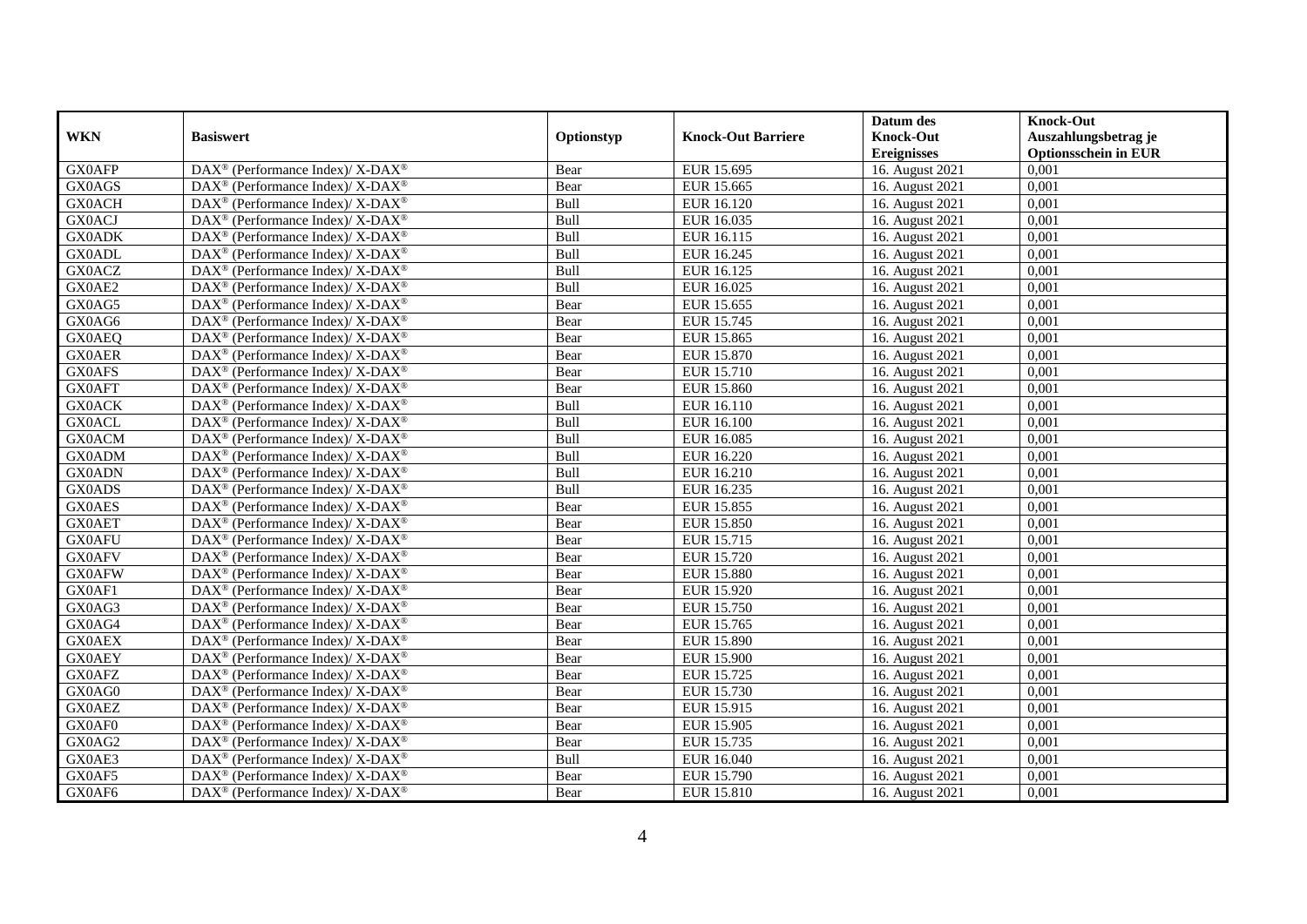| WKN | Basiswert | Optionstyp | Knock-Out Barriere | Datum des Knock-Out Ereignisses | Knock-Out Auszahlungsbetrag je Optionsschein in EUR |
|---|---|---|---|---|---|
| GX0AFP | DAX® (Performance Index)/ X-DAX® | Bear | EUR 15.695 | 16. August 2021 | 0,001 |
| GX0AGS | DAX® (Performance Index)/ X-DAX® | Bear | EUR 15.665 | 16. August 2021 | 0,001 |
| GX0ACH | DAX® (Performance Index)/ X-DAX® | Bull | EUR 16.120 | 16. August 2021 | 0,001 |
| GX0ACJ | DAX® (Performance Index)/ X-DAX® | Bull | EUR 16.035 | 16. August 2021 | 0,001 |
| GX0ADK | DAX® (Performance Index)/ X-DAX® | Bull | EUR 16.115 | 16. August 2021 | 0,001 |
| GX0ADL | DAX® (Performance Index)/ X-DAX® | Bull | EUR 16.245 | 16. August 2021 | 0,001 |
| GX0ACZ | DAX® (Performance Index)/ X-DAX® | Bull | EUR 16.125 | 16. August 2021 | 0,001 |
| GX0AE2 | DAX® (Performance Index)/ X-DAX® | Bull | EUR 16.025 | 16. August 2021 | 0,001 |
| GX0AG5 | DAX® (Performance Index)/ X-DAX® | Bear | EUR 15.655 | 16. August 2021 | 0,001 |
| GX0AG6 | DAX® (Performance Index)/ X-DAX® | Bear | EUR 15.745 | 16. August 2021 | 0,001 |
| GX0AEQ | DAX® (Performance Index)/ X-DAX® | Bear | EUR 15.865 | 16. August 2021 | 0,001 |
| GX0AER | DAX® (Performance Index)/ X-DAX® | Bear | EUR 15.870 | 16. August 2021 | 0,001 |
| GX0AFS | DAX® (Performance Index)/ X-DAX® | Bear | EUR 15.710 | 16. August 2021 | 0,001 |
| GX0AFT | DAX® (Performance Index)/ X-DAX® | Bear | EUR 15.860 | 16. August 2021 | 0,001 |
| GX0ACK | DAX® (Performance Index)/ X-DAX® | Bull | EUR 16.110 | 16. August 2021 | 0,001 |
| GX0ACL | DAX® (Performance Index)/ X-DAX® | Bull | EUR 16.100 | 16. August 2021 | 0,001 |
| GX0ACM | DAX® (Performance Index)/ X-DAX® | Bull | EUR 16.085 | 16. August 2021 | 0,001 |
| GX0ADM | DAX® (Performance Index)/ X-DAX® | Bull | EUR 16.220 | 16. August 2021 | 0,001 |
| GX0ADN | DAX® (Performance Index)/ X-DAX® | Bull | EUR 16.210 | 16. August 2021 | 0,001 |
| GX0ADS | DAX® (Performance Index)/ X-DAX® | Bull | EUR 16.235 | 16. August 2021 | 0,001 |
| GX0AES | DAX® (Performance Index)/ X-DAX® | Bear | EUR 15.855 | 16. August 2021 | 0,001 |
| GX0AET | DAX® (Performance Index)/ X-DAX® | Bear | EUR 15.850 | 16. August 2021 | 0,001 |
| GX0AFU | DAX® (Performance Index)/ X-DAX® | Bear | EUR 15.715 | 16. August 2021 | 0,001 |
| GX0AFV | DAX® (Performance Index)/ X-DAX® | Bear | EUR 15.720 | 16. August 2021 | 0,001 |
| GX0AFW | DAX® (Performance Index)/ X-DAX® | Bear | EUR 15.880 | 16. August 2021 | 0,001 |
| GX0AF1 | DAX® (Performance Index)/ X-DAX® | Bear | EUR 15.920 | 16. August 2021 | 0,001 |
| GX0AG3 | DAX® (Performance Index)/ X-DAX® | Bear | EUR 15.750 | 16. August 2021 | 0,001 |
| GX0AG4 | DAX® (Performance Index)/ X-DAX® | Bear | EUR 15.765 | 16. August 2021 | 0,001 |
| GX0AEX | DAX® (Performance Index)/ X-DAX® | Bear | EUR 15.890 | 16. August 2021 | 0,001 |
| GX0AEY | DAX® (Performance Index)/ X-DAX® | Bear | EUR 15.900 | 16. August 2021 | 0,001 |
| GX0AFZ | DAX® (Performance Index)/ X-DAX® | Bear | EUR 15.725 | 16. August 2021 | 0,001 |
| GX0AG0 | DAX® (Performance Index)/ X-DAX® | Bear | EUR 15.730 | 16. August 2021 | 0,001 |
| GX0AEZ | DAX® (Performance Index)/ X-DAX® | Bear | EUR 15.915 | 16. August 2021 | 0,001 |
| GX0AF0 | DAX® (Performance Index)/ X-DAX® | Bear | EUR 15.905 | 16. August 2021 | 0,001 |
| GX0AG2 | DAX® (Performance Index)/ X-DAX® | Bear | EUR 15.735 | 16. August 2021 | 0,001 |
| GX0AE3 | DAX® (Performance Index)/ X-DAX® | Bull | EUR 16.040 | 16. August 2021 | 0,001 |
| GX0AF5 | DAX® (Performance Index)/ X-DAX® | Bear | EUR 15.790 | 16. August 2021 | 0,001 |
| GX0AF6 | DAX® (Performance Index)/ X-DAX® | Bear | EUR 15.810 | 16. August 2021 | 0,001 |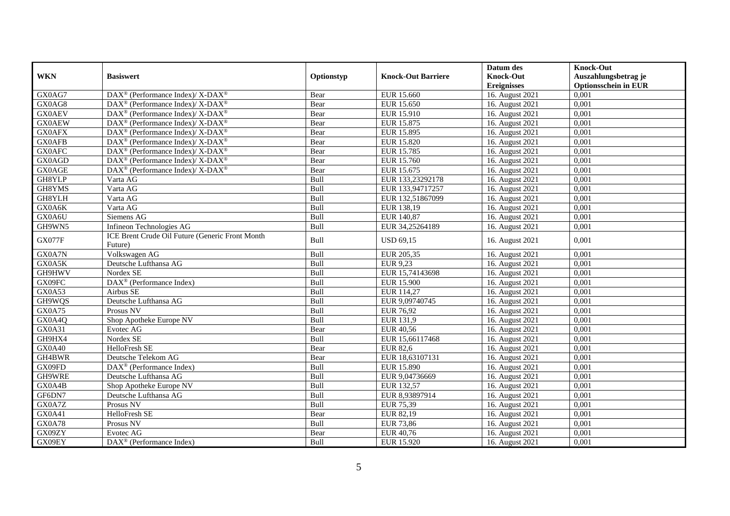| WKN | Basiswert | Optionstyp | Knock-Out Barriere | Datum des Knock-Out Ereignisses | Knock-Out Auszahlungsbetrag je Optionsschein in EUR |
|---|---|---|---|---|---|
| GX0AG7 | DAX® (Performance Index)/ X-DAX® | Bear | EUR 15.660 | 16. August 2021 | 0,001 |
| GX0AG8 | DAX® (Performance Index)/ X-DAX® | Bear | EUR 15.650 | 16. August 2021 | 0,001 |
| GX0AEV | DAX® (Performance Index)/ X-DAX® | Bear | EUR 15.910 | 16. August 2021 | 0,001 |
| GX0AEW | DAX® (Performance Index)/ X-DAX® | Bear | EUR 15.875 | 16. August 2021 | 0,001 |
| GX0AFX | DAX® (Performance Index)/ X-DAX® | Bear | EUR 15.895 | 16. August 2021 | 0,001 |
| GX0AFB | DAX® (Performance Index)/ X-DAX® | Bear | EUR 15.820 | 16. August 2021 | 0,001 |
| GX0AFC | DAX® (Performance Index)/ X-DAX® | Bear | EUR 15.785 | 16. August 2021 | 0,001 |
| GX0AGD | DAX® (Performance Index)/ X-DAX® | Bear | EUR 15.760 | 16. August 2021 | 0,001 |
| GX0AGE | DAX® (Performance Index)/ X-DAX® | Bear | EUR 15.675 | 16. August 2021 | 0,001 |
| GH8YLP | Varta AG | Bull | EUR 133,23292178 | 16. August 2021 | 0,001 |
| GH8YMS | Varta AG | Bull | EUR 133,94717257 | 16. August 2021 | 0,001 |
| GH8YLH | Varta AG | Bull | EUR 132,51867099 | 16. August 2021 | 0,001 |
| GX0A6K | Varta AG | Bull | EUR 138,19 | 16. August 2021 | 0,001 |
| GX0A6U | Siemens AG | Bull | EUR 140,87 | 16. August 2021 | 0,001 |
| GH9WN5 | Infineon Technologies AG | Bull | EUR 34,25264189 | 16. August 2021 | 0,001 |
| GX077F | ICE Brent Crude Oil Future (Generic Front Month Future) | Bull | USD 69,15 | 16. August 2021 | 0,001 |
| GX0A7N | Volkswagen AG | Bull | EUR 205,35 | 16. August 2021 | 0,001 |
| GX0A5K | Deutsche Lufthansa AG | Bull | EUR 9,23 | 16. August 2021 | 0,001 |
| GH9HWV | Nordex SE | Bull | EUR 15,74143698 | 16. August 2021 | 0,001 |
| GX09FC | DAX® (Performance Index) | Bull | EUR 15.900 | 16. August 2021 | 0,001 |
| GX0A53 | Airbus SE | Bull | EUR 114,27 | 16. August 2021 | 0,001 |
| GH9WQS | Deutsche Lufthansa AG | Bull | EUR 9,09740745 | 16. August 2021 | 0,001 |
| GX0A75 | Prosus NV | Bull | EUR 76,92 | 16. August 2021 | 0,001 |
| GX0A4Q | Shop Apotheke Europe NV | Bull | EUR 131,9 | 16. August 2021 | 0,001 |
| GX0A31 | Evotec AG | Bear | EUR 40,56 | 16. August 2021 | 0,001 |
| GH9HX4 | Nordex SE | Bull | EUR 15,66117468 | 16. August 2021 | 0,001 |
| GX0A40 | HelloFresh SE | Bear | EUR 82,6 | 16. August 2021 | 0,001 |
| GH4BWR | Deutsche Telekom AG | Bear | EUR 18,63107131 | 16. August 2021 | 0,001 |
| GX09FD | DAX® (Performance Index) | Bull | EUR 15.890 | 16. August 2021 | 0,001 |
| GH9WRE | Deutsche Lufthansa AG | Bull | EUR 9,04736669 | 16. August 2021 | 0,001 |
| GX0A4B | Shop Apotheke Europe NV | Bull | EUR 132,57 | 16. August 2021 | 0,001 |
| GF6DN7 | Deutsche Lufthansa AG | Bull | EUR 8,93897914 | 16. August 2021 | 0,001 |
| GX0A7Z | Prosus NV | Bull | EUR 75,39 | 16. August 2021 | 0,001 |
| GX0A41 | HelloFresh SE | Bear | EUR 82,19 | 16. August 2021 | 0,001 |
| GX0A78 | Prosus NV | Bull | EUR 73,86 | 16. August 2021 | 0,001 |
| GX09ZY | Evotec AG | Bear | EUR 40,76 | 16. August 2021 | 0,001 |
| GX09EY | DAX® (Performance Index) | Bull | EUR 15.920 | 16. August 2021 | 0,001 |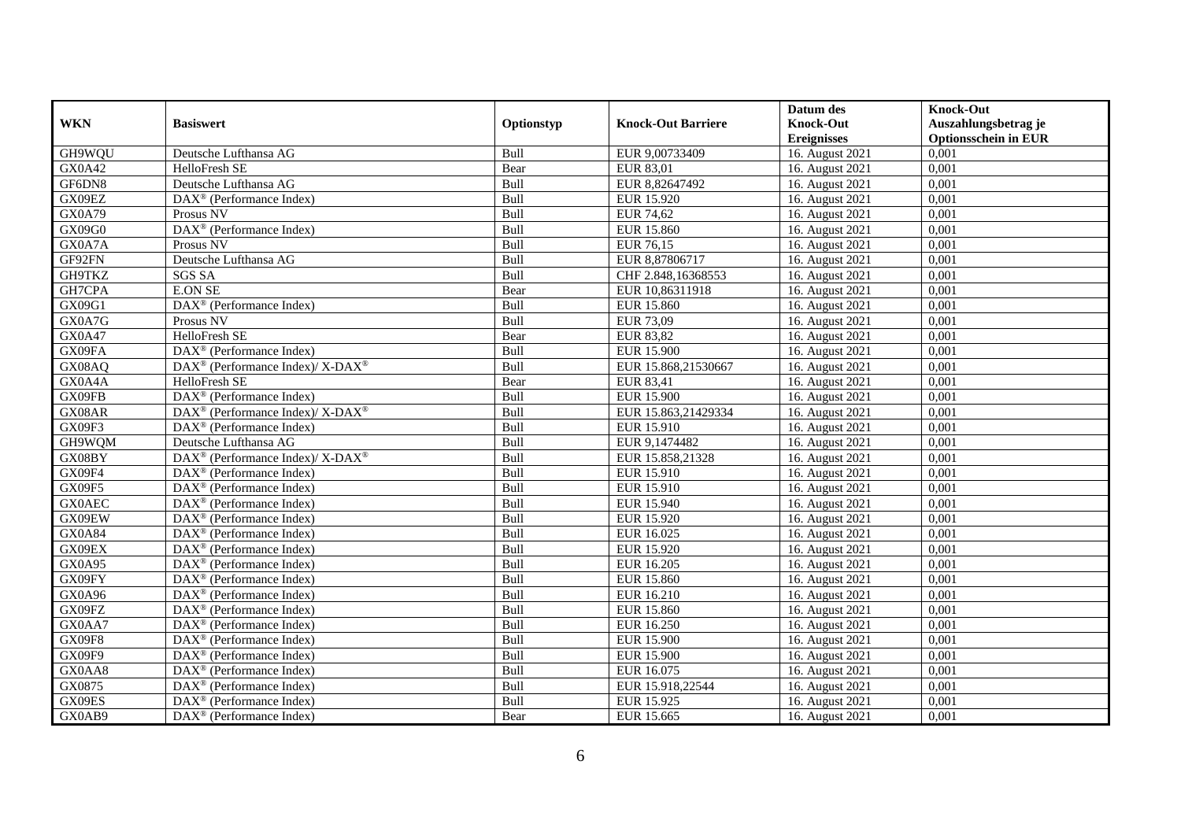| WKN | Basiswert | Optionstyp | Knock-Out Barriere | Datum des Knock-Out Ereignisses | Knock-Out Auszahlungsbetrag je Optionsschein in EUR |
|---|---|---|---|---|---|
| GH9WQU | Deutsche Lufthansa AG | Bull | EUR 9,00733409 | 16. August 2021 | 0,001 |
| GX0A42 | HelloFresh SE | Bear | EUR 83,01 | 16. August 2021 | 0,001 |
| GF6DN8 | Deutsche Lufthansa AG | Bull | EUR 8,82647492 | 16. August 2021 | 0,001 |
| GX09EZ | DAX® (Performance Index) | Bull | EUR 15.920 | 16. August 2021 | 0,001 |
| GX0A79 | Prosus NV | Bull | EUR 74,62 | 16. August 2021 | 0,001 |
| GX09G0 | DAX® (Performance Index) | Bull | EUR 15.860 | 16. August 2021 | 0,001 |
| GX0A7A | Prosus NV | Bull | EUR 76,15 | 16. August 2021 | 0,001 |
| GF92FN | Deutsche Lufthansa AG | Bull | EUR 8,87806717 | 16. August 2021 | 0,001 |
| GH9TKZ | SGS SA | Bull | CHF 2.848,16368553 | 16. August 2021 | 0,001 |
| GH7CPA | E.ON SE | Bear | EUR 10,86311918 | 16. August 2021 | 0,001 |
| GX09G1 | DAX® (Performance Index) | Bull | EUR 15.860 | 16. August 2021 | 0,001 |
| GX0A7G | Prosus NV | Bull | EUR 73,09 | 16. August 2021 | 0,001 |
| GX0A47 | HelloFresh SE | Bear | EUR 83,82 | 16. August 2021 | 0,001 |
| GX09FA | DAX® (Performance Index) | Bull | EUR 15.900 | 16. August 2021 | 0,001 |
| GX08AQ | DAX® (Performance Index)/ X-DAX® | Bull | EUR 15.868,21530667 | 16. August 2021 | 0,001 |
| GX0A4A | HelloFresh SE | Bear | EUR 83,41 | 16. August 2021 | 0,001 |
| GX09FB | DAX® (Performance Index) | Bull | EUR 15.900 | 16. August 2021 | 0,001 |
| GX08AR | DAX® (Performance Index)/ X-DAX® | Bull | EUR 15.863,21429334 | 16. August 2021 | 0,001 |
| GX09F3 | DAX® (Performance Index) | Bull | EUR 15.910 | 16. August 2021 | 0,001 |
| GH9WQM | Deutsche Lufthansa AG | Bull | EUR 9,1474482 | 16. August 2021 | 0,001 |
| GX08BY | DAX® (Performance Index)/ X-DAX® | Bull | EUR 15.858,21328 | 16. August 2021 | 0,001 |
| GX09F4 | DAX® (Performance Index) | Bull | EUR 15.910 | 16. August 2021 | 0,001 |
| GX09F5 | DAX® (Performance Index) | Bull | EUR 15.910 | 16. August 2021 | 0,001 |
| GX0AEC | DAX® (Performance Index) | Bull | EUR 15.940 | 16. August 2021 | 0,001 |
| GX09EW | DAX® (Performance Index) | Bull | EUR 15.920 | 16. August 2021 | 0,001 |
| GX0A84 | DAX® (Performance Index) | Bull | EUR 16.025 | 16. August 2021 | 0,001 |
| GX09EX | DAX® (Performance Index) | Bull | EUR 15.920 | 16. August 2021 | 0,001 |
| GX0A95 | DAX® (Performance Index) | Bull | EUR 16.205 | 16. August 2021 | 0,001 |
| GX09FY | DAX® (Performance Index) | Bull | EUR 15.860 | 16. August 2021 | 0,001 |
| GX0A96 | DAX® (Performance Index) | Bull | EUR 16.210 | 16. August 2021 | 0,001 |
| GX09FZ | DAX® (Performance Index) | Bull | EUR 15.860 | 16. August 2021 | 0,001 |
| GX0AA7 | DAX® (Performance Index) | Bull | EUR 16.250 | 16. August 2021 | 0,001 |
| GX09F8 | DAX® (Performance Index) | Bull | EUR 15.900 | 16. August 2021 | 0,001 |
| GX09F9 | DAX® (Performance Index) | Bull | EUR 15.900 | 16. August 2021 | 0,001 |
| GX0AA8 | DAX® (Performance Index) | Bull | EUR 16.075 | 16. August 2021 | 0,001 |
| GX0875 | DAX® (Performance Index) | Bull | EUR 15.918,22544 | 16. August 2021 | 0,001 |
| GX09ES | DAX® (Performance Index) | Bull | EUR 15.925 | 16. August 2021 | 0,001 |
| GX0AB9 | DAX® (Performance Index) | Bear | EUR 15.665 | 16. August 2021 | 0,001 |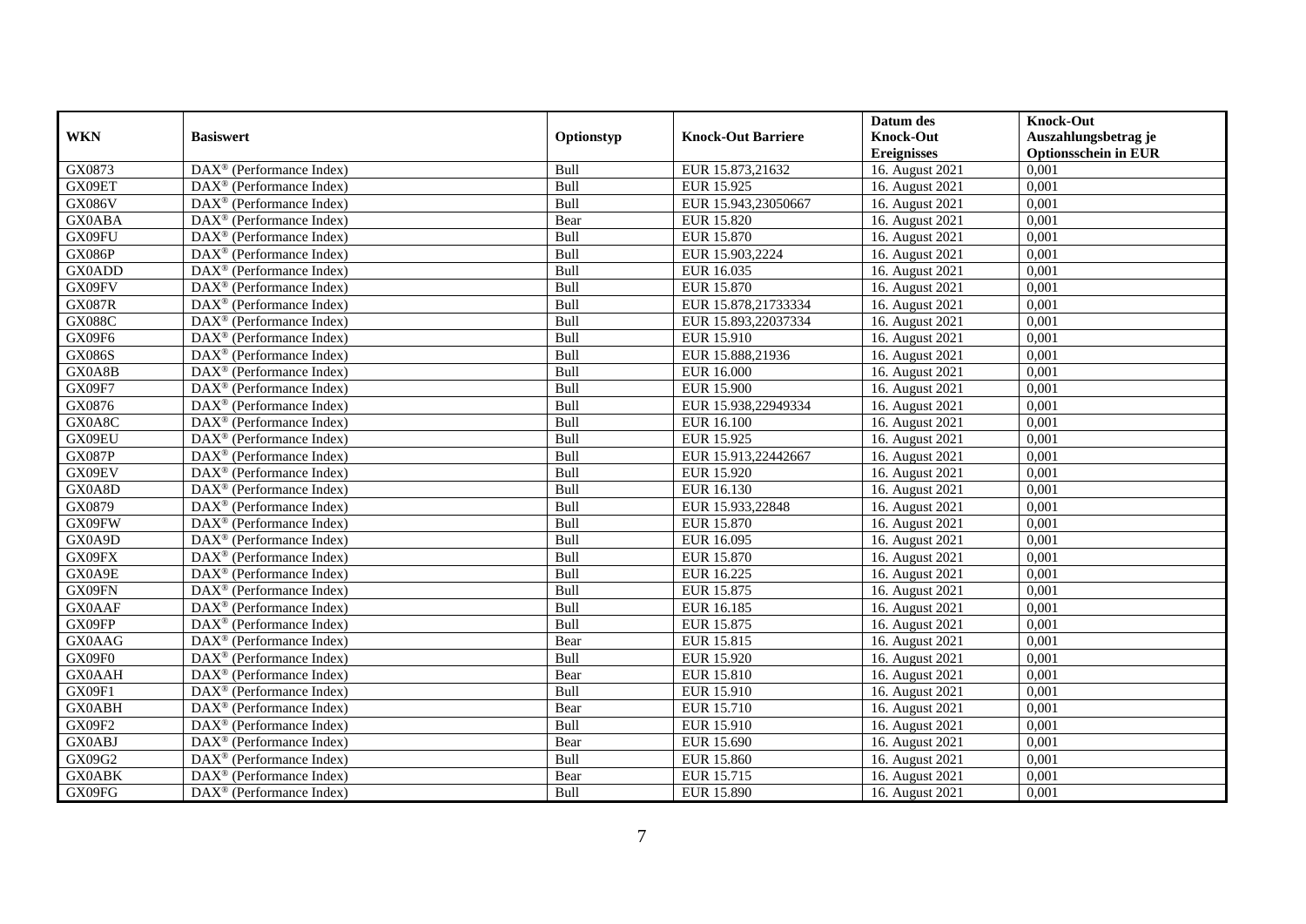| WKN | Basiswert | Optionstyp | Knock-Out Barriere | Datum des Knock-Out Ereignisses | Knock-Out Auszahlungsbetrag je Optionsschein in EUR |
|---|---|---|---|---|---|
| GX0873 | DAX® (Performance Index) | Bull | EUR 15.873,21632 | 16. August 2021 | 0,001 |
| GX09ET | DAX® (Performance Index) | Bull | EUR 15.925 | 16. August 2021 | 0,001 |
| GX086V | DAX® (Performance Index) | Bull | EUR 15.943,23050667 | 16. August 2021 | 0,001 |
| GX0ABA | DAX® (Performance Index) | Bear | EUR 15.820 | 16. August 2021 | 0,001 |
| GX09FU | DAX® (Performance Index) | Bull | EUR 15.870 | 16. August 2021 | 0,001 |
| GX086P | DAX® (Performance Index) | Bull | EUR 15.903,2224 | 16. August 2021 | 0,001 |
| GX0ADD | DAX® (Performance Index) | Bull | EUR 16.035 | 16. August 2021 | 0,001 |
| GX09FV | DAX® (Performance Index) | Bull | EUR 15.870 | 16. August 2021 | 0,001 |
| GX087R | DAX® (Performance Index) | Bull | EUR 15.878,21733334 | 16. August 2021 | 0,001 |
| GX088C | DAX® (Performance Index) | Bull | EUR 15.893,22037334 | 16. August 2021 | 0,001 |
| GX09F6 | DAX® (Performance Index) | Bull | EUR 15.910 | 16. August 2021 | 0,001 |
| GX086S | DAX® (Performance Index) | Bull | EUR 15.888,21936 | 16. August 2021 | 0,001 |
| GX0A8B | DAX® (Performance Index) | Bull | EUR 16.000 | 16. August 2021 | 0,001 |
| GX09F7 | DAX® (Performance Index) | Bull | EUR 15.900 | 16. August 2021 | 0,001 |
| GX0876 | DAX® (Performance Index) | Bull | EUR 15.938,22949334 | 16. August 2021 | 0,001 |
| GX0A8C | DAX® (Performance Index) | Bull | EUR 16.100 | 16. August 2021 | 0,001 |
| GX09EU | DAX® (Performance Index) | Bull | EUR 15.925 | 16. August 2021 | 0,001 |
| GX087P | DAX® (Performance Index) | Bull | EUR 15.913,22442667 | 16. August 2021 | 0,001 |
| GX09EV | DAX® (Performance Index) | Bull | EUR 15.920 | 16. August 2021 | 0,001 |
| GX0A8D | DAX® (Performance Index) | Bull | EUR 16.130 | 16. August 2021 | 0,001 |
| GX0879 | DAX® (Performance Index) | Bull | EUR 15.933,22848 | 16. August 2021 | 0,001 |
| GX09FW | DAX® (Performance Index) | Bull | EUR 15.870 | 16. August 2021 | 0,001 |
| GX0A9D | DAX® (Performance Index) | Bull | EUR 16.095 | 16. August 2021 | 0,001 |
| GX09FX | DAX® (Performance Index) | Bull | EUR 15.870 | 16. August 2021 | 0,001 |
| GX0A9E | DAX® (Performance Index) | Bull | EUR 16.225 | 16. August 2021 | 0,001 |
| GX09FN | DAX® (Performance Index) | Bull | EUR 15.875 | 16. August 2021 | 0,001 |
| GX0AAF | DAX® (Performance Index) | Bull | EUR 16.185 | 16. August 2021 | 0,001 |
| GX09FP | DAX® (Performance Index) | Bull | EUR 15.875 | 16. August 2021 | 0,001 |
| GX0AAG | DAX® (Performance Index) | Bear | EUR 15.815 | 16. August 2021 | 0,001 |
| GX09F0 | DAX® (Performance Index) | Bull | EUR 15.920 | 16. August 2021 | 0,001 |
| GX0AAH | DAX® (Performance Index) | Bear | EUR 15.810 | 16. August 2021 | 0,001 |
| GX09F1 | DAX® (Performance Index) | Bull | EUR 15.910 | 16. August 2021 | 0,001 |
| GX0ABH | DAX® (Performance Index) | Bear | EUR 15.710 | 16. August 2021 | 0,001 |
| GX09F2 | DAX® (Performance Index) | Bull | EUR 15.910 | 16. August 2021 | 0,001 |
| GX0ABJ | DAX® (Performance Index) | Bear | EUR 15.690 | 16. August 2021 | 0,001 |
| GX09G2 | DAX® (Performance Index) | Bull | EUR 15.860 | 16. August 2021 | 0,001 |
| GX0ABK | DAX® (Performance Index) | Bear | EUR 15.715 | 16. August 2021 | 0,001 |
| GX09FG | DAX® (Performance Index) | Bull | EUR 15.890 | 16. August 2021 | 0,001 |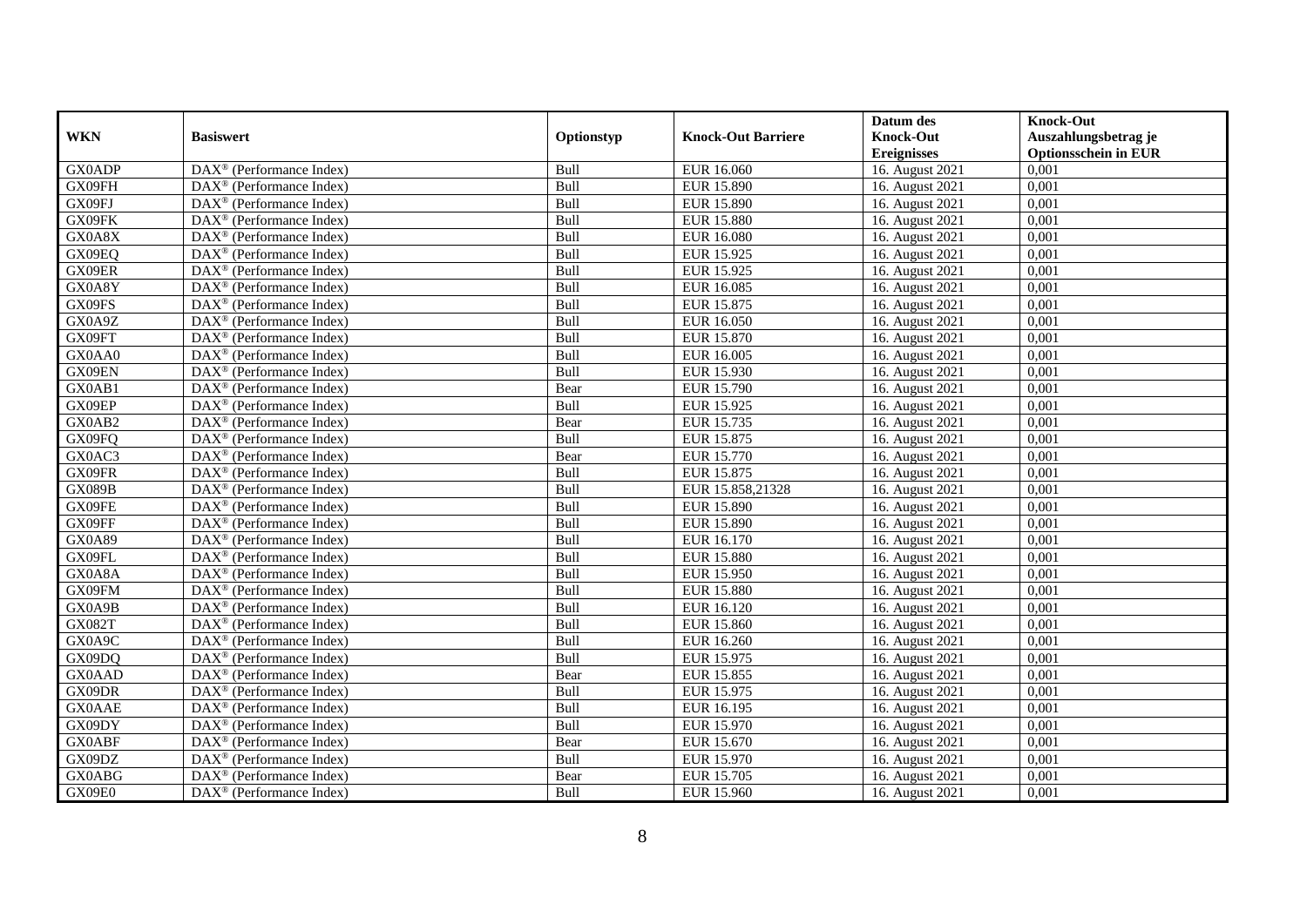| WKN | Basiswert | Optionstyp | Knock-Out Barriere | Datum des Knock-Out Ereignisses | Knock-Out Auszahlungsbetrag je Optionsschein in EUR |
|---|---|---|---|---|---|
| GX0ADP | DAX® (Performance Index) | Bull | EUR 16.060 | 16. August 2021 | 0,001 |
| GX09FH | DAX® (Performance Index) | Bull | EUR 15.890 | 16. August 2021 | 0,001 |
| GX09FJ | DAX® (Performance Index) | Bull | EUR 15.890 | 16. August 2021 | 0,001 |
| GX09FK | DAX® (Performance Index) | Bull | EUR 15.880 | 16. August 2021 | 0,001 |
| GX0A8X | DAX® (Performance Index) | Bull | EUR 16.080 | 16. August 2021 | 0,001 |
| GX09EQ | DAX® (Performance Index) | Bull | EUR 15.925 | 16. August 2021 | 0,001 |
| GX09ER | DAX® (Performance Index) | Bull | EUR 15.925 | 16. August 2021 | 0,001 |
| GX0A8Y | DAX® (Performance Index) | Bull | EUR 16.085 | 16. August 2021 | 0,001 |
| GX09FS | DAX® (Performance Index) | Bull | EUR 15.875 | 16. August 2021 | 0,001 |
| GX0A9Z | DAX® (Performance Index) | Bull | EUR 16.050 | 16. August 2021 | 0,001 |
| GX09FT | DAX® (Performance Index) | Bull | EUR 15.870 | 16. August 2021 | 0,001 |
| GX0AA0 | DAX® (Performance Index) | Bull | EUR 16.005 | 16. August 2021 | 0,001 |
| GX09EN | DAX® (Performance Index) | Bull | EUR 15.930 | 16. August 2021 | 0,001 |
| GX0AB1 | DAX® (Performance Index) | Bear | EUR 15.790 | 16. August 2021 | 0,001 |
| GX09EP | DAX® (Performance Index) | Bull | EUR 15.925 | 16. August 2021 | 0,001 |
| GX0AB2 | DAX® (Performance Index) | Bear | EUR 15.735 | 16. August 2021 | 0,001 |
| GX09FQ | DAX® (Performance Index) | Bull | EUR 15.875 | 16. August 2021 | 0,001 |
| GX0AC3 | DAX® (Performance Index) | Bear | EUR 15.770 | 16. August 2021 | 0,001 |
| GX09FR | DAX® (Performance Index) | Bull | EUR 15.875 | 16. August 2021 | 0,001 |
| GX089B | DAX® (Performance Index) | Bull | EUR 15.858,21328 | 16. August 2021 | 0,001 |
| GX09FE | DAX® (Performance Index) | Bull | EUR 15.890 | 16. August 2021 | 0,001 |
| GX09FF | DAX® (Performance Index) | Bull | EUR 15.890 | 16. August 2021 | 0,001 |
| GX0A89 | DAX® (Performance Index) | Bull | EUR 16.170 | 16. August 2021 | 0,001 |
| GX09FL | DAX® (Performance Index) | Bull | EUR 15.880 | 16. August 2021 | 0,001 |
| GX0A8A | DAX® (Performance Index) | Bull | EUR 15.950 | 16. August 2021 | 0,001 |
| GX09FM | DAX® (Performance Index) | Bull | EUR 15.880 | 16. August 2021 | 0,001 |
| GX0A9B | DAX® (Performance Index) | Bull | EUR 16.120 | 16. August 2021 | 0,001 |
| GX082T | DAX® (Performance Index) | Bull | EUR 15.860 | 16. August 2021 | 0,001 |
| GX0A9C | DAX® (Performance Index) | Bull | EUR 16.260 | 16. August 2021 | 0,001 |
| GX09DQ | DAX® (Performance Index) | Bull | EUR 15.975 | 16. August 2021 | 0,001 |
| GX0AAD | DAX® (Performance Index) | Bear | EUR 15.855 | 16. August 2021 | 0,001 |
| GX09DR | DAX® (Performance Index) | Bull | EUR 15.975 | 16. August 2021 | 0,001 |
| GX0AAE | DAX® (Performance Index) | Bull | EUR 16.195 | 16. August 2021 | 0,001 |
| GX09DY | DAX® (Performance Index) | Bull | EUR 15.970 | 16. August 2021 | 0,001 |
| GX0ABF | DAX® (Performance Index) | Bear | EUR 15.670 | 16. August 2021 | 0,001 |
| GX09DZ | DAX® (Performance Index) | Bull | EUR 15.970 | 16. August 2021 | 0,001 |
| GX0ABG | DAX® (Performance Index) | Bear | EUR 15.705 | 16. August 2021 | 0,001 |
| GX09E0 | DAX® (Performance Index) | Bull | EUR 15.960 | 16. August 2021 | 0,001 |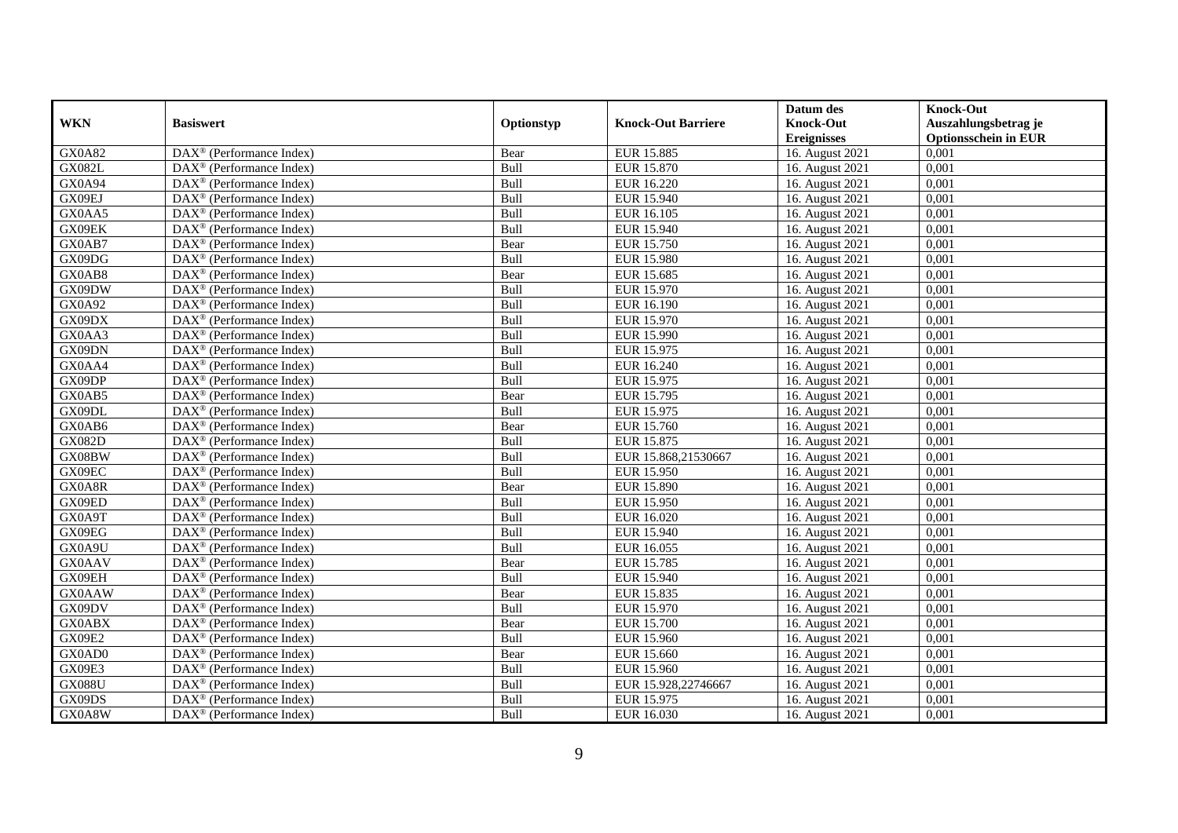| WKN | Basiswert | Optionstyp | Knock-Out Barriere | Datum des Knock-Out Ereignisses | Knock-Out Auszahlungsbetrag je Optionsschein in EUR |
|---|---|---|---|---|---|
| GX0A82 | DAX® (Performance Index) | Bear | EUR 15.885 | 16. August 2021 | 0,001 |
| GX082L | DAX® (Performance Index) | Bull | EUR 15.870 | 16. August 2021 | 0,001 |
| GX0A94 | DAX® (Performance Index) | Bull | EUR 16.220 | 16. August 2021 | 0,001 |
| GX09EJ | DAX® (Performance Index) | Bull | EUR 15.940 | 16. August 2021 | 0,001 |
| GX0AA5 | DAX® (Performance Index) | Bull | EUR 16.105 | 16. August 2021 | 0,001 |
| GX09EK | DAX® (Performance Index) | Bull | EUR 15.940 | 16. August 2021 | 0,001 |
| GX0AB7 | DAX® (Performance Index) | Bear | EUR 15.750 | 16. August 2021 | 0,001 |
| GX09DG | DAX® (Performance Index) | Bull | EUR 15.980 | 16. August 2021 | 0,001 |
| GX0AB8 | DAX® (Performance Index) | Bear | EUR 15.685 | 16. August 2021 | 0,001 |
| GX09DW | DAX® (Performance Index) | Bull | EUR 15.970 | 16. August 2021 | 0,001 |
| GX0A92 | DAX® (Performance Index) | Bull | EUR 16.190 | 16. August 2021 | 0,001 |
| GX09DX | DAX® (Performance Index) | Bull | EUR 15.970 | 16. August 2021 | 0,001 |
| GX0AA3 | DAX® (Performance Index) | Bull | EUR 15.990 | 16. August 2021 | 0,001 |
| GX09DN | DAX® (Performance Index) | Bull | EUR 15.975 | 16. August 2021 | 0,001 |
| GX0AA4 | DAX® (Performance Index) | Bull | EUR 16.240 | 16. August 2021 | 0,001 |
| GX09DP | DAX® (Performance Index) | Bull | EUR 15.975 | 16. August 2021 | 0,001 |
| GX0AB5 | DAX® (Performance Index) | Bear | EUR 15.795 | 16. August 2021 | 0,001 |
| GX09DL | DAX® (Performance Index) | Bull | EUR 15.975 | 16. August 2021 | 0,001 |
| GX0AB6 | DAX® (Performance Index) | Bear | EUR 15.760 | 16. August 2021 | 0,001 |
| GX082D | DAX® (Performance Index) | Bull | EUR 15.875 | 16. August 2021 | 0,001 |
| GX08BW | DAX® (Performance Index) | Bull | EUR 15.868,21530667 | 16. August 2021 | 0,001 |
| GX09EC | DAX® (Performance Index) | Bull | EUR 15.950 | 16. August 2021 | 0,001 |
| GX0A8R | DAX® (Performance Index) | Bear | EUR 15.890 | 16. August 2021 | 0,001 |
| GX09ED | DAX® (Performance Index) | Bull | EUR 15.950 | 16. August 2021 | 0,001 |
| GX0A9T | DAX® (Performance Index) | Bull | EUR 16.020 | 16. August 2021 | 0,001 |
| GX09EG | DAX® (Performance Index) | Bull | EUR 15.940 | 16. August 2021 | 0,001 |
| GX0A9U | DAX® (Performance Index) | Bull | EUR 16.055 | 16. August 2021 | 0,001 |
| GX0AAV | DAX® (Performance Index) | Bear | EUR 15.785 | 16. August 2021 | 0,001 |
| GX09EH | DAX® (Performance Index) | Bull | EUR 15.940 | 16. August 2021 | 0,001 |
| GX0AAW | DAX® (Performance Index) | Bear | EUR 15.835 | 16. August 2021 | 0,001 |
| GX09DV | DAX® (Performance Index) | Bull | EUR 15.970 | 16. August 2021 | 0,001 |
| GX0ABX | DAX® (Performance Index) | Bear | EUR 15.700 | 16. August 2021 | 0,001 |
| GX09E2 | DAX® (Performance Index) | Bull | EUR 15.960 | 16. August 2021 | 0,001 |
| GX0AD0 | DAX® (Performance Index) | Bear | EUR 15.660 | 16. August 2021 | 0,001 |
| GX09E3 | DAX® (Performance Index) | Bull | EUR 15.960 | 16. August 2021 | 0,001 |
| GX088U | DAX® (Performance Index) | Bull | EUR 15.928,22746667 | 16. August 2021 | 0,001 |
| GX09DS | DAX® (Performance Index) | Bull | EUR 15.975 | 16. August 2021 | 0,001 |
| GX0A8W | DAX® (Performance Index) | Bull | EUR 16.030 | 16. August 2021 | 0,001 |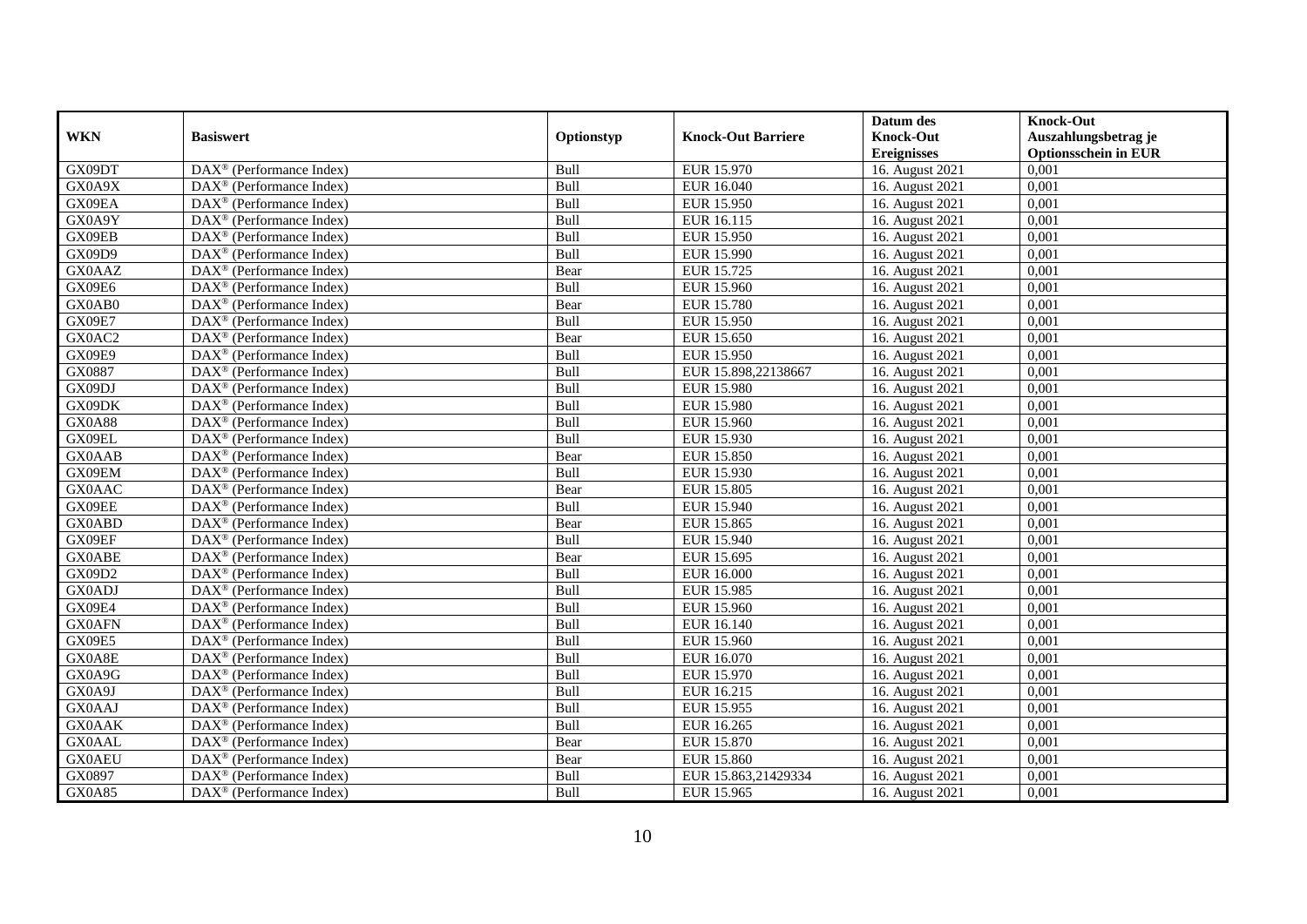| WKN | Basiswert | Optionstyp | Knock-Out Barriere | Datum des Knock-Out Ereignisses | Knock-Out Auszahlungsbetrag je Optionsschein in EUR |
|---|---|---|---|---|---|
| GX09DT | DAX® (Performance Index) | Bull | EUR 15.970 | 16. August 2021 | 0,001 |
| GX0A9X | DAX® (Performance Index) | Bull | EUR 16.040 | 16. August 2021 | 0,001 |
| GX09EA | DAX® (Performance Index) | Bull | EUR 15.950 | 16. August 2021 | 0,001 |
| GX0A9Y | DAX® (Performance Index) | Bull | EUR 16.115 | 16. August 2021 | 0,001 |
| GX09EB | DAX® (Performance Index) | Bull | EUR 15.950 | 16. August 2021 | 0,001 |
| GX09D9 | DAX® (Performance Index) | Bull | EUR 15.990 | 16. August 2021 | 0,001 |
| GX0AAZ | DAX® (Performance Index) | Bear | EUR 15.725 | 16. August 2021 | 0,001 |
| GX09E6 | DAX® (Performance Index) | Bull | EUR 15.960 | 16. August 2021 | 0,001 |
| GX0AB0 | DAX® (Performance Index) | Bear | EUR 15.780 | 16. August 2021 | 0,001 |
| GX09E7 | DAX® (Performance Index) | Bull | EUR 15.950 | 16. August 2021 | 0,001 |
| GX0AC2 | DAX® (Performance Index) | Bear | EUR 15.650 | 16. August 2021 | 0,001 |
| GX09E9 | DAX® (Performance Index) | Bull | EUR 15.950 | 16. August 2021 | 0,001 |
| GX0887 | DAX® (Performance Index) | Bull | EUR 15.898,22138667 | 16. August 2021 | 0,001 |
| GX09DJ | DAX® (Performance Index) | Bull | EUR 15.980 | 16. August 2021 | 0,001 |
| GX09DK | DAX® (Performance Index) | Bull | EUR 15.980 | 16. August 2021 | 0,001 |
| GX0A88 | DAX® (Performance Index) | Bull | EUR 15.960 | 16. August 2021 | 0,001 |
| GX09EL | DAX® (Performance Index) | Bull | EUR 15.930 | 16. August 2021 | 0,001 |
| GX0AAB | DAX® (Performance Index) | Bear | EUR 15.850 | 16. August 2021 | 0,001 |
| GX09EM | DAX® (Performance Index) | Bull | EUR 15.930 | 16. August 2021 | 0,001 |
| GX0AAC | DAX® (Performance Index) | Bear | EUR 15.805 | 16. August 2021 | 0,001 |
| GX09EE | DAX® (Performance Index) | Bull | EUR 15.940 | 16. August 2021 | 0,001 |
| GX0ABD | DAX® (Performance Index) | Bear | EUR 15.865 | 16. August 2021 | 0,001 |
| GX09EF | DAX® (Performance Index) | Bull | EUR 15.940 | 16. August 2021 | 0,001 |
| GX0ABE | DAX® (Performance Index) | Bear | EUR 15.695 | 16. August 2021 | 0,001 |
| GX09D2 | DAX® (Performance Index) | Bull | EUR 16.000 | 16. August 2021 | 0,001 |
| GX0ADJ | DAX® (Performance Index) | Bull | EUR 15.985 | 16. August 2021 | 0,001 |
| GX09E4 | DAX® (Performance Index) | Bull | EUR 15.960 | 16. August 2021 | 0,001 |
| GX0AFN | DAX® (Performance Index) | Bull | EUR 16.140 | 16. August 2021 | 0,001 |
| GX09E5 | DAX® (Performance Index) | Bull | EUR 15.960 | 16. August 2021 | 0,001 |
| GX0A8E | DAX® (Performance Index) | Bull | EUR 16.070 | 16. August 2021 | 0,001 |
| GX0A9G | DAX® (Performance Index) | Bull | EUR 15.970 | 16. August 2021 | 0,001 |
| GX0A9J | DAX® (Performance Index) | Bull | EUR 16.215 | 16. August 2021 | 0,001 |
| GX0AAJ | DAX® (Performance Index) | Bull | EUR 15.955 | 16. August 2021 | 0,001 |
| GX0AAK | DAX® (Performance Index) | Bull | EUR 16.265 | 16. August 2021 | 0,001 |
| GX0AAL | DAX® (Performance Index) | Bear | EUR 15.870 | 16. August 2021 | 0,001 |
| GX0AEU | DAX® (Performance Index) | Bear | EUR 15.860 | 16. August 2021 | 0,001 |
| GX0897 | DAX® (Performance Index) | Bull | EUR 15.863,21429334 | 16. August 2021 | 0,001 |
| GX0A85 | DAX® (Performance Index) | Bull | EUR 15.965 | 16. August 2021 | 0,001 |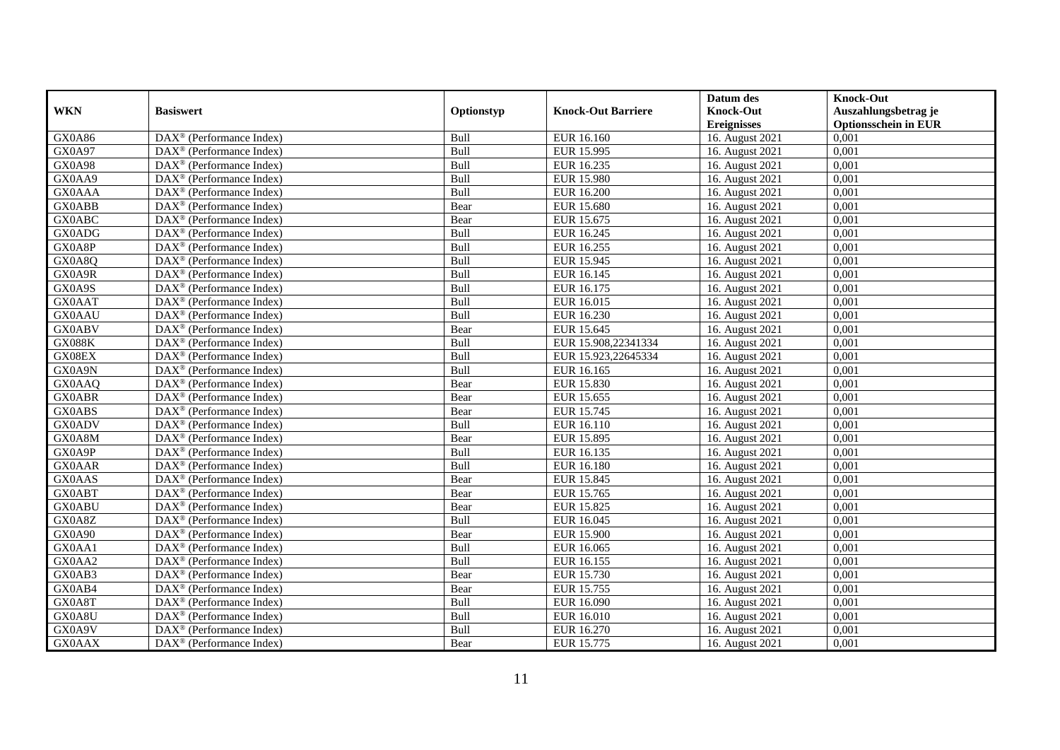| WKN | Basiswert | Optionstyp | Knock-Out Barriere | Datum des Knock-Out Ereignisses | Knock-Out Auszahlungsbetrag je Optionsschein in EUR |
|---|---|---|---|---|---|
| GX0A86 | DAX® (Performance Index) | Bull | EUR 16.160 | 16. August 2021 | 0,001 |
| GX0A97 | DAX® (Performance Index) | Bull | EUR 15.995 | 16. August 2021 | 0,001 |
| GX0A98 | DAX® (Performance Index) | Bull | EUR 16.235 | 16. August 2021 | 0,001 |
| GX0AA9 | DAX® (Performance Index) | Bull | EUR 15.980 | 16. August 2021 | 0,001 |
| GX0AAA | DAX® (Performance Index) | Bull | EUR 16.200 | 16. August 2021 | 0,001 |
| GX0ABB | DAX® (Performance Index) | Bear | EUR 15.680 | 16. August 2021 | 0,001 |
| GX0ABC | DAX® (Performance Index) | Bear | EUR 15.675 | 16. August 2021 | 0,001 |
| GX0ADG | DAX® (Performance Index) | Bull | EUR 16.245 | 16. August 2021 | 0,001 |
| GX0A8P | DAX® (Performance Index) | Bull | EUR 16.255 | 16. August 2021 | 0,001 |
| GX0A8Q | DAX® (Performance Index) | Bull | EUR 15.945 | 16. August 2021 | 0,001 |
| GX0A9R | DAX® (Performance Index) | Bull | EUR 16.145 | 16. August 2021 | 0,001 |
| GX0A9S | DAX® (Performance Index) | Bull | EUR 16.175 | 16. August 2021 | 0,001 |
| GX0AAT | DAX® (Performance Index) | Bull | EUR 16.015 | 16. August 2021 | 0,001 |
| GX0AAU | DAX® (Performance Index) | Bull | EUR 16.230 | 16. August 2021 | 0,001 |
| GX0ABV | DAX® (Performance Index) | Bear | EUR 15.645 | 16. August 2021 | 0,001 |
| GX088K | DAX® (Performance Index) | Bull | EUR 15.908,22341334 | 16. August 2021 | 0,001 |
| GX08EX | DAX® (Performance Index) | Bull | EUR 15.923,22645334 | 16. August 2021 | 0,001 |
| GX0A9N | DAX® (Performance Index) | Bull | EUR 16.165 | 16. August 2021 | 0,001 |
| GX0AAQ | DAX® (Performance Index) | Bear | EUR 15.830 | 16. August 2021 | 0,001 |
| GX0ABR | DAX® (Performance Index) | Bear | EUR 15.655 | 16. August 2021 | 0,001 |
| GX0ABS | DAX® (Performance Index) | Bear | EUR 15.745 | 16. August 2021 | 0,001 |
| GX0ADV | DAX® (Performance Index) | Bull | EUR 16.110 | 16. August 2021 | 0,001 |
| GX0A8M | DAX® (Performance Index) | Bear | EUR 15.895 | 16. August 2021 | 0,001 |
| GX0A9P | DAX® (Performance Index) | Bull | EUR 16.135 | 16. August 2021 | 0,001 |
| GX0AAR | DAX® (Performance Index) | Bull | EUR 16.180 | 16. August 2021 | 0,001 |
| GX0AAS | DAX® (Performance Index) | Bear | EUR 15.845 | 16. August 2021 | 0,001 |
| GX0ABT | DAX® (Performance Index) | Bear | EUR 15.765 | 16. August 2021 | 0,001 |
| GX0ABU | DAX® (Performance Index) | Bear | EUR 15.825 | 16. August 2021 | 0,001 |
| GX0A8Z | DAX® (Performance Index) | Bull | EUR 16.045 | 16. August 2021 | 0,001 |
| GX0A90 | DAX® (Performance Index) | Bear | EUR 15.900 | 16. August 2021 | 0,001 |
| GX0AA1 | DAX® (Performance Index) | Bull | EUR 16.065 | 16. August 2021 | 0,001 |
| GX0AA2 | DAX® (Performance Index) | Bull | EUR 16.155 | 16. August 2021 | 0,001 |
| GX0AB3 | DAX® (Performance Index) | Bear | EUR 15.730 | 16. August 2021 | 0,001 |
| GX0AB4 | DAX® (Performance Index) | Bear | EUR 15.755 | 16. August 2021 | 0,001 |
| GX0A8T | DAX® (Performance Index) | Bull | EUR 16.090 | 16. August 2021 | 0,001 |
| GX0A8U | DAX® (Performance Index) | Bull | EUR 16.010 | 16. August 2021 | 0,001 |
| GX0A9V | DAX® (Performance Index) | Bull | EUR 16.270 | 16. August 2021 | 0,001 |
| GX0AAX | DAX® (Performance Index) | Bear | EUR 15.775 | 16. August 2021 | 0,001 |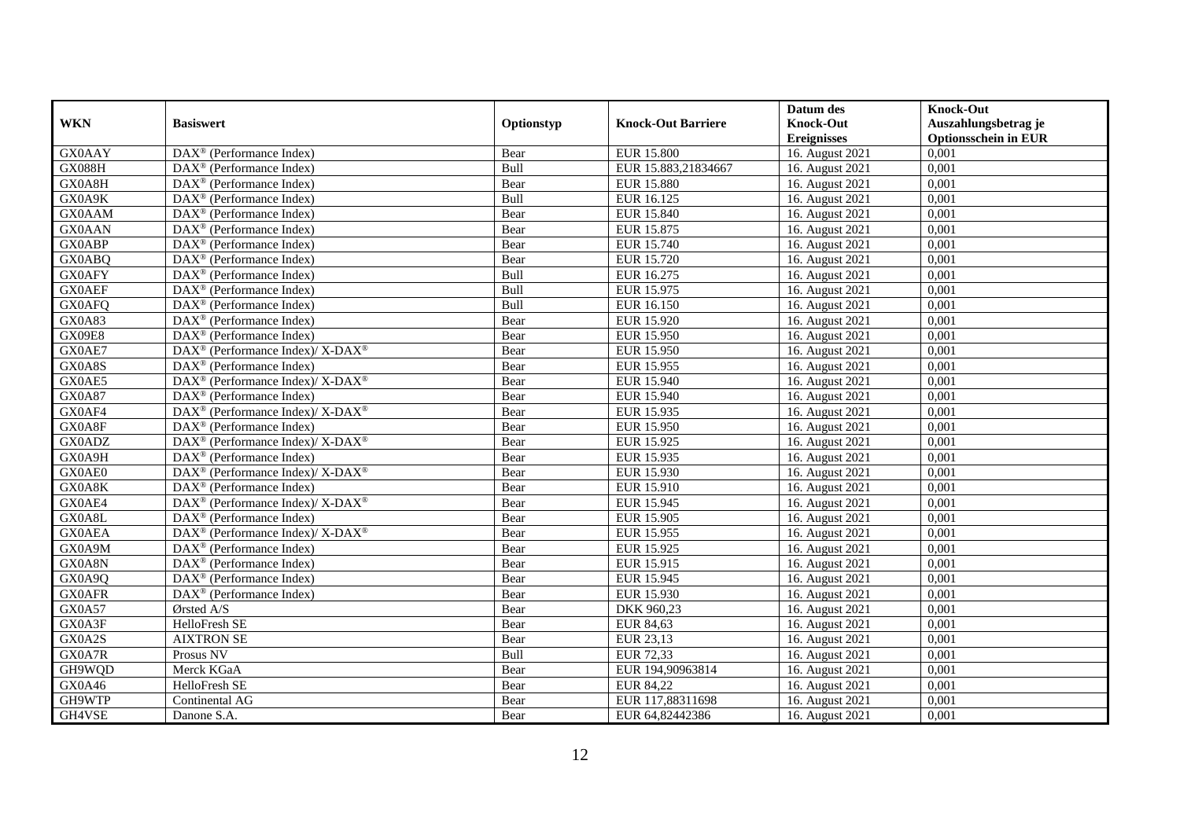| WKN | Basiswert | Optionstyp | Knock-Out Barriere | Datum des Knock-Out Ereignisses | Knock-Out Auszahlungsbetrag je Optionsschein in EUR |
|---|---|---|---|---|---|
| GX0AAY | DAX® (Performance Index) | Bear | EUR 15.800 | 16. August 2021 | 0,001 |
| GX088H | DAX® (Performance Index) | Bull | EUR 15.883,21834667 | 16. August 2021 | 0,001 |
| GX0A8H | DAX® (Performance Index) | Bear | EUR 15.880 | 16. August 2021 | 0,001 |
| GX0A9K | DAX® (Performance Index) | Bull | EUR 16.125 | 16. August 2021 | 0,001 |
| GX0AAM | DAX® (Performance Index) | Bear | EUR 15.840 | 16. August 2021 | 0,001 |
| GX0AAN | DAX® (Performance Index) | Bear | EUR 15.875 | 16. August 2021 | 0,001 |
| GX0ABP | DAX® (Performance Index) | Bear | EUR 15.740 | 16. August 2021 | 0,001 |
| GX0ABQ | DAX® (Performance Index) | Bear | EUR 15.720 | 16. August 2021 | 0,001 |
| GX0AFY | DAX® (Performance Index) | Bull | EUR 16.275 | 16. August 2021 | 0,001 |
| GX0AEF | DAX® (Performance Index) | Bull | EUR 15.975 | 16. August 2021 | 0,001 |
| GX0AFQ | DAX® (Performance Index) | Bull | EUR 16.150 | 16. August 2021 | 0,001 |
| GX0A83 | DAX® (Performance Index) | Bear | EUR 15.920 | 16. August 2021 | 0,001 |
| GX09E8 | DAX® (Performance Index) | Bear | EUR 15.950 | 16. August 2021 | 0,001 |
| GX0AE7 | DAX® (Performance Index)/ X-DAX® | Bear | EUR 15.950 | 16. August 2021 | 0,001 |
| GX0A8S | DAX® (Performance Index) | Bear | EUR 15.955 | 16. August 2021 | 0,001 |
| GX0AE5 | DAX® (Performance Index)/ X-DAX® | Bear | EUR 15.940 | 16. August 2021 | 0,001 |
| GX0A87 | DAX® (Performance Index) | Bear | EUR 15.940 | 16. August 2021 | 0,001 |
| GX0AF4 | DAX® (Performance Index)/ X-DAX® | Bear | EUR 15.935 | 16. August 2021 | 0,001 |
| GX0A8F | DAX® (Performance Index) | Bear | EUR 15.950 | 16. August 2021 | 0,001 |
| GX0ADZ | DAX® (Performance Index)/ X-DAX® | Bear | EUR 15.925 | 16. August 2021 | 0,001 |
| GX0A9H | DAX® (Performance Index) | Bear | EUR 15.935 | 16. August 2021 | 0,001 |
| GX0AE0 | DAX® (Performance Index)/ X-DAX® | Bear | EUR 15.930 | 16. August 2021 | 0,001 |
| GX0A8K | DAX® (Performance Index) | Bear | EUR 15.910 | 16. August 2021 | 0,001 |
| GX0AE4 | DAX® (Performance Index)/ X-DAX® | Bear | EUR 15.945 | 16. August 2021 | 0,001 |
| GX0A8L | DAX® (Performance Index) | Bear | EUR 15.905 | 16. August 2021 | 0,001 |
| GX0AEA | DAX® (Performance Index)/ X-DAX® | Bear | EUR 15.955 | 16. August 2021 | 0,001 |
| GX0A9M | DAX® (Performance Index) | Bear | EUR 15.925 | 16. August 2021 | 0,001 |
| GX0A8N | DAX® (Performance Index) | Bear | EUR 15.915 | 16. August 2021 | 0,001 |
| GX0A9Q | DAX® (Performance Index) | Bear | EUR 15.945 | 16. August 2021 | 0,001 |
| GX0AFR | DAX® (Performance Index) | Bear | EUR 15.930 | 16. August 2021 | 0,001 |
| GX0A57 | Ørsted A/S | Bear | DKK 960,23 | 16. August 2021 | 0,001 |
| GX0A3F | HelloFresh SE | Bear | EUR 84,63 | 16. August 2021 | 0,001 |
| GX0A2S | AIXTRON SE | Bear | EUR 23,13 | 16. August 2021 | 0,001 |
| GX0A7R | Prosus NV | Bull | EUR 72,33 | 16. August 2021 | 0,001 |
| GH9WQD | Merck KGaA | Bear | EUR 194,90963814 | 16. August 2021 | 0,001 |
| GX0A46 | HelloFresh SE | Bear | EUR 84,22 | 16. August 2021 | 0,001 |
| GH9WTP | Continental AG | Bear | EUR 117,88311698 | 16. August 2021 | 0,001 |
| GH4VSE | Danone S.A. | Bear | EUR 64,82442386 | 16. August 2021 | 0,001 |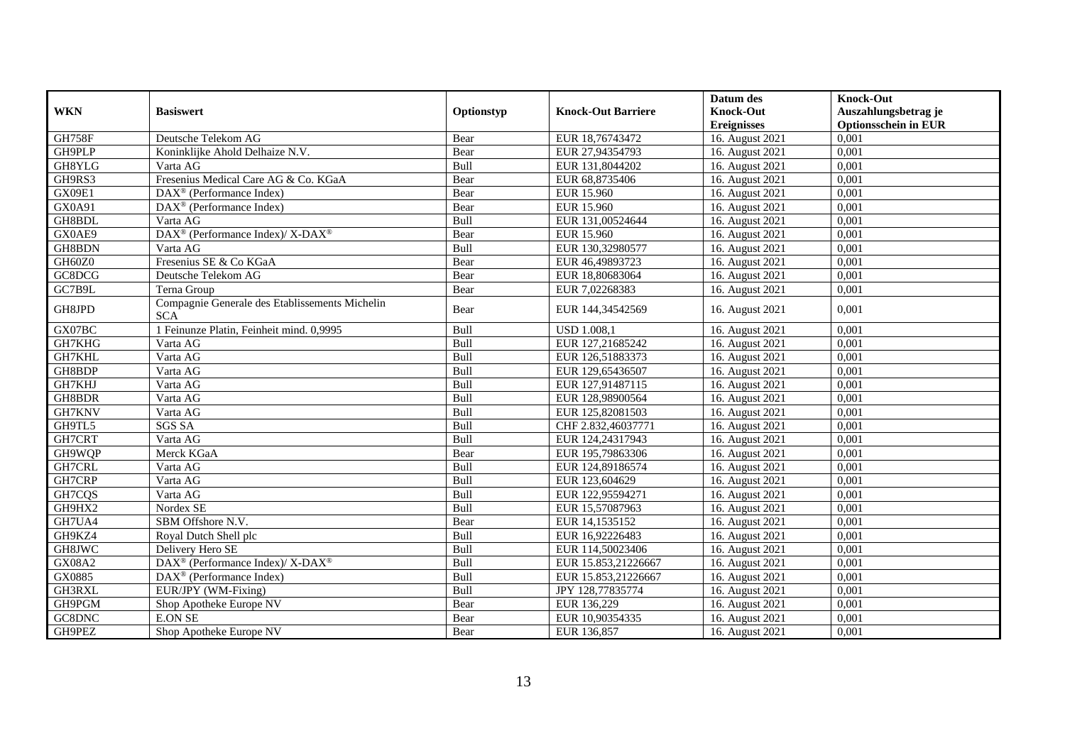| WKN | Basiswert | Optionstyp | Knock-Out Barriere | Datum des Knock-Out Ereignisses | Knock-Out Auszahlungsbetrag je Optionsschein in EUR |
|---|---|---|---|---|---|
| GH758F | Deutsche Telekom AG | Bear | EUR 18,76743472 | 16. August 2021 | 0,001 |
| GH9PLP | Koninklijke Ahold Delhaize N.V. | Bear | EUR 27,94354793 | 16. August 2021 | 0,001 |
| GH8YLG | Varta AG | Bull | EUR 131,8044202 | 16. August 2021 | 0,001 |
| GH9RS3 | Fresenius Medical Care AG & Co. KGaA | Bear | EUR 68,8735406 | 16. August 2021 | 0,001 |
| GX09E1 | DAX® (Performance Index) | Bear | EUR 15.960 | 16. August 2021 | 0,001 |
| GX0A91 | DAX® (Performance Index) | Bear | EUR 15.960 | 16. August 2021 | 0,001 |
| GH8BDL | Varta AG | Bull | EUR 131,00524644 | 16. August 2021 | 0,001 |
| GX0AE9 | DAX® (Performance Index)/ X-DAX® | Bear | EUR 15.960 | 16. August 2021 | 0,001 |
| GH8BDN | Varta AG | Bull | EUR 130,32980577 | 16. August 2021 | 0,001 |
| GH60Z0 | Fresenius SE & Co KGaA | Bear | EUR 46,49893723 | 16. August 2021 | 0,001 |
| GC8DCG | Deutsche Telekom AG | Bear | EUR 18,80683064 | 16. August 2021 | 0,001 |
| GC7B9L | Terna Group | Bear | EUR 7,02268383 | 16. August 2021 | 0,001 |
| GH8JPD | Compagnie Generale des Etablissements Michelin SCA | Bear | EUR 144,34542569 | 16. August 2021 | 0,001 |
| GX07BC | 1 Feinunze Platin, Feinheit mind. 0,9995 | Bull | USD 1.008,1 | 16. August 2021 | 0,001 |
| GH7KHG | Varta AG | Bull | EUR 127,21685242 | 16. August 2021 | 0,001 |
| GH7KHL | Varta AG | Bull | EUR 126,51883373 | 16. August 2021 | 0,001 |
| GH8BDP | Varta AG | Bull | EUR 129,65436507 | 16. August 2021 | 0,001 |
| GH7KHJ | Varta AG | Bull | EUR 127,91487115 | 16. August 2021 | 0,001 |
| GH8BDR | Varta AG | Bull | EUR 128,98900564 | 16. August 2021 | 0,001 |
| GH7KNV | Varta AG | Bull | EUR 125,82081503 | 16. August 2021 | 0,001 |
| GH9TL5 | SGS SA | Bull | CHF 2.832,46037771 | 16. August 2021 | 0,001 |
| GH7CRT | Varta AG | Bull | EUR 124,24317943 | 16. August 2021 | 0,001 |
| GH9WQP | Merck KGaA | Bear | EUR 195,79863306 | 16. August 2021 | 0,001 |
| GH7CRL | Varta AG | Bull | EUR 124,89186574 | 16. August 2021 | 0,001 |
| GH7CRP | Varta AG | Bull | EUR 123,604629 | 16. August 2021 | 0,001 |
| GH7CQS | Varta AG | Bull | EUR 122,95594271 | 16. August 2021 | 0,001 |
| GH9HX2 | Nordex SE | Bull | EUR 15,57087963 | 16. August 2021 | 0,001 |
| GH7UA4 | SBM Offshore N.V. | Bear | EUR 14,1535152 | 16. August 2021 | 0,001 |
| GH9KZ4 | Royal Dutch Shell plc | Bull | EUR 16,92226483 | 16. August 2021 | 0,001 |
| GH8JWC | Delivery Hero SE | Bull | EUR 114,50023406 | 16. August 2021 | 0,001 |
| GX08A2 | DAX® (Performance Index)/ X-DAX® | Bull | EUR 15.853,21226667 | 16. August 2021 | 0,001 |
| GX0885 | DAX® (Performance Index) | Bull | EUR 15.853,21226667 | 16. August 2021 | 0,001 |
| GH3RXL | EUR/JPY (WM-Fixing) | Bull | JPY 128,77835774 | 16. August 2021 | 0,001 |
| GH9PGM | Shop Apotheke Europe NV | Bear | EUR 136,229 | 16. August 2021 | 0,001 |
| GC8DNC | E.ON SE | Bear | EUR 10,90354335 | 16. August 2021 | 0,001 |
| GH9PEZ | Shop Apotheke Europe NV | Bear | EUR 136,857 | 16. August 2021 | 0,001 |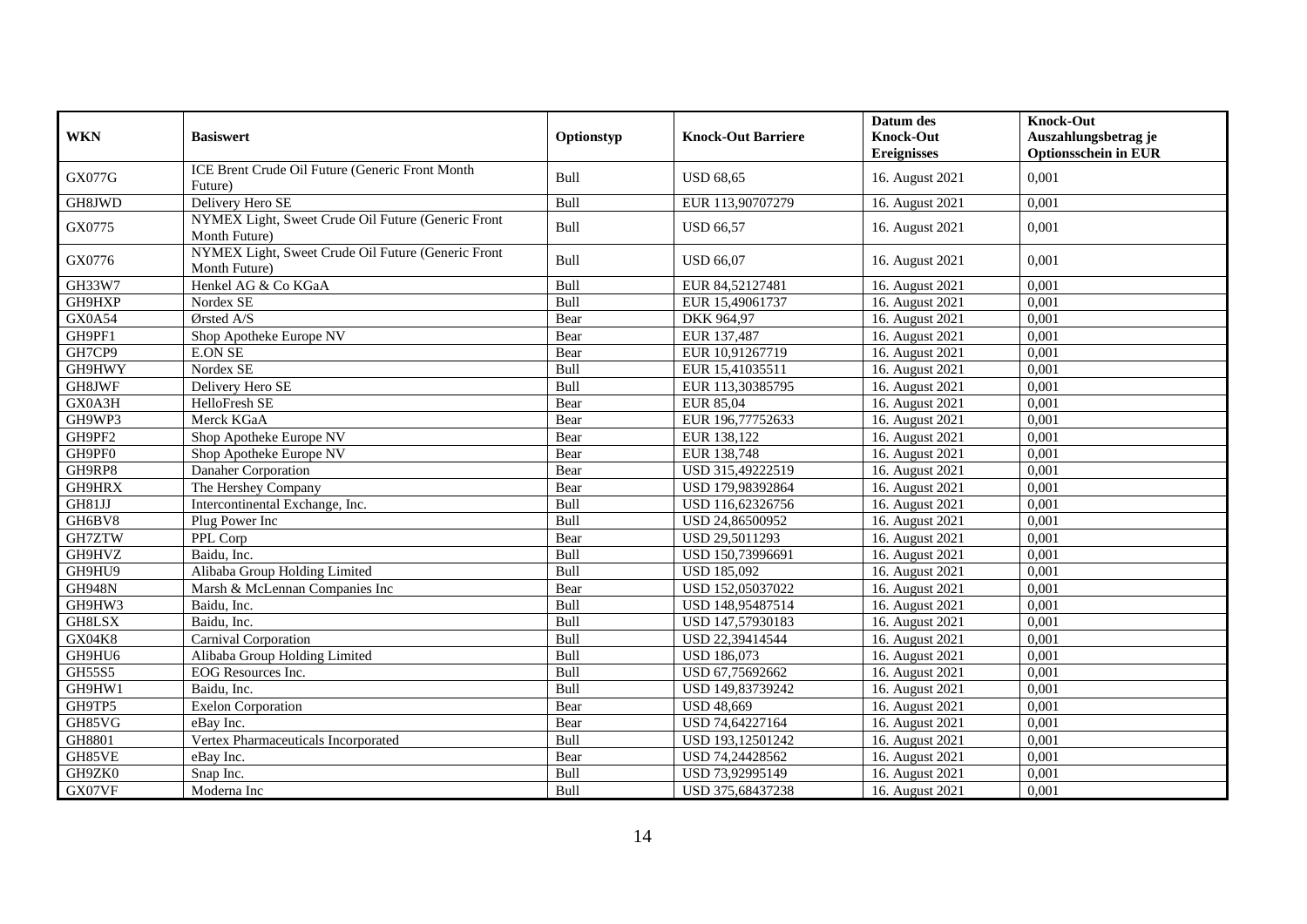| WKN | Basiswert | Optionstyp | Knock-Out Barriere | Datum des Knock-Out Ereignisses | Knock-Out Auszahlungsbetrag je Optionsschein in EUR |
|---|---|---|---|---|---|
| GX077G | ICE Brent Crude Oil Future (Generic Front Month Future) | Bull | USD 68,65 | 16. August 2021 | 0,001 |
| GH8JWD | Delivery Hero SE | Bull | EUR 113,90707279 | 16. August 2021 | 0,001 |
| GX0775 | NYMEX Light, Sweet Crude Oil Future (Generic Front Month Future) | Bull | USD 66,57 | 16. August 2021 | 0,001 |
| GX0776 | NYMEX Light, Sweet Crude Oil Future (Generic Front Month Future) | Bull | USD 66,07 | 16. August 2021 | 0,001 |
| GH33W7 | Henkel AG & Co KGaA | Bull | EUR 84,52127481 | 16. August 2021 | 0,001 |
| GH9HXP | Nordex SE | Bull | EUR 15,49061737 | 16. August 2021 | 0,001 |
| GX0A54 | Ørsted A/S | Bear | DKK 964,97 | 16. August 2021 | 0,001 |
| GH9PF1 | Shop Apotheke Europe NV | Bear | EUR 137,487 | 16. August 2021 | 0,001 |
| GH7CP9 | E.ON SE | Bear | EUR 10,91267719 | 16. August 2021 | 0,001 |
| GH9HWY | Nordex SE | Bull | EUR 15,41035511 | 16. August 2021 | 0,001 |
| GH8JWF | Delivery Hero SE | Bull | EUR 113,30385795 | 16. August 2021 | 0,001 |
| GX0A3H | HelloFresh SE | Bear | EUR 85,04 | 16. August 2021 | 0,001 |
| GH9WP3 | Merck KGaA | Bear | EUR 196,77752633 | 16. August 2021 | 0,001 |
| GH9PF2 | Shop Apotheke Europe NV | Bear | EUR 138,122 | 16. August 2021 | 0,001 |
| GH9PF0 | Shop Apotheke Europe NV | Bear | EUR 138,748 | 16. August 2021 | 0,001 |
| GH9RP8 | Danaher Corporation | Bear | USD 315,49222519 | 16. August 2021 | 0,001 |
| GH9HRX | The Hershey Company | Bear | USD 179,98392864 | 16. August 2021 | 0,001 |
| GH81JJ | Intercontinental Exchange, Inc. | Bull | USD 116,62326756 | 16. August 2021 | 0,001 |
| GH6BV8 | Plug Power Inc | Bull | USD 24,86500952 | 16. August 2021 | 0,001 |
| GH7ZTW | PPL Corp | Bear | USD 29,5011293 | 16. August 2021 | 0,001 |
| GH9HVZ | Baidu, Inc. | Bull | USD 150,73996691 | 16. August 2021 | 0,001 |
| GH9HU9 | Alibaba Group Holding Limited | Bull | USD 185,092 | 16. August 2021 | 0,001 |
| GH948N | Marsh & McLennan Companies Inc | Bear | USD 152,05037022 | 16. August 2021 | 0,001 |
| GH9HW3 | Baidu, Inc. | Bull | USD 148,95487514 | 16. August 2021 | 0,001 |
| GH8LSX | Baidu, Inc. | Bull | USD 147,57930183 | 16. August 2021 | 0,001 |
| GX04K8 | Carnival Corporation | Bull | USD 22,39414544 | 16. August 2021 | 0,001 |
| GH9HU6 | Alibaba Group Holding Limited | Bull | USD 186,073 | 16. August 2021 | 0,001 |
| GH55S5 | EOG Resources Inc. | Bull | USD 67,75692662 | 16. August 2021 | 0,001 |
| GH9HW1 | Baidu, Inc. | Bull | USD 149,83739242 | 16. August 2021 | 0,001 |
| GH9TP5 | Exelon Corporation | Bear | USD 48,669 | 16. August 2021 | 0,001 |
| GH85VG | eBay Inc. | Bear | USD 74,64227164 | 16. August 2021 | 0,001 |
| GH8801 | Vertex Pharmaceuticals Incorporated | Bull | USD 193,12501242 | 16. August 2021 | 0,001 |
| GH85VE | eBay Inc. | Bear | USD 74,24428562 | 16. August 2021 | 0,001 |
| GH9ZK0 | Snap Inc. | Bull | USD 73,92995149 | 16. August 2021 | 0,001 |
| GX07VF | Moderna Inc | Bull | USD 375,68437238 | 16. August 2021 | 0,001 |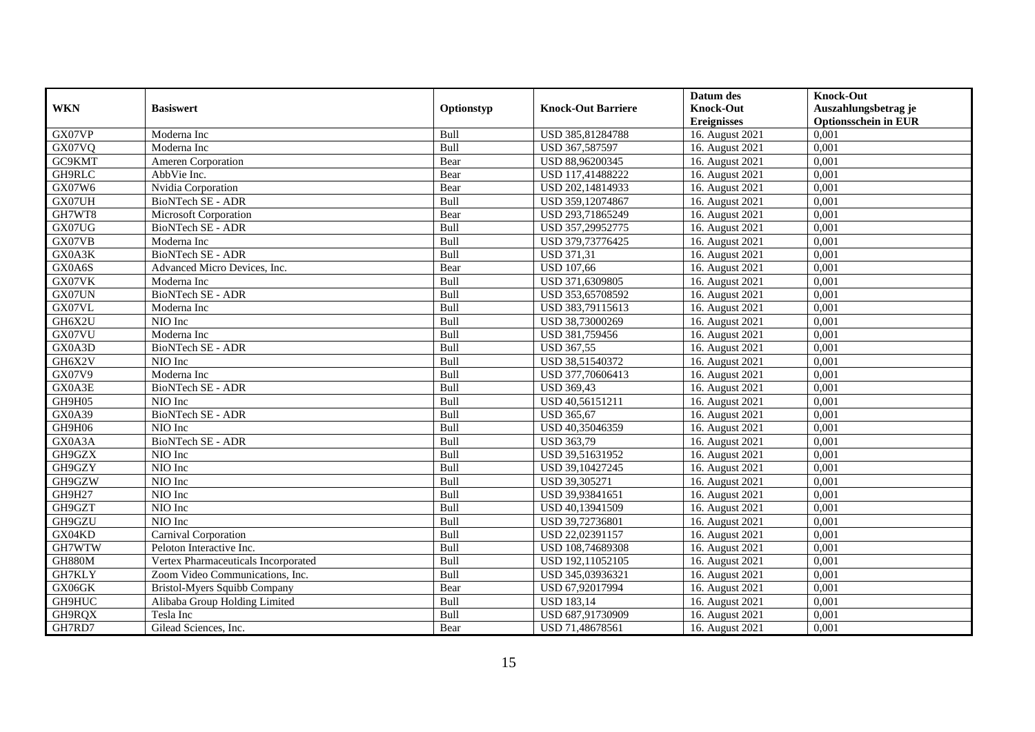| WKN | Basiswert | Optionstyp | Knock-Out Barriere | Datum des Knock-Out Ereignisses | Knock-Out Auszahlungsbetrag je Optionsschein in EUR |
|---|---|---|---|---|---|
| GX07VP | Moderna Inc | Bull | USD 385,81284788 | 16. August 2021 | 0,001 |
| GX07VQ | Moderna Inc | Bull | USD 367,587597 | 16. August 2021 | 0,001 |
| GC9KMT | Ameren Corporation | Bear | USD 88,96200345 | 16. August 2021 | 0,001 |
| GH9RLC | AbbVie Inc. | Bear | USD 117,41488222 | 16. August 2021 | 0,001 |
| GX07W6 | Nvidia Corporation | Bear | USD 202,14814933 | 16. August 2021 | 0,001 |
| GX07UH | BioNTech SE - ADR | Bull | USD 359,12074867 | 16. August 2021 | 0,001 |
| GH7WT8 | Microsoft Corporation | Bear | USD 293,71865249 | 16. August 2021 | 0,001 |
| GX07UG | BioNTech SE - ADR | Bull | USD 357,29952775 | 16. August 2021 | 0,001 |
| GX07VB | Moderna Inc | Bull | USD 379,73776425 | 16. August 2021 | 0,001 |
| GX0A3K | BioNTech SE - ADR | Bull | USD 371,31 | 16. August 2021 | 0,001 |
| GX0A6S | Advanced Micro Devices, Inc. | Bear | USD 107,66 | 16. August 2021 | 0,001 |
| GX07VK | Moderna Inc | Bull | USD 371,6309805 | 16. August 2021 | 0,001 |
| GX07UN | BioNTech SE - ADR | Bull | USD 353,65708592 | 16. August 2021 | 0,001 |
| GX07VL | Moderna Inc | Bull | USD 383,79115613 | 16. August 2021 | 0,001 |
| GH6X2U | NIO Inc | Bull | USD 38,73000269 | 16. August 2021 | 0,001 |
| GX07VU | Moderna Inc | Bull | USD 381,759456 | 16. August 2021 | 0,001 |
| GX0A3D | BioNTech SE - ADR | Bull | USD 367,55 | 16. August 2021 | 0,001 |
| GH6X2V | NIO Inc | Bull | USD 38,51540372 | 16. August 2021 | 0,001 |
| GX07V9 | Moderna Inc | Bull | USD 377,70606413 | 16. August 2021 | 0,001 |
| GX0A3E | BioNTech SE - ADR | Bull | USD 369,43 | 16. August 2021 | 0,001 |
| GH9H05 | NIO Inc | Bull | USD 40,56151211 | 16. August 2021 | 0,001 |
| GX0A39 | BioNTech SE - ADR | Bull | USD 365,67 | 16. August 2021 | 0,001 |
| GH9H06 | NIO Inc | Bull | USD 40,35046359 | 16. August 2021 | 0,001 |
| GX0A3A | BioNTech SE - ADR | Bull | USD 363,79 | 16. August 2021 | 0,001 |
| GH9GZX | NIO Inc | Bull | USD 39,51631952 | 16. August 2021 | 0,001 |
| GH9GZY | NIO Inc | Bull | USD 39,10427245 | 16. August 2021 | 0,001 |
| GH9GZW | NIO Inc | Bull | USD 39,305271 | 16. August 2021 | 0,001 |
| GH9H27 | NIO Inc | Bull | USD 39,93841651 | 16. August 2021 | 0,001 |
| GH9GZT | NIO Inc | Bull | USD 40,13941509 | 16. August 2021 | 0,001 |
| GH9GZU | NIO Inc | Bull | USD 39,72736801 | 16. August 2021 | 0,001 |
| GX04KD | Carnival Corporation | Bull | USD 22,02391157 | 16. August 2021 | 0,001 |
| GH7WTW | Peloton Interactive Inc. | Bull | USD 108,74689308 | 16. August 2021 | 0,001 |
| GH880M | Vertex Pharmaceuticals Incorporated | Bull | USD 192,11052105 | 16. August 2021 | 0,001 |
| GH7KLY | Zoom Video Communications, Inc. | Bull | USD 345,03936321 | 16. August 2021 | 0,001 |
| GX06GK | Bristol-Myers Squibb Company | Bear | USD 67,92017994 | 16. August 2021 | 0,001 |
| GH9HUC | Alibaba Group Holding Limited | Bull | USD 183,14 | 16. August 2021 | 0,001 |
| GH9RQX | Tesla Inc | Bull | USD 687,91730909 | 16. August 2021 | 0,001 |
| GH7RD7 | Gilead Sciences, Inc. | Bear | USD 71,48678561 | 16. August 2021 | 0,001 |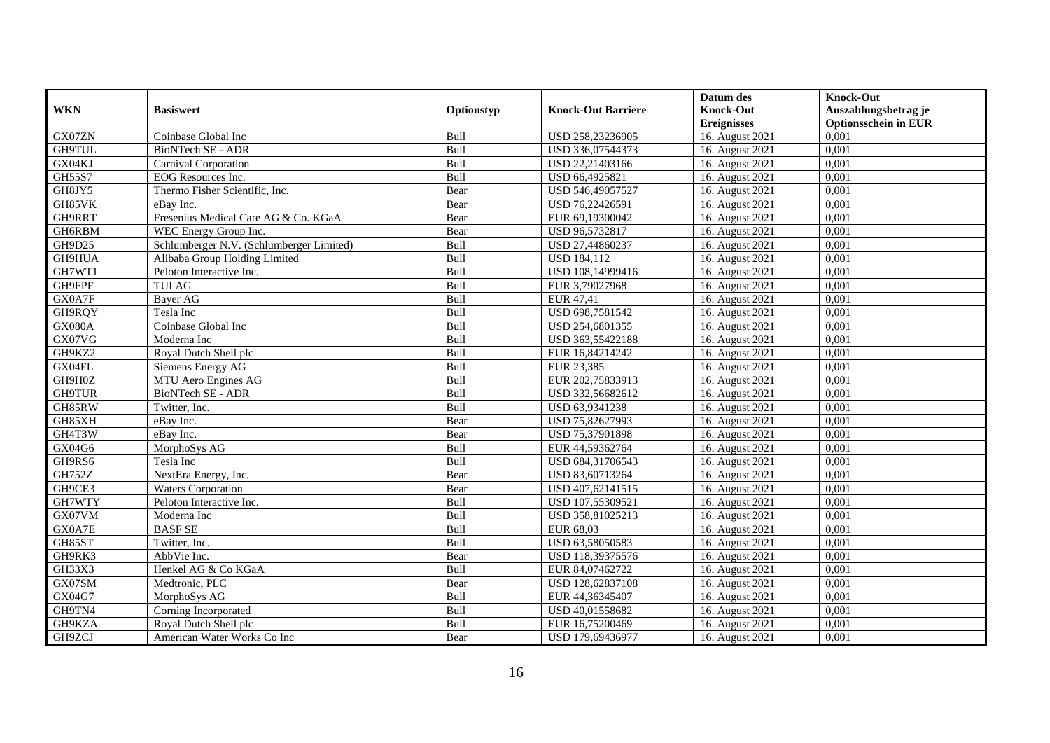| WKN | Basiswert | Optionstyp | Knock-Out Barriere | Datum des Knock-Out Ereignisses | Knock-Out Auszahlungsbetrag je Optionsschein in EUR |
|---|---|---|---|---|---|
| GX07ZN | Coinbase Global Inc | Bull | USD 258,23236905 | 16. August 2021 | 0,001 |
| GH9TUL | BioNTech SE - ADR | Bull | USD 336,07544373 | 16. August 2021 | 0,001 |
| GX04KJ | Carnival Corporation | Bull | USD 22,21403166 | 16. August 2021 | 0,001 |
| GH55S7 | EOG Resources Inc. | Bull | USD 66,4925821 | 16. August 2021 | 0,001 |
| GH8JY5 | Thermo Fisher Scientific, Inc. | Bear | USD 546,49057527 | 16. August 2021 | 0,001 |
| GH85VK | eBay Inc. | Bear | USD 76,22426591 | 16. August 2021 | 0,001 |
| GH9RRT | Fresenius Medical Care AG & Co. KGaA | Bear | EUR 69,19300042 | 16. August 2021 | 0,001 |
| GH6RBM | WEC Energy Group Inc. | Bear | USD 96,5732817 | 16. August 2021 | 0,001 |
| GH9D25 | Schlumberger N.V. (Schlumberger Limited) | Bull | USD 27,44860237 | 16. August 2021 | 0,001 |
| GH9HUA | Alibaba Group Holding Limited | Bull | USD 184,112 | 16. August 2021 | 0,001 |
| GH7WT1 | Peloton Interactive Inc. | Bull | USD 108,14999416 | 16. August 2021 | 0,001 |
| GH9FPF | TUI AG | Bull | EUR 3,79027968 | 16. August 2021 | 0,001 |
| GX0A7F | Bayer AG | Bull | EUR 47,41 | 16. August 2021 | 0,001 |
| GH9RQY | Tesla Inc | Bull | USD 698,7581542 | 16. August 2021 | 0,001 |
| GX080A | Coinbase Global Inc | Bull | USD 254,6801355 | 16. August 2021 | 0,001 |
| GX07VG | Moderna Inc | Bull | USD 363,55422188 | 16. August 2021 | 0,001 |
| GH9KZ2 | Royal Dutch Shell plc | Bull | EUR 16,84214242 | 16. August 2021 | 0,001 |
| GX04FL | Siemens Energy AG | Bull | EUR 23,385 | 16. August 2021 | 0,001 |
| GH9H0Z | MTU Aero Engines AG | Bull | EUR 202,75833913 | 16. August 2021 | 0,001 |
| GH9TUR | BioNTech SE - ADR | Bull | USD 332,56682612 | 16. August 2021 | 0,001 |
| GH85RW | Twitter, Inc. | Bull | USD 63,9341238 | 16. August 2021 | 0,001 |
| GH85XH | eBay Inc. | Bear | USD 75,82627993 | 16. August 2021 | 0,001 |
| GH4T3W | eBay Inc. | Bear | USD 75,37901898 | 16. August 2021 | 0,001 |
| GX04G6 | MorphoSys AG | Bull | EUR 44,59362764 | 16. August 2021 | 0,001 |
| GH9RS6 | Tesla Inc | Bull | USD 684,31706543 | 16. August 2021 | 0,001 |
| GH752Z | NextEra Energy, Inc. | Bear | USD 83,60713264 | 16. August 2021 | 0,001 |
| GH9CE3 | Waters Corporation | Bear | USD 407,62141515 | 16. August 2021 | 0,001 |
| GH7WTY | Peloton Interactive Inc. | Bull | USD 107,55309521 | 16. August 2021 | 0,001 |
| GX07VM | Moderna Inc | Bull | USD 358,81025213 | 16. August 2021 | 0,001 |
| GX0A7E | BASF SE | Bull | EUR 68,03 | 16. August 2021 | 0,001 |
| GH85ST | Twitter, Inc. | Bull | USD 63,58050583 | 16. August 2021 | 0,001 |
| GH9RK3 | AbbVie Inc. | Bear | USD 118,39375576 | 16. August 2021 | 0,001 |
| GH33X3 | Henkel AG & Co KGaA | Bull | EUR 84,07462722 | 16. August 2021 | 0,001 |
| GX07SM | Medtronic, PLC | Bear | USD 128,62837108 | 16. August 2021 | 0,001 |
| GX04G7 | MorphoSys AG | Bull | EUR 44,36345407 | 16. August 2021 | 0,001 |
| GH9TN4 | Corning Incorporated | Bull | USD 40,01558682 | 16. August 2021 | 0,001 |
| GH9KZA | Royal Dutch Shell plc | Bull | EUR 16,75200469 | 16. August 2021 | 0,001 |
| GH9ZCJ | American Water Works Co Inc | Bear | USD 179,69436977 | 16. August 2021 | 0,001 |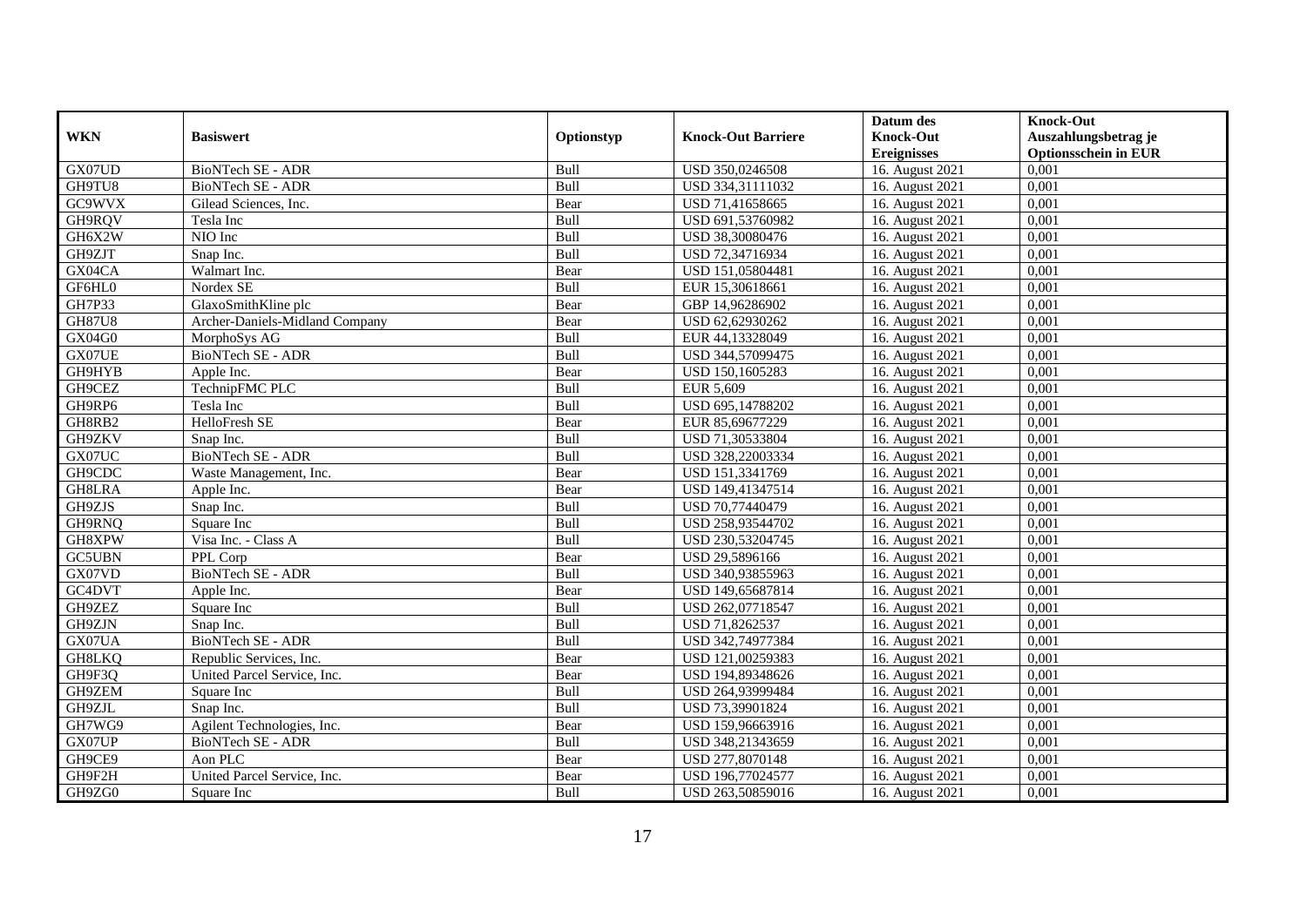| WKN | Basiswert | Optionstyp | Knock-Out Barriere | Datum des Knock-Out Ereignisses | Knock-Out Auszahlungsbetrag je Optionsschein in EUR |
|---|---|---|---|---|---|
| GX07UD | BioNTech SE - ADR | Bull | USD 350,0246508 | 16. August 2021 | 0,001 |
| GH9TU8 | BioNTech SE - ADR | Bull | USD 334,31111032 | 16. August 2021 | 0,001 |
| GC9WVX | Gilead Sciences, Inc. | Bear | USD 71,41658665 | 16. August 2021 | 0,001 |
| GH9RQV | Tesla Inc | Bull | USD 691,53760982 | 16. August 2021 | 0,001 |
| GH6X2W | NIO Inc | Bull | USD 38,30080476 | 16. August 2021 | 0,001 |
| GH9ZJT | Snap Inc. | Bull | USD 72,34716934 | 16. August 2021 | 0,001 |
| GX04CA | Walmart Inc. | Bear | USD 151,05804481 | 16. August 2021 | 0,001 |
| GF6HL0 | Nordex SE | Bull | EUR 15,30618661 | 16. August 2021 | 0,001 |
| GH7P33 | GlaxoSmithKline plc | Bear | GBP 14,96286902 | 16. August 2021 | 0,001 |
| GH87U8 | Archer-Daniels-Midland Company | Bear | USD 62,62930262 | 16. August 2021 | 0,001 |
| GX04G0 | MorphoSys AG | Bull | EUR 44,13328049 | 16. August 2021 | 0,001 |
| GX07UE | BioNTech SE - ADR | Bull | USD 344,57099475 | 16. August 2021 | 0,001 |
| GH9HYB | Apple Inc. | Bear | USD 150,1605283 | 16. August 2021 | 0,001 |
| GH9CEZ | TechnipFMC PLC | Bull | EUR 5,609 | 16. August 2021 | 0,001 |
| GH9RP6 | Tesla Inc | Bull | USD 695,14788202 | 16. August 2021 | 0,001 |
| GH8RB2 | HelloFresh SE | Bear | EUR 85,69677229 | 16. August 2021 | 0,001 |
| GH9ZKV | Snap Inc. | Bull | USD 71,30533804 | 16. August 2021 | 0,001 |
| GX07UC | BioNTech SE - ADR | Bull | USD 328,22003334 | 16. August 2021 | 0,001 |
| GH9CDC | Waste Management, Inc. | Bear | USD 151,3341769 | 16. August 2021 | 0,001 |
| GH8LRA | Apple Inc. | Bear | USD 149,41347514 | 16. August 2021 | 0,001 |
| GH9ZJS | Snap Inc. | Bull | USD 70,77440479 | 16. August 2021 | 0,001 |
| GH9RNQ | Square Inc | Bull | USD 258,93544702 | 16. August 2021 | 0,001 |
| GH8XPW | Visa Inc. - Class A | Bull | USD 230,53204745 | 16. August 2021 | 0,001 |
| GC5UBN | PPL Corp | Bear | USD 29,5896166 | 16. August 2021 | 0,001 |
| GX07VD | BioNTech SE - ADR | Bull | USD 340,93855963 | 16. August 2021 | 0,001 |
| GC4DVT | Apple Inc. | Bear | USD 149,65687814 | 16. August 2021 | 0,001 |
| GH9ZEZ | Square Inc | Bull | USD 262,07718547 | 16. August 2021 | 0,001 |
| GH9ZJN | Snap Inc. | Bull | USD 71,8262537 | 16. August 2021 | 0,001 |
| GX07UA | BioNTech SE - ADR | Bull | USD 342,74977384 | 16. August 2021 | 0,001 |
| GH8LKQ | Republic Services, Inc. | Bear | USD 121,00259383 | 16. August 2021 | 0,001 |
| GH9F3Q | United Parcel Service, Inc. | Bear | USD 194,89348626 | 16. August 2021 | 0,001 |
| GH9ZEM | Square Inc | Bull | USD 264,93999484 | 16. August 2021 | 0,001 |
| GH9ZJL | Snap Inc. | Bull | USD 73,39901824 | 16. August 2021 | 0,001 |
| GH7WG9 | Agilent Technologies, Inc. | Bear | USD 159,96663916 | 16. August 2021 | 0,001 |
| GX07UP | BioNTech SE - ADR | Bull | USD 348,21343659 | 16. August 2021 | 0,001 |
| GH9CE9 | Aon PLC | Bear | USD 277,8070148 | 16. August 2021 | 0,001 |
| GH9F2H | United Parcel Service, Inc. | Bear | USD 196,77024577 | 16. August 2021 | 0,001 |
| GH9ZG0 | Square Inc | Bull | USD 263,50859016 | 16. August 2021 | 0,001 |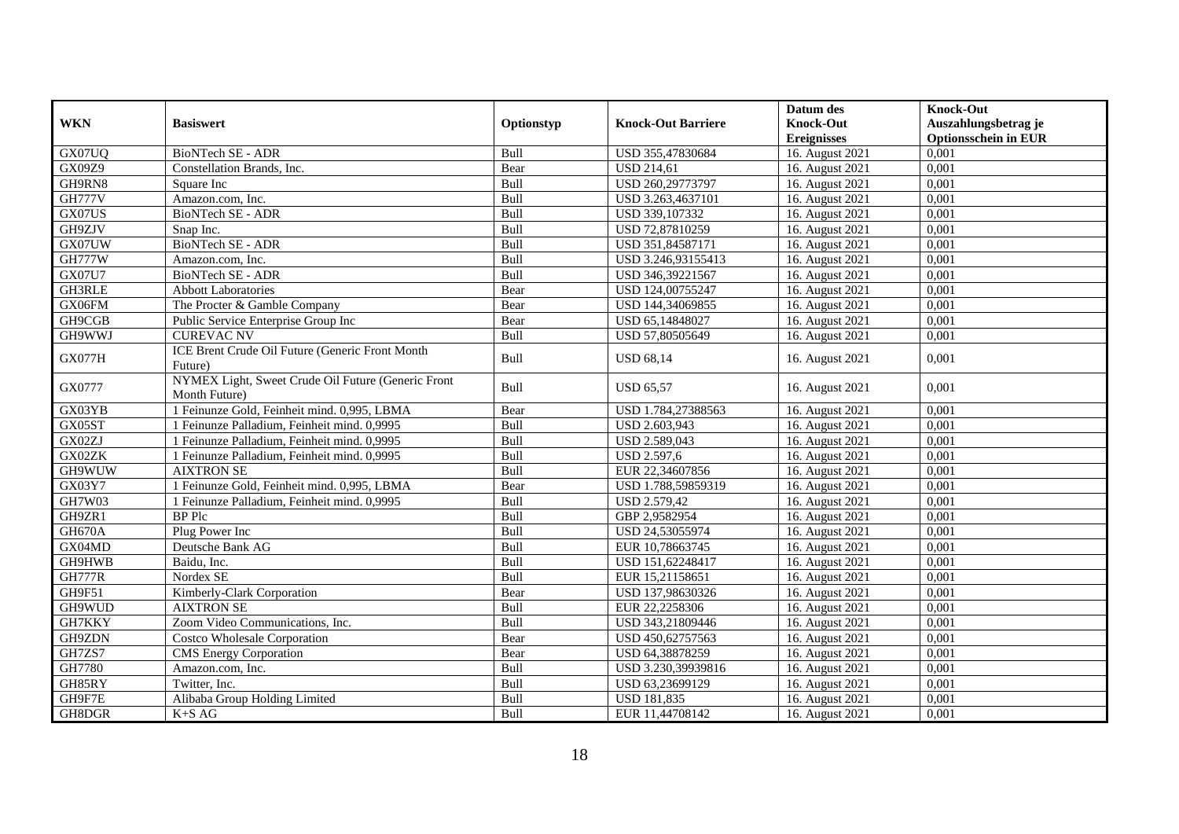| WKN | Basiswert | Optionstyp | Knock-Out Barriere | Datum des Knock-Out Ereignisses | Knock-Out Auszahlungsbetrag je Optionsschein in EUR |
|---|---|---|---|---|---|
| GX07UQ | BioNTech SE - ADR | Bull | USD 355,47830684 | 16. August 2021 | 0,001 |
| GX09Z9 | Constellation Brands, Inc. | Bear | USD 214,61 | 16. August 2021 | 0,001 |
| GH9RN8 | Square Inc | Bull | USD 260,29773797 | 16. August 2021 | 0,001 |
| GH777V | Amazon.com, Inc. | Bull | USD 3.263,4637101 | 16. August 2021 | 0,001 |
| GX07US | BioNTech SE - ADR | Bull | USD 339,107332 | 16. August 2021 | 0,001 |
| GH9ZJV | Snap Inc. | Bull | USD 72,87810259 | 16. August 2021 | 0,001 |
| GX07UW | BioNTech SE - ADR | Bull | USD 351,84587171 | 16. August 2021 | 0,001 |
| GH777W | Amazon.com, Inc. | Bull | USD 3.246,93155413 | 16. August 2021 | 0,001 |
| GX07U7 | BioNTech SE - ADR | Bull | USD 346,39221567 | 16. August 2021 | 0,001 |
| GH3RLE | Abbott Laboratories | Bear | USD 124,00755247 | 16. August 2021 | 0,001 |
| GX06FM | The Procter & Gamble Company | Bear | USD 144,34069855 | 16. August 2021 | 0,001 |
| GH9CGB | Public Service Enterprise Group Inc | Bear | USD 65,14848027 | 16. August 2021 | 0,001 |
| GH9WWJ | CUREVAC NV | Bull | USD 57,80505649 | 16. August 2021 | 0,001 |
| GX077H | ICE Brent Crude Oil Future (Generic Front Month Future) | Bull | USD 68,14 | 16. August 2021 | 0,001 |
| GX0777 | NYMEX Light, Sweet Crude Oil Future (Generic Front Month Future) | Bull | USD 65,57 | 16. August 2021 | 0,001 |
| GX03YB | 1 Feinunze Gold, Feinheit mind. 0,995, LBMA | Bear | USD 1.784,27388563 | 16. August 2021 | 0,001 |
| GX05ST | 1 Feinunze Palladium, Feinheit mind. 0,9995 | Bull | USD 2.603,943 | 16. August 2021 | 0,001 |
| GX02ZJ | 1 Feinunze Palladium, Feinheit mind. 0,9995 | Bull | USD 2.589,043 | 16. August 2021 | 0,001 |
| GX02ZK | 1 Feinunze Palladium, Feinheit mind. 0,9995 | Bull | USD 2.597,6 | 16. August 2021 | 0,001 |
| GH9WUW | AIXTRON SE | Bull | EUR 22,34607856 | 16. August 2021 | 0,001 |
| GX03Y7 | 1 Feinunze Gold, Feinheit mind. 0,995, LBMA | Bear | USD 1.788,59859319 | 16. August 2021 | 0,001 |
| GH7W03 | 1 Feinunze Palladium, Feinheit mind. 0,9995 | Bull | USD 2.579,42 | 16. August 2021 | 0,001 |
| GH9ZR1 | BP Plc | Bull | GBP 2,9582954 | 16. August 2021 | 0,001 |
| GH670A | Plug Power Inc | Bull | USD 24,53055974 | 16. August 2021 | 0,001 |
| GX04MD | Deutsche Bank AG | Bull | EUR 10,78663745 | 16. August 2021 | 0,001 |
| GH9HWB | Baidu, Inc. | Bull | USD 151,62248417 | 16. August 2021 | 0,001 |
| GH777R | Nordex SE | Bull | EUR 15,21158651 | 16. August 2021 | 0,001 |
| GH9F51 | Kimberly-Clark Corporation | Bear | USD 137,98630326 | 16. August 2021 | 0,001 |
| GH9WUD | AIXTRON SE | Bull | EUR 22,2258306 | 16. August 2021 | 0,001 |
| GH7KKY | Zoom Video Communications, Inc. | Bull | USD 343,21809446 | 16. August 2021 | 0,001 |
| GH9ZDN | Costco Wholesale Corporation | Bear | USD 450,62757563 | 16. August 2021 | 0,001 |
| GH7ZS7 | CMS Energy Corporation | Bear | USD 64,38878259 | 16. August 2021 | 0,001 |
| GH7780 | Amazon.com, Inc. | Bull | USD 3.230,39939816 | 16. August 2021 | 0,001 |
| GH85RY | Twitter, Inc. | Bull | USD 63,23699129 | 16. August 2021 | 0,001 |
| GH9F7E | Alibaba Group Holding Limited | Bull | USD 181,835 | 16. August 2021 | 0,001 |
| GH8DGR | K+S AG | Bull | EUR 11,44708142 | 16. August 2021 | 0,001 |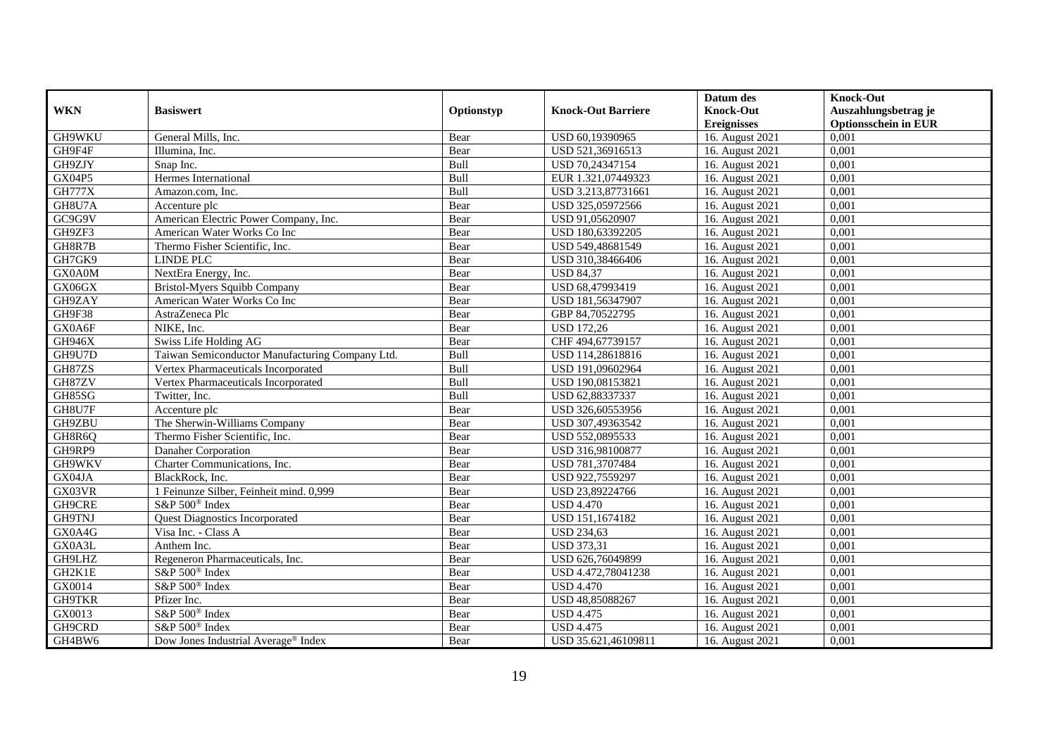| WKN | Basiswert | Optionstyp | Knock-Out Barriere | Datum des Knock-Out Ereignisses | Knock-Out Auszahlungsbetrag je Optionsschein in EUR |
|---|---|---|---|---|---|
| GH9WKU | General Mills, Inc. | Bear | USD 60,19390965 | 16. August 2021 | 0,001 |
| GH9F4F | Illumina, Inc. | Bear | USD 521,36916513 | 16. August 2021 | 0,001 |
| GH9ZJY | Snap Inc. | Bull | USD 70,24347154 | 16. August 2021 | 0,001 |
| GX04P5 | Hermes International | Bull | EUR 1.321,07449323 | 16. August 2021 | 0,001 |
| GH777X | Amazon.com, Inc. | Bull | USD 3.213,87731661 | 16. August 2021 | 0,001 |
| GH8U7A | Accenture plc | Bear | USD 325,05972566 | 16. August 2021 | 0,001 |
| GC9G9V | American Electric Power Company, Inc. | Bear | USD 91,05620907 | 16. August 2021 | 0,001 |
| GH9ZF3 | American Water Works Co Inc | Bear | USD 180,63392205 | 16. August 2021 | 0,001 |
| GH8R7B | Thermo Fisher Scientific, Inc. | Bear | USD 549,48681549 | 16. August 2021 | 0,001 |
| GH7GK9 | LINDE PLC | Bear | USD 310,38466406 | 16. August 2021 | 0,001 |
| GX0A0M | NextEra Energy, Inc. | Bear | USD 84,37 | 16. August 2021 | 0,001 |
| GX06GX | Bristol-Myers Squibb Company | Bear | USD 68,47993419 | 16. August 2021 | 0,001 |
| GH9ZAY | American Water Works Co Inc | Bear | USD 181,56347907 | 16. August 2021 | 0,001 |
| GH9F38 | AstraZeneca Plc | Bear | GBP 84,70522795 | 16. August 2021 | 0,001 |
| GX0A6F | NIKE, Inc. | Bear | USD 172,26 | 16. August 2021 | 0,001 |
| GH946X | Swiss Life Holding AG | Bear | CHF 494,67739157 | 16. August 2021 | 0,001 |
| GH9U7D | Taiwan Semiconductor Manufacturing Company Ltd. | Bull | USD 114,28618816 | 16. August 2021 | 0,001 |
| GH87ZS | Vertex Pharmaceuticals Incorporated | Bull | USD 191,09602964 | 16. August 2021 | 0,001 |
| GH87ZV | Vertex Pharmaceuticals Incorporated | Bull | USD 190,08153821 | 16. August 2021 | 0,001 |
| GH85SG | Twitter, Inc. | Bull | USD 62,88337337 | 16. August 2021 | 0,001 |
| GH8U7F | Accenture plc | Bear | USD 326,60553956 | 16. August 2021 | 0,001 |
| GH9ZBU | The Sherwin-Williams Company | Bear | USD 307,49363542 | 16. August 2021 | 0,001 |
| GH8R6Q | Thermo Fisher Scientific, Inc. | Bear | USD 552,0895533 | 16. August 2021 | 0,001 |
| GH9RP9 | Danaher Corporation | Bear | USD 316,98100877 | 16. August 2021 | 0,001 |
| GH9WKV | Charter Communications, Inc. | Bear | USD 781,3707484 | 16. August 2021 | 0,001 |
| GX04JA | BlackRock, Inc. | Bear | USD 922,7559297 | 16. August 2021 | 0,001 |
| GX03VR | 1 Feinunze Silber, Feinheit mind. 0,999 | Bear | USD 23,89224766 | 16. August 2021 | 0,001 |
| GH9CRE | S&P 500® Index | Bear | USD 4.470 | 16. August 2021 | 0,001 |
| GH9TNJ | Quest Diagnostics Incorporated | Bear | USD 151,1674182 | 16. August 2021 | 0,001 |
| GX0A4G | Visa Inc. - Class A | Bear | USD 234,63 | 16. August 2021 | 0,001 |
| GX0A3L | Anthem Inc. | Bear | USD 373,31 | 16. August 2021 | 0,001 |
| GH9LHZ | Regeneron Pharmaceuticals, Inc. | Bear | USD 626,76049899 | 16. August 2021 | 0,001 |
| GH2K1E | S&P 500® Index | Bear | USD 4.472,78041238 | 16. August 2021 | 0,001 |
| GX0014 | S&P 500® Index | Bear | USD 4.470 | 16. August 2021 | 0,001 |
| GH9TKR | Pfizer Inc. | Bear | USD 48,85088267 | 16. August 2021 | 0,001 |
| GX0013 | S&P 500® Index | Bear | USD 4.475 | 16. August 2021 | 0,001 |
| GH9CRD | S&P 500® Index | Bear | USD 4.475 | 16. August 2021 | 0,001 |
| GH4BW6 | Dow Jones Industrial Average® Index | Bear | USD 35.621,46109811 | 16. August 2021 | 0,001 |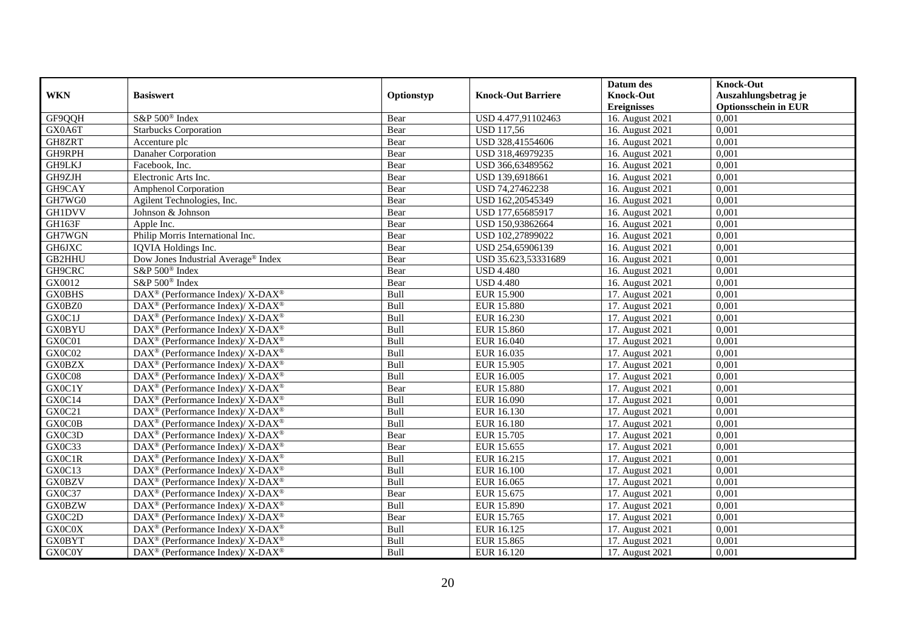| WKN | Basiswert | Optionstyp | Knock-Out Barriere | Datum des Knock-Out Ereignisses | Knock-Out Auszahlungsbetrag je Optionsschein in EUR |
|---|---|---|---|---|---|
| GF9QQH | S&P 500® Index | Bear | USD 4.477,91102463 | 16. August 2021 | 0,001 |
| GX0A6T | Starbucks Corporation | Bear | USD 117,56 | 16. August 2021 | 0,001 |
| GH8ZRT | Accenture plc | Bear | USD 328,41554606 | 16. August 2021 | 0,001 |
| GH9RPH | Danaher Corporation | Bear | USD 318,46979235 | 16. August 2021 | 0,001 |
| GH9LKJ | Facebook, Inc. | Bear | USD 366,63489562 | 16. August 2021 | 0,001 |
| GH9ZJH | Electronic Arts Inc. | Bear | USD 139,6918661 | 16. August 2021 | 0,001 |
| GH9CAY | Amphenol Corporation | Bear | USD 74,27462238 | 16. August 2021 | 0,001 |
| GH7WG0 | Agilent Technologies, Inc. | Bear | USD 162,20545349 | 16. August 2021 | 0,001 |
| GH1DVV | Johnson & Johnson | Bear | USD 177,65685917 | 16. August 2021 | 0,001 |
| GH163F | Apple Inc. | Bear | USD 150,93862664 | 16. August 2021 | 0,001 |
| GH7WGN | Philip Morris International Inc. | Bear | USD 102,27899022 | 16. August 2021 | 0,001 |
| GH6JXC | IQVIA Holdings Inc. | Bear | USD 254,65906139 | 16. August 2021 | 0,001 |
| GB2HHU | Dow Jones Industrial Average® Index | Bear | USD 35.623,53331689 | 16. August 2021 | 0,001 |
| GH9CRC | S&P 500® Index | Bear | USD 4.480 | 16. August 2021 | 0,001 |
| GX0012 | S&P 500® Index | Bear | USD 4.480 | 16. August 2021 | 0,001 |
| GX0BHS | DAX® (Performance Index)/ X-DAX® | Bull | EUR 15.900 | 17. August 2021 | 0,001 |
| GX0BZ0 | DAX® (Performance Index)/ X-DAX® | Bull | EUR 15.880 | 17. August 2021 | 0,001 |
| GX0C1J | DAX® (Performance Index)/ X-DAX® | Bull | EUR 16.230 | 17. August 2021 | 0,001 |
| GX0BYU | DAX® (Performance Index)/ X-DAX® | Bull | EUR 15.860 | 17. August 2021 | 0,001 |
| GX0C01 | DAX® (Performance Index)/ X-DAX® | Bull | EUR 16.040 | 17. August 2021 | 0,001 |
| GX0C02 | DAX® (Performance Index)/ X-DAX® | Bull | EUR 16.035 | 17. August 2021 | 0,001 |
| GX0BZX | DAX® (Performance Index)/ X-DAX® | Bull | EUR 15.905 | 17. August 2021 | 0,001 |
| GX0C08 | DAX® (Performance Index)/ X-DAX® | Bull | EUR 16.005 | 17. August 2021 | 0,001 |
| GX0C1Y | DAX® (Performance Index)/ X-DAX® | Bear | EUR 15.880 | 17. August 2021 | 0,001 |
| GX0C14 | DAX® (Performance Index)/ X-DAX® | Bull | EUR 16.090 | 17. August 2021 | 0,001 |
| GX0C21 | DAX® (Performance Index)/ X-DAX® | Bull | EUR 16.130 | 17. August 2021 | 0,001 |
| GX0C0B | DAX® (Performance Index)/ X-DAX® | Bull | EUR 16.180 | 17. August 2021 | 0,001 |
| GX0C3D | DAX® (Performance Index)/ X-DAX® | Bear | EUR 15.705 | 17. August 2021 | 0,001 |
| GX0C33 | DAX® (Performance Index)/ X-DAX® | Bear | EUR 15.655 | 17. August 2021 | 0,001 |
| GX0C1R | DAX® (Performance Index)/ X-DAX® | Bull | EUR 16.215 | 17. August 2021 | 0,001 |
| GX0C13 | DAX® (Performance Index)/ X-DAX® | Bull | EUR 16.100 | 17. August 2021 | 0,001 |
| GX0BZV | DAX® (Performance Index)/ X-DAX® | Bull | EUR 16.065 | 17. August 2021 | 0,001 |
| GX0C37 | DAX® (Performance Index)/ X-DAX® | Bear | EUR 15.675 | 17. August 2021 | 0,001 |
| GX0BZW | DAX® (Performance Index)/ X-DAX® | Bull | EUR 15.890 | 17. August 2021 | 0,001 |
| GX0C2D | DAX® (Performance Index)/ X-DAX® | Bear | EUR 15.765 | 17. August 2021 | 0,001 |
| GX0C0X | DAX® (Performance Index)/ X-DAX® | Bull | EUR 16.125 | 17. August 2021 | 0,001 |
| GX0BYT | DAX® (Performance Index)/ X-DAX® | Bull | EUR 15.865 | 17. August 2021 | 0,001 |
| GX0C0Y | DAX® (Performance Index)/ X-DAX® | Bull | EUR 16.120 | 17. August 2021 | 0,001 |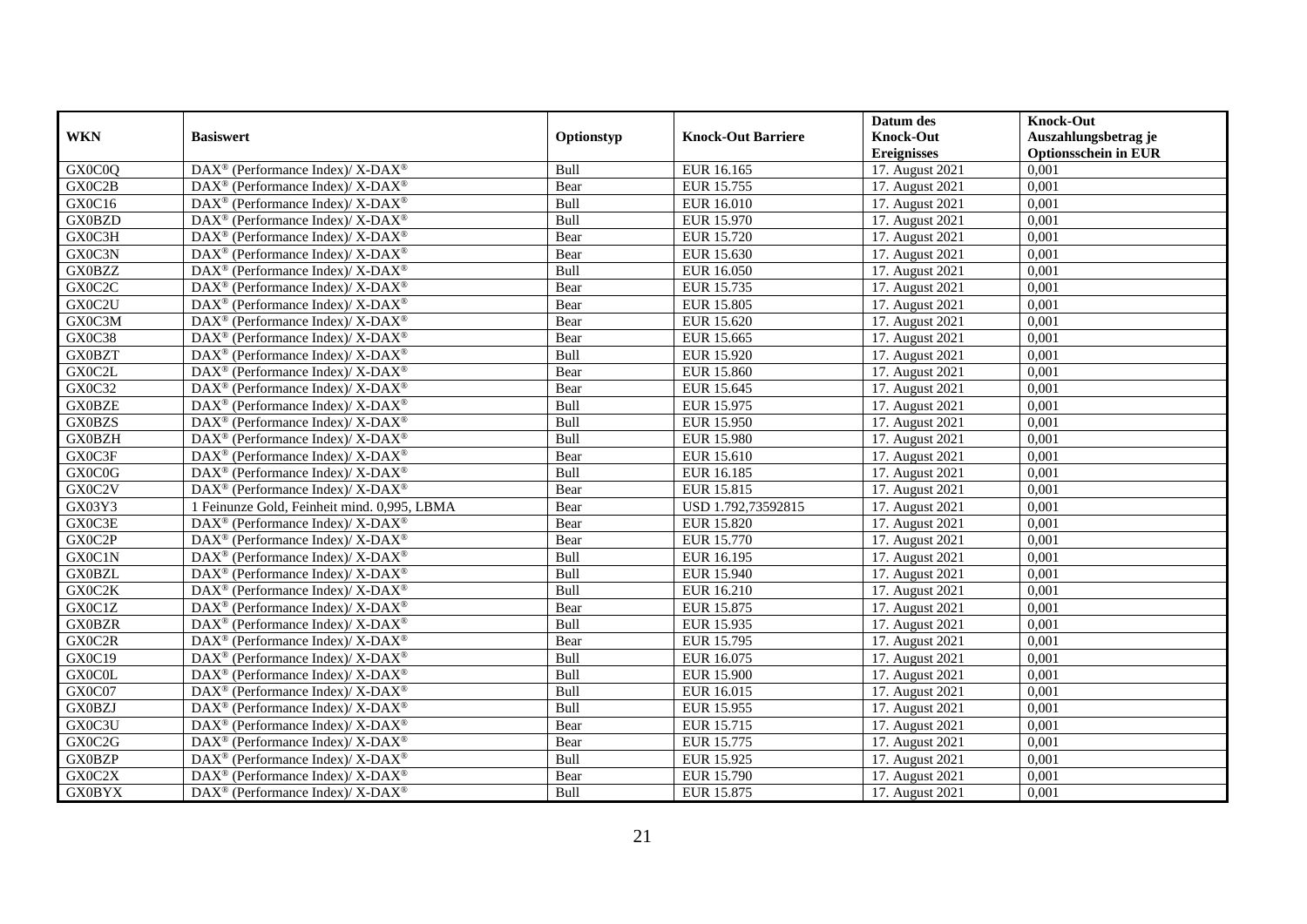| WKN | Basiswert | Optionstyp | Knock-Out Barriere | Datum des Knock-Out Ereignisses | Knock-Out Auszahlungsbetrag je Optionsschein in EUR |
|---|---|---|---|---|---|
| GX0C0Q | DAX® (Performance Index)/ X-DAX® | Bull | EUR 16.165 | 17. August 2021 | 0,001 |
| GX0C2B | DAX® (Performance Index)/ X-DAX® | Bear | EUR 15.755 | 17. August 2021 | 0,001 |
| GX0C16 | DAX® (Performance Index)/ X-DAX® | Bull | EUR 16.010 | 17. August 2021 | 0,001 |
| GX0BZD | DAX® (Performance Index)/ X-DAX® | Bull | EUR 15.970 | 17. August 2021 | 0,001 |
| GX0C3H | DAX® (Performance Index)/ X-DAX® | Bear | EUR 15.720 | 17. August 2021 | 0,001 |
| GX0C3N | DAX® (Performance Index)/ X-DAX® | Bear | EUR 15.630 | 17. August 2021 | 0,001 |
| GX0BZZ | DAX® (Performance Index)/ X-DAX® | Bull | EUR 16.050 | 17. August 2021 | 0,001 |
| GX0C2C | DAX® (Performance Index)/ X-DAX® | Bear | EUR 15.735 | 17. August 2021 | 0,001 |
| GX0C2U | DAX® (Performance Index)/ X-DAX® | Bear | EUR 15.805 | 17. August 2021 | 0,001 |
| GX0C3M | DAX® (Performance Index)/ X-DAX® | Bear | EUR 15.620 | 17. August 2021 | 0,001 |
| GX0C38 | DAX® (Performance Index)/ X-DAX® | Bear | EUR 15.665 | 17. August 2021 | 0,001 |
| GX0BZT | DAX® (Performance Index)/ X-DAX® | Bull | EUR 15.920 | 17. August 2021 | 0,001 |
| GX0C2L | DAX® (Performance Index)/ X-DAX® | Bear | EUR 15.860 | 17. August 2021 | 0,001 |
| GX0C32 | DAX® (Performance Index)/ X-DAX® | Bear | EUR 15.645 | 17. August 2021 | 0,001 |
| GX0BZE | DAX® (Performance Index)/ X-DAX® | Bull | EUR 15.975 | 17. August 2021 | 0,001 |
| GX0BZS | DAX® (Performance Index)/ X-DAX® | Bull | EUR 15.950 | 17. August 2021 | 0,001 |
| GX0BZH | DAX® (Performance Index)/ X-DAX® | Bull | EUR 15.980 | 17. August 2021 | 0,001 |
| GX0C3F | DAX® (Performance Index)/ X-DAX® | Bear | EUR 15.610 | 17. August 2021 | 0,001 |
| GX0C0G | DAX® (Performance Index)/ X-DAX® | Bull | EUR 16.185 | 17. August 2021 | 0,001 |
| GX0C2V | DAX® (Performance Index)/ X-DAX® | Bear | EUR 15.815 | 17. August 2021 | 0,001 |
| GX03Y3 | 1 Feinunze Gold, Feinheit mind. 0,995, LBMA | Bear | USD 1.792,73592815 | 17. August 2021 | 0,001 |
| GX0C3E | DAX® (Performance Index)/ X-DAX® | Bear | EUR 15.820 | 17. August 2021 | 0,001 |
| GX0C2P | DAX® (Performance Index)/ X-DAX® | Bear | EUR 15.770 | 17. August 2021 | 0,001 |
| GX0C1N | DAX® (Performance Index)/ X-DAX® | Bull | EUR 16.195 | 17. August 2021 | 0,001 |
| GX0BZL | DAX® (Performance Index)/ X-DAX® | Bull | EUR 15.940 | 17. August 2021 | 0,001 |
| GX0C2K | DAX® (Performance Index)/ X-DAX® | Bull | EUR 16.210 | 17. August 2021 | 0,001 |
| GX0C1Z | DAX® (Performance Index)/ X-DAX® | Bear | EUR 15.875 | 17. August 2021 | 0,001 |
| GX0BZR | DAX® (Performance Index)/ X-DAX® | Bull | EUR 15.935 | 17. August 2021 | 0,001 |
| GX0C2R | DAX® (Performance Index)/ X-DAX® | Bear | EUR 15.795 | 17. August 2021 | 0,001 |
| GX0C19 | DAX® (Performance Index)/ X-DAX® | Bull | EUR 16.075 | 17. August 2021 | 0,001 |
| GX0C0L | DAX® (Performance Index)/ X-DAX® | Bull | EUR 15.900 | 17. August 2021 | 0,001 |
| GX0C07 | DAX® (Performance Index)/ X-DAX® | Bull | EUR 16.015 | 17. August 2021 | 0,001 |
| GX0BZJ | DAX® (Performance Index)/ X-DAX® | Bull | EUR 15.955 | 17. August 2021 | 0,001 |
| GX0C3U | DAX® (Performance Index)/ X-DAX® | Bear | EUR 15.715 | 17. August 2021 | 0,001 |
| GX0C2G | DAX® (Performance Index)/ X-DAX® | Bear | EUR 15.775 | 17. August 2021 | 0,001 |
| GX0BZP | DAX® (Performance Index)/ X-DAX® | Bull | EUR 15.925 | 17. August 2021 | 0,001 |
| GX0C2X | DAX® (Performance Index)/ X-DAX® | Bear | EUR 15.790 | 17. August 2021 | 0,001 |
| GX0BYX | DAX® (Performance Index)/ X-DAX® | Bull | EUR 15.875 | 17. August 2021 | 0,001 |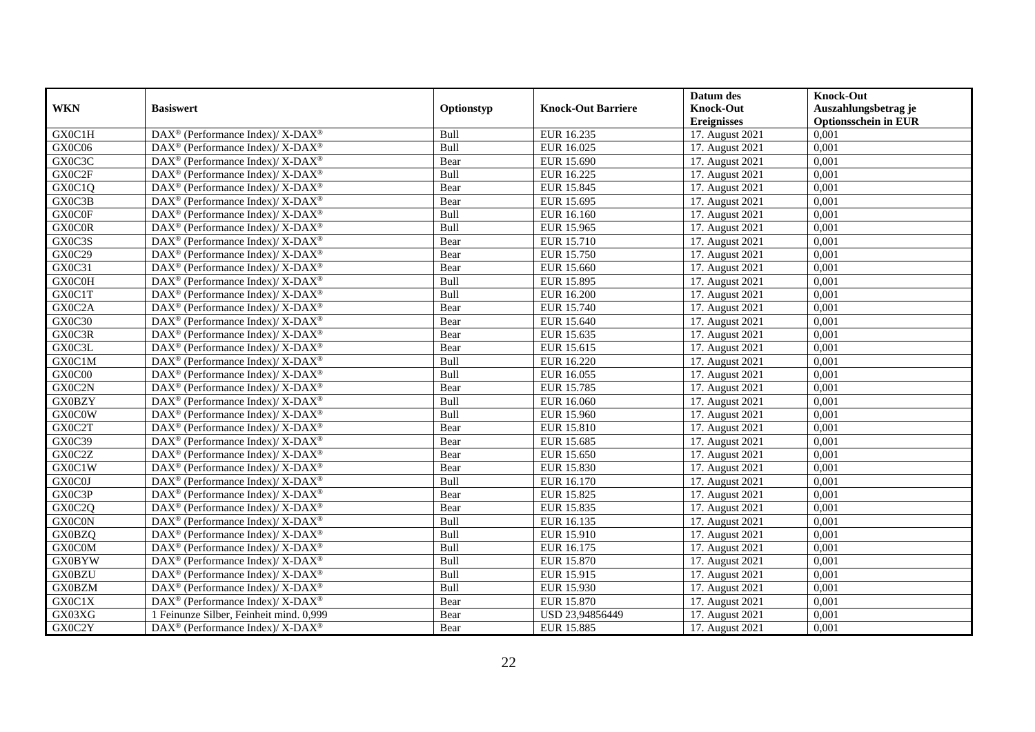| WKN | Basiswert | Optionstyp | Knock-Out Barriere | Datum des Knock-Out Ereignisses | Knock-Out Auszahlungsbetrag je Optionsschein in EUR |
|---|---|---|---|---|---|
| GX0C1H | DAX® (Performance Index)/ X-DAX® | Bull | EUR 16.235 | 17. August 2021 | 0,001 |
| GX0C06 | DAX® (Performance Index)/ X-DAX® | Bull | EUR 16.025 | 17. August 2021 | 0,001 |
| GX0C3C | DAX® (Performance Index)/ X-DAX® | Bear | EUR 15.690 | 17. August 2021 | 0,001 |
| GX0C2F | DAX® (Performance Index)/ X-DAX® | Bull | EUR 16.225 | 17. August 2021 | 0,001 |
| GX0C1Q | DAX® (Performance Index)/ X-DAX® | Bear | EUR 15.845 | 17. August 2021 | 0,001 |
| GX0C3B | DAX® (Performance Index)/ X-DAX® | Bear | EUR 15.695 | 17. August 2021 | 0,001 |
| GX0C0F | DAX® (Performance Index)/ X-DAX® | Bull | EUR 16.160 | 17. August 2021 | 0,001 |
| GX0C0R | DAX® (Performance Index)/ X-DAX® | Bull | EUR 15.965 | 17. August 2021 | 0,001 |
| GX0C3S | DAX® (Performance Index)/ X-DAX® | Bear | EUR 15.710 | 17. August 2021 | 0,001 |
| GX0C29 | DAX® (Performance Index)/ X-DAX® | Bear | EUR 15.750 | 17. August 2021 | 0,001 |
| GX0C31 | DAX® (Performance Index)/ X-DAX® | Bear | EUR 15.660 | 17. August 2021 | 0,001 |
| GX0C0H | DAX® (Performance Index)/ X-DAX® | Bull | EUR 15.895 | 17. August 2021 | 0,001 |
| GX0C1T | DAX® (Performance Index)/ X-DAX® | Bull | EUR 16.200 | 17. August 2021 | 0,001 |
| GX0C2A | DAX® (Performance Index)/ X-DAX® | Bear | EUR 15.740 | 17. August 2021 | 0,001 |
| GX0C30 | DAX® (Performance Index)/ X-DAX® | Bear | EUR 15.640 | 17. August 2021 | 0,001 |
| GX0C3R | DAX® (Performance Index)/ X-DAX® | Bear | EUR 15.635 | 17. August 2021 | 0,001 |
| GX0C3L | DAX® (Performance Index)/ X-DAX® | Bear | EUR 15.615 | 17. August 2021 | 0,001 |
| GX0C1M | DAX® (Performance Index)/ X-DAX® | Bull | EUR 16.220 | 17. August 2021 | 0,001 |
| GX0C00 | DAX® (Performance Index)/ X-DAX® | Bull | EUR 16.055 | 17. August 2021 | 0,001 |
| GX0C2N | DAX® (Performance Index)/ X-DAX® | Bear | EUR 15.785 | 17. August 2021 | 0,001 |
| GX0BZY | DAX® (Performance Index)/ X-DAX® | Bull | EUR 16.060 | 17. August 2021 | 0,001 |
| GX0C0W | DAX® (Performance Index)/ X-DAX® | Bull | EUR 15.960 | 17. August 2021 | 0,001 |
| GX0C2T | DAX® (Performance Index)/ X-DAX® | Bear | EUR 15.810 | 17. August 2021 | 0,001 |
| GX0C39 | DAX® (Performance Index)/ X-DAX® | Bear | EUR 15.685 | 17. August 2021 | 0,001 |
| GX0C2Z | DAX® (Performance Index)/ X-DAX® | Bear | EUR 15.650 | 17. August 2021 | 0,001 |
| GX0C1W | DAX® (Performance Index)/ X-DAX® | Bear | EUR 15.830 | 17. August 2021 | 0,001 |
| GX0C0J | DAX® (Performance Index)/ X-DAX® | Bull | EUR 16.170 | 17. August 2021 | 0,001 |
| GX0C3P | DAX® (Performance Index)/ X-DAX® | Bear | EUR 15.825 | 17. August 2021 | 0,001 |
| GX0C2Q | DAX® (Performance Index)/ X-DAX® | Bear | EUR 15.835 | 17. August 2021 | 0,001 |
| GX0C0N | DAX® (Performance Index)/ X-DAX® | Bull | EUR 16.135 | 17. August 2021 | 0,001 |
| GX0BZQ | DAX® (Performance Index)/ X-DAX® | Bull | EUR 15.910 | 17. August 2021 | 0,001 |
| GX0C0M | DAX® (Performance Index)/ X-DAX® | Bull | EUR 16.175 | 17. August 2021 | 0,001 |
| GX0BYW | DAX® (Performance Index)/ X-DAX® | Bull | EUR 15.870 | 17. August 2021 | 0,001 |
| GX0BZU | DAX® (Performance Index)/ X-DAX® | Bull | EUR 15.915 | 17. August 2021 | 0,001 |
| GX0BZM | DAX® (Performance Index)/ X-DAX® | Bull | EUR 15.930 | 17. August 2021 | 0,001 |
| GX0C1X | DAX® (Performance Index)/ X-DAX® | Bear | EUR 15.870 | 17. August 2021 | 0,001 |
| GX03XG | 1 Feinunze Silber, Feinheit mind. 0,999 | Bear | USD 23,94856449 | 17. August 2021 | 0,001 |
| GX0C2Y | DAX® (Performance Index)/ X-DAX® | Bear | EUR 15.885 | 17. August 2021 | 0,001 |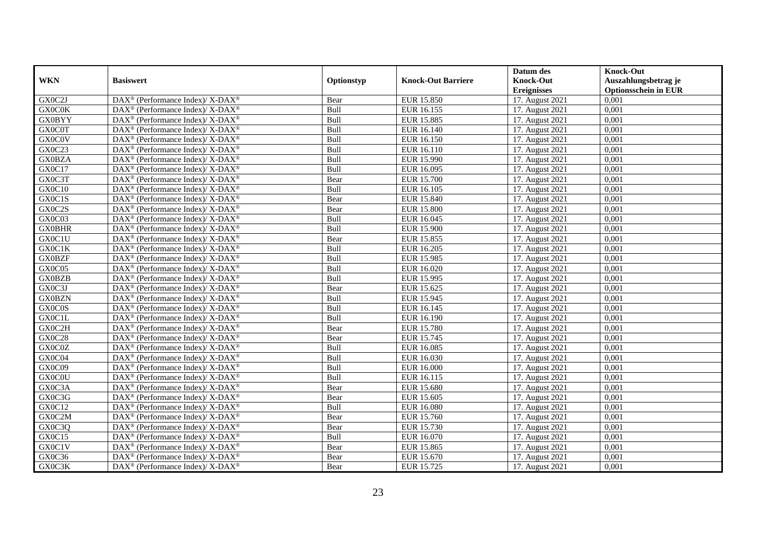| WKN | Basiswert | Optionstyp | Knock-Out Barriere | Datum des Knock-Out Ereignisses | Knock-Out Auszahlungsbetrag je Optionsschein in EUR |
|---|---|---|---|---|---|
| GX0C2J | DAX® (Performance Index)/ X-DAX® | Bear | EUR 15.850 | 17. August 2021 | 0,001 |
| GX0C0K | DAX® (Performance Index)/ X-DAX® | Bull | EUR 16.155 | 17. August 2021 | 0,001 |
| GX0BYY | DAX® (Performance Index)/ X-DAX® | Bull | EUR 15.885 | 17. August 2021 | 0,001 |
| GX0C0T | DAX® (Performance Index)/ X-DAX® | Bull | EUR 16.140 | 17. August 2021 | 0,001 |
| GX0C0V | DAX® (Performance Index)/ X-DAX® | Bull | EUR 16.150 | 17. August 2021 | 0,001 |
| GX0C23 | DAX® (Performance Index)/ X-DAX® | Bull | EUR 16.110 | 17. August 2021 | 0,001 |
| GX0BZA | DAX® (Performance Index)/ X-DAX® | Bull | EUR 15.990 | 17. August 2021 | 0,001 |
| GX0C17 | DAX® (Performance Index)/ X-DAX® | Bull | EUR 16.095 | 17. August 2021 | 0,001 |
| GX0C3T | DAX® (Performance Index)/ X-DAX® | Bear | EUR 15.700 | 17. August 2021 | 0,001 |
| GX0C10 | DAX® (Performance Index)/ X-DAX® | Bull | EUR 16.105 | 17. August 2021 | 0,001 |
| GX0C1S | DAX® (Performance Index)/ X-DAX® | Bear | EUR 15.840 | 17. August 2021 | 0,001 |
| GX0C2S | DAX® (Performance Index)/ X-DAX® | Bear | EUR 15.800 | 17. August 2021 | 0,001 |
| GX0C03 | DAX® (Performance Index)/ X-DAX® | Bull | EUR 16.045 | 17. August 2021 | 0,001 |
| GX0BHR | DAX® (Performance Index)/ X-DAX® | Bull | EUR 15.900 | 17. August 2021 | 0,001 |
| GX0C1U | DAX® (Performance Index)/ X-DAX® | Bear | EUR 15.855 | 17. August 2021 | 0,001 |
| GX0C1K | DAX® (Performance Index)/ X-DAX® | Bull | EUR 16.205 | 17. August 2021 | 0,001 |
| GX0BZF | DAX® (Performance Index)/ X-DAX® | Bull | EUR 15.985 | 17. August 2021 | 0,001 |
| GX0C05 | DAX® (Performance Index)/ X-DAX® | Bull | EUR 16.020 | 17. August 2021 | 0,001 |
| GX0BZB | DAX® (Performance Index)/ X-DAX® | Bull | EUR 15.995 | 17. August 2021 | 0,001 |
| GX0C3J | DAX® (Performance Index)/ X-DAX® | Bear | EUR 15.625 | 17. August 2021 | 0,001 |
| GX0BZN | DAX® (Performance Index)/ X-DAX® | Bull | EUR 15.945 | 17. August 2021 | 0,001 |
| GX0C0S | DAX® (Performance Index)/ X-DAX® | Bull | EUR 16.145 | 17. August 2021 | 0,001 |
| GX0C1L | DAX® (Performance Index)/ X-DAX® | Bull | EUR 16.190 | 17. August 2021 | 0,001 |
| GX0C2H | DAX® (Performance Index)/ X-DAX® | Bear | EUR 15.780 | 17. August 2021 | 0,001 |
| GX0C28 | DAX® (Performance Index)/ X-DAX® | Bear | EUR 15.745 | 17. August 2021 | 0,001 |
| GX0C0Z | DAX® (Performance Index)/ X-DAX® | Bull | EUR 16.085 | 17. August 2021 | 0,001 |
| GX0C04 | DAX® (Performance Index)/ X-DAX® | Bull | EUR 16.030 | 17. August 2021 | 0,001 |
| GX0C09 | DAX® (Performance Index)/ X-DAX® | Bull | EUR 16.000 | 17. August 2021 | 0,001 |
| GX0C0U | DAX® (Performance Index)/ X-DAX® | Bull | EUR 16.115 | 17. August 2021 | 0,001 |
| GX0C3A | DAX® (Performance Index)/ X-DAX® | Bear | EUR 15.680 | 17. August 2021 | 0,001 |
| GX0C3G | DAX® (Performance Index)/ X-DAX® | Bear | EUR 15.605 | 17. August 2021 | 0,001 |
| GX0C12 | DAX® (Performance Index)/ X-DAX® | Bull | EUR 16.080 | 17. August 2021 | 0,001 |
| GX0C2M | DAX® (Performance Index)/ X-DAX® | Bear | EUR 15.760 | 17. August 2021 | 0,001 |
| GX0C3Q | DAX® (Performance Index)/ X-DAX® | Bear | EUR 15.730 | 17. August 2021 | 0,001 |
| GX0C15 | DAX® (Performance Index)/ X-DAX® | Bull | EUR 16.070 | 17. August 2021 | 0,001 |
| GX0C1V | DAX® (Performance Index)/ X-DAX® | Bear | EUR 15.865 | 17. August 2021 | 0,001 |
| GX0C36 | DAX® (Performance Index)/ X-DAX® | Bear | EUR 15.670 | 17. August 2021 | 0,001 |
| GX0C3K | DAX® (Performance Index)/ X-DAX® | Bear | EUR 15.725 | 17. August 2021 | 0,001 |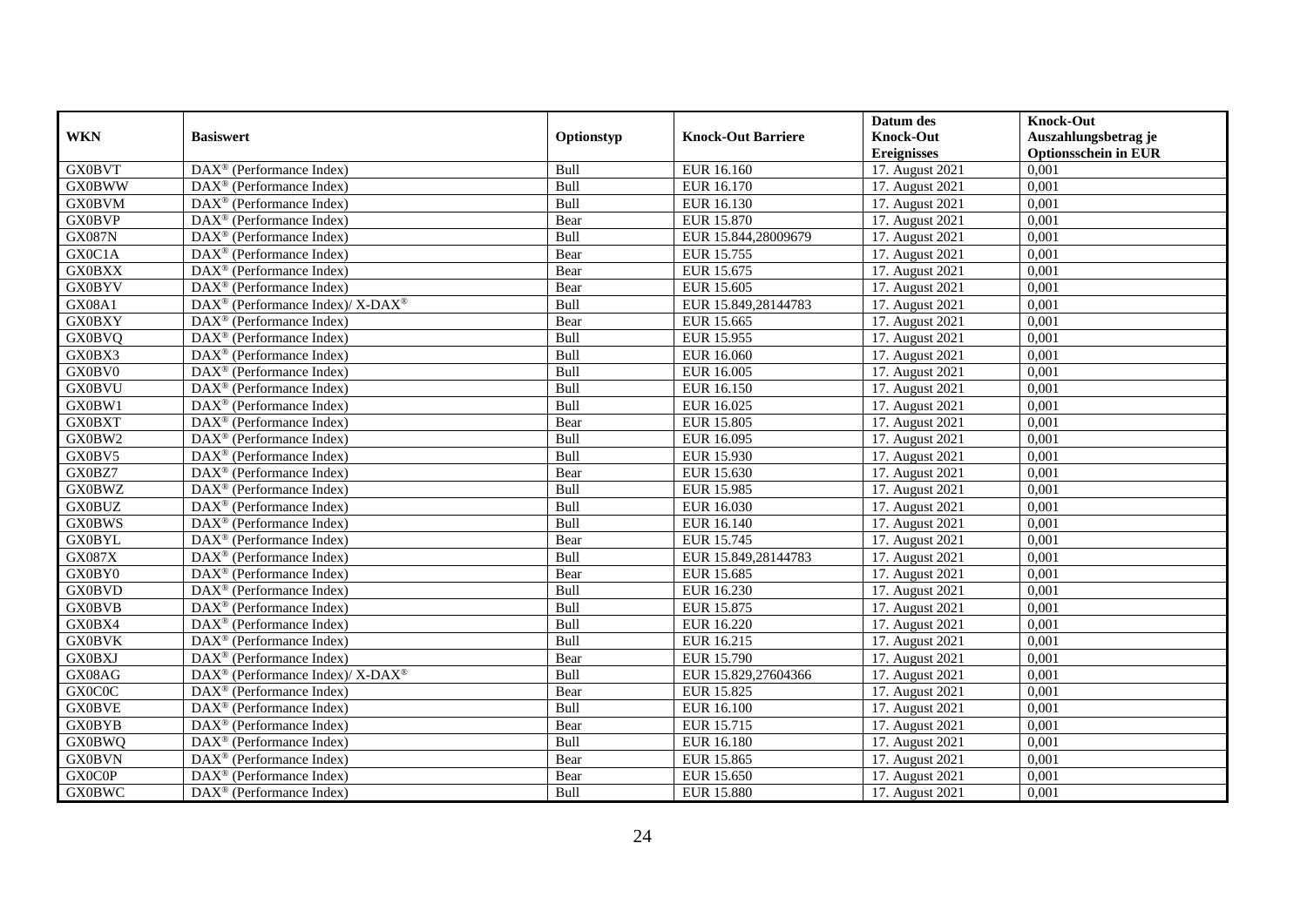| WKN | Basiswert | Optionstyp | Knock-Out Barriere | Datum des Knock-Out Ereignisses | Knock-Out Auszahlungsbetrag je Optionsschein in EUR |
|---|---|---|---|---|---|
| GX0BVT | DAX® (Performance Index) | Bull | EUR 16.160 | 17. August 2021 | 0,001 |
| GX0BWW | DAX® (Performance Index) | Bull | EUR 16.170 | 17. August 2021 | 0,001 |
| GX0BVM | DAX® (Performance Index) | Bull | EUR 16.130 | 17. August 2021 | 0,001 |
| GX0BVP | DAX® (Performance Index) | Bear | EUR 15.870 | 17. August 2021 | 0,001 |
| GX087N | DAX® (Performance Index) | Bull | EUR 15.844,28009679 | 17. August 2021 | 0,001 |
| GX0C1A | DAX® (Performance Index) | Bear | EUR 15.755 | 17. August 2021 | 0,001 |
| GX0BXX | DAX® (Performance Index) | Bear | EUR 15.675 | 17. August 2021 | 0,001 |
| GX0BYV | DAX® (Performance Index) | Bear | EUR 15.605 | 17. August 2021 | 0,001 |
| GX08A1 | DAX® (Performance Index)/ X-DAX® | Bull | EUR 15.849,28144783 | 17. August 2021 | 0,001 |
| GX0BXY | DAX® (Performance Index) | Bear | EUR 15.665 | 17. August 2021 | 0,001 |
| GX0BVQ | DAX® (Performance Index) | Bull | EUR 15.955 | 17. August 2021 | 0,001 |
| GX0BX3 | DAX® (Performance Index) | Bull | EUR 16.060 | 17. August 2021 | 0,001 |
| GX0BV0 | DAX® (Performance Index) | Bull | EUR 16.005 | 17. August 2021 | 0,001 |
| GX0BVU | DAX® (Performance Index) | Bull | EUR 16.150 | 17. August 2021 | 0,001 |
| GX0BW1 | DAX® (Performance Index) | Bull | EUR 16.025 | 17. August 2021 | 0,001 |
| GX0BXT | DAX® (Performance Index) | Bear | EUR 15.805 | 17. August 2021 | 0,001 |
| GX0BW2 | DAX® (Performance Index) | Bull | EUR 16.095 | 17. August 2021 | 0,001 |
| GX0BV5 | DAX® (Performance Index) | Bull | EUR 15.930 | 17. August 2021 | 0,001 |
| GX0BZ7 | DAX® (Performance Index) | Bear | EUR 15.630 | 17. August 2021 | 0,001 |
| GX0BWZ | DAX® (Performance Index) | Bull | EUR 15.985 | 17. August 2021 | 0,001 |
| GX0BUZ | DAX® (Performance Index) | Bull | EUR 16.030 | 17. August 2021 | 0,001 |
| GX0BWS | DAX® (Performance Index) | Bull | EUR 16.140 | 17. August 2021 | 0,001 |
| GX0BYL | DAX® (Performance Index) | Bear | EUR 15.745 | 17. August 2021 | 0,001 |
| GX087X | DAX® (Performance Index) | Bull | EUR 15.849,28144783 | 17. August 2021 | 0,001 |
| GX0BY0 | DAX® (Performance Index) | Bear | EUR 15.685 | 17. August 2021 | 0,001 |
| GX0BVD | DAX® (Performance Index) | Bull | EUR 16.230 | 17. August 2021 | 0,001 |
| GX0BVB | DAX® (Performance Index) | Bull | EUR 15.875 | 17. August 2021 | 0,001 |
| GX0BX4 | DAX® (Performance Index) | Bull | EUR 16.220 | 17. August 2021 | 0,001 |
| GX0BVK | DAX® (Performance Index) | Bull | EUR 16.215 | 17. August 2021 | 0,001 |
| GX0BXJ | DAX® (Performance Index) | Bear | EUR 15.790 | 17. August 2021 | 0,001 |
| GX08AG | DAX® (Performance Index)/ X-DAX® | Bull | EUR 15.829,27604366 | 17. August 2021 | 0,001 |
| GX0C0C | DAX® (Performance Index) | Bear | EUR 15.825 | 17. August 2021 | 0,001 |
| GX0BVE | DAX® (Performance Index) | Bull | EUR 16.100 | 17. August 2021 | 0,001 |
| GX0BYB | DAX® (Performance Index) | Bear | EUR 15.715 | 17. August 2021 | 0,001 |
| GX0BWQ | DAX® (Performance Index) | Bull | EUR 16.180 | 17. August 2021 | 0,001 |
| GX0BVN | DAX® (Performance Index) | Bear | EUR 15.865 | 17. August 2021 | 0,001 |
| GX0C0P | DAX® (Performance Index) | Bear | EUR 15.650 | 17. August 2021 | 0,001 |
| GX0BWC | DAX® (Performance Index) | Bull | EUR 15.880 | 17. August 2021 | 0,001 |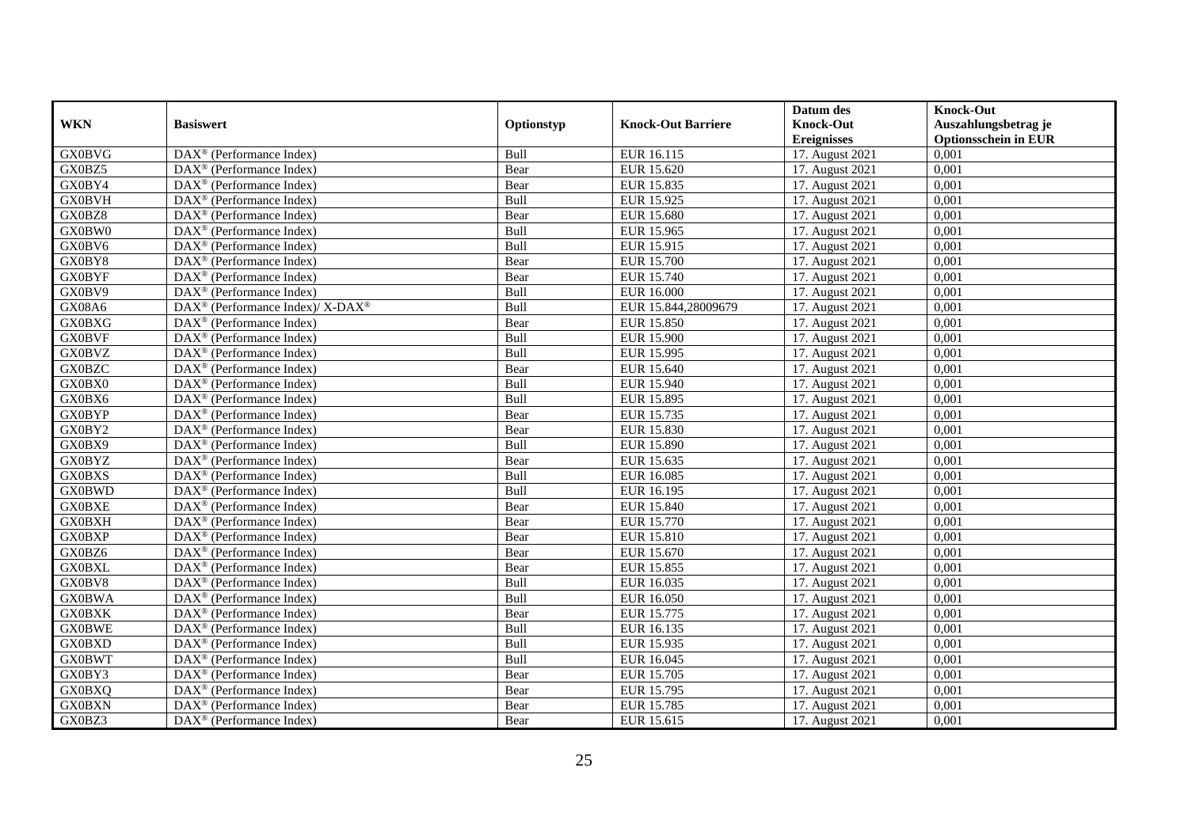| WKN | Basiswert | Optionstyp | Knock-Out Barriere | Datum des Knock-Out Ereignisses | Knock-Out Auszahlungsbetrag je Optionsschein in EUR |
|---|---|---|---|---|---|
| GX0BVG | DAX® (Performance Index) | Bull | EUR 16.115 | 17. August 2021 | 0,001 |
| GX0BZ5 | DAX® (Performance Index) | Bear | EUR 15.620 | 17. August 2021 | 0,001 |
| GX0BY4 | DAX® (Performance Index) | Bear | EUR 15.835 | 17. August 2021 | 0,001 |
| GX0BVH | DAX® (Performance Index) | Bull | EUR 15.925 | 17. August 2021 | 0,001 |
| GX0BZ8 | DAX® (Performance Index) | Bear | EUR 15.680 | 17. August 2021 | 0,001 |
| GX0BW0 | DAX® (Performance Index) | Bull | EUR 15.965 | 17. August 2021 | 0,001 |
| GX0BV6 | DAX® (Performance Index) | Bull | EUR 15.915 | 17. August 2021 | 0,001 |
| GX0BY8 | DAX® (Performance Index) | Bear | EUR 15.700 | 17. August 2021 | 0,001 |
| GX0BYF | DAX® (Performance Index) | Bear | EUR 15.740 | 17. August 2021 | 0,001 |
| GX0BV9 | DAX® (Performance Index) | Bull | EUR 16.000 | 17. August 2021 | 0,001 |
| GX08A6 | DAX® (Performance Index)/ X-DAX® | Bull | EUR 15.844,28009679 | 17. August 2021 | 0,001 |
| GX0BXG | DAX® (Performance Index) | Bear | EUR 15.850 | 17. August 2021 | 0,001 |
| GX0BVF | DAX® (Performance Index) | Bull | EUR 15.900 | 17. August 2021 | 0,001 |
| GX0BVZ | DAX® (Performance Index) | Bull | EUR 15.995 | 17. August 2021 | 0,001 |
| GX0BZC | DAX® (Performance Index) | Bear | EUR 15.640 | 17. August 2021 | 0,001 |
| GX0BX0 | DAX® (Performance Index) | Bull | EUR 15.940 | 17. August 2021 | 0,001 |
| GX0BX6 | DAX® (Performance Index) | Bull | EUR 15.895 | 17. August 2021 | 0,001 |
| GX0BYP | DAX® (Performance Index) | Bear | EUR 15.735 | 17. August 2021 | 0,001 |
| GX0BY2 | DAX® (Performance Index) | Bear | EUR 15.830 | 17. August 2021 | 0,001 |
| GX0BX9 | DAX® (Performance Index) | Bull | EUR 15.890 | 17. August 2021 | 0,001 |
| GX0BYZ | DAX® (Performance Index) | Bear | EUR 15.635 | 17. August 2021 | 0,001 |
| GX0BXS | DAX® (Performance Index) | Bull | EUR 16.085 | 17. August 2021 | 0,001 |
| GX0BWD | DAX® (Performance Index) | Bull | EUR 16.195 | 17. August 2021 | 0,001 |
| GX0BXE | DAX® (Performance Index) | Bear | EUR 15.840 | 17. August 2021 | 0,001 |
| GX0BXH | DAX® (Performance Index) | Bear | EUR 15.770 | 17. August 2021 | 0,001 |
| GX0BXP | DAX® (Performance Index) | Bear | EUR 15.810 | 17. August 2021 | 0,001 |
| GX0BZ6 | DAX® (Performance Index) | Bear | EUR 15.670 | 17. August 2021 | 0,001 |
| GX0BXL | DAX® (Performance Index) | Bear | EUR 15.855 | 17. August 2021 | 0,001 |
| GX0BV8 | DAX® (Performance Index) | Bull | EUR 16.035 | 17. August 2021 | 0,001 |
| GX0BWA | DAX® (Performance Index) | Bull | EUR 16.050 | 17. August 2021 | 0,001 |
| GX0BXK | DAX® (Performance Index) | Bear | EUR 15.775 | 17. August 2021 | 0,001 |
| GX0BWE | DAX® (Performance Index) | Bull | EUR 16.135 | 17. August 2021 | 0,001 |
| GX0BXD | DAX® (Performance Index) | Bull | EUR 15.935 | 17. August 2021 | 0,001 |
| GX0BWT | DAX® (Performance Index) | Bull | EUR 16.045 | 17. August 2021 | 0,001 |
| GX0BY3 | DAX® (Performance Index) | Bear | EUR 15.705 | 17. August 2021 | 0,001 |
| GX0BXQ | DAX® (Performance Index) | Bear | EUR 15.795 | 17. August 2021 | 0,001 |
| GX0BXN | DAX® (Performance Index) | Bear | EUR 15.785 | 17. August 2021 | 0,001 |
| GX0BZ3 | DAX® (Performance Index) | Bear | EUR 15.615 | 17. August 2021 | 0,001 |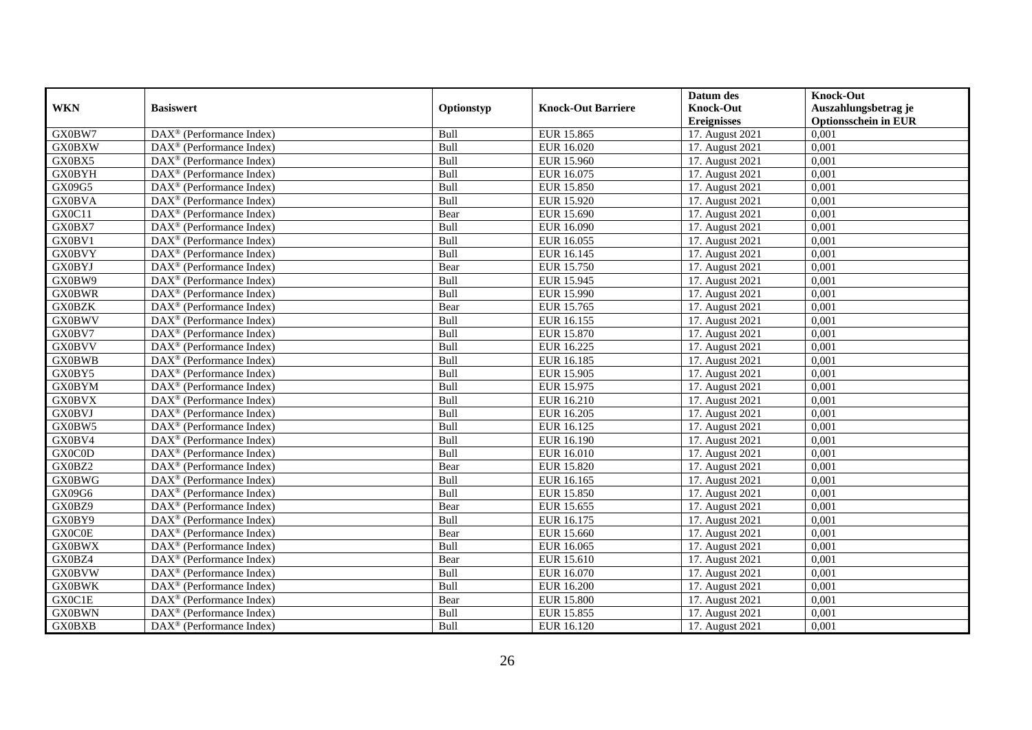| WKN | Basiswert | Optionstyp | Knock-Out Barriere | Datum des Knock-Out Ereignisses | Knock-Out Auszahlungsbetrag je Optionsschein in EUR |
|---|---|---|---|---|---|
| GX0BW7 | DAX® (Performance Index) | Bull | EUR 15.865 | 17. August 2021 | 0,001 |
| GX0BXW | DAX® (Performance Index) | Bull | EUR 16.020 | 17. August 2021 | 0,001 |
| GX0BX5 | DAX® (Performance Index) | Bull | EUR 15.960 | 17. August 2021 | 0,001 |
| GX0BYH | DAX® (Performance Index) | Bull | EUR 16.075 | 17. August 2021 | 0,001 |
| GX09G5 | DAX® (Performance Index) | Bull | EUR 15.850 | 17. August 2021 | 0,001 |
| GX0BVA | DAX® (Performance Index) | Bull | EUR 15.920 | 17. August 2021 | 0,001 |
| GX0C11 | DAX® (Performance Index) | Bear | EUR 15.690 | 17. August 2021 | 0,001 |
| GX0BX7 | DAX® (Performance Index) | Bull | EUR 16.090 | 17. August 2021 | 0,001 |
| GX0BV1 | DAX® (Performance Index) | Bull | EUR 16.055 | 17. August 2021 | 0,001 |
| GX0BVY | DAX® (Performance Index) | Bull | EUR 16.145 | 17. August 2021 | 0,001 |
| GX0BYJ | DAX® (Performance Index) | Bear | EUR 15.750 | 17. August 2021 | 0,001 |
| GX0BW9 | DAX® (Performance Index) | Bull | EUR 15.945 | 17. August 2021 | 0,001 |
| GX0BWR | DAX® (Performance Index) | Bull | EUR 15.990 | 17. August 2021 | 0,001 |
| GX0BZK | DAX® (Performance Index) | Bear | EUR 15.765 | 17. August 2021 | 0,001 |
| GX0BWV | DAX® (Performance Index) | Bull | EUR 16.155 | 17. August 2021 | 0,001 |
| GX0BV7 | DAX® (Performance Index) | Bull | EUR 15.870 | 17. August 2021 | 0,001 |
| GX0BVV | DAX® (Performance Index) | Bull | EUR 16.225 | 17. August 2021 | 0,001 |
| GX0BWB | DAX® (Performance Index) | Bull | EUR 16.185 | 17. August 2021 | 0,001 |
| GX0BY5 | DAX® (Performance Index) | Bull | EUR 15.905 | 17. August 2021 | 0,001 |
| GX0BYM | DAX® (Performance Index) | Bull | EUR 15.975 | 17. August 2021 | 0,001 |
| GX0BVX | DAX® (Performance Index) | Bull | EUR 16.210 | 17. August 2021 | 0,001 |
| GX0BVJ | DAX® (Performance Index) | Bull | EUR 16.205 | 17. August 2021 | 0,001 |
| GX0BW5 | DAX® (Performance Index) | Bull | EUR 16.125 | 17. August 2021 | 0,001 |
| GX0BV4 | DAX® (Performance Index) | Bull | EUR 16.190 | 17. August 2021 | 0,001 |
| GX0C0D | DAX® (Performance Index) | Bull | EUR 16.010 | 17. August 2021 | 0,001 |
| GX0BZ2 | DAX® (Performance Index) | Bear | EUR 15.820 | 17. August 2021 | 0,001 |
| GX0BWG | DAX® (Performance Index) | Bull | EUR 16.165 | 17. August 2021 | 0,001 |
| GX09G6 | DAX® (Performance Index) | Bull | EUR 15.850 | 17. August 2021 | 0,001 |
| GX0BZ9 | DAX® (Performance Index) | Bear | EUR 15.655 | 17. August 2021 | 0,001 |
| GX0BY9 | DAX® (Performance Index) | Bull | EUR 16.175 | 17. August 2021 | 0,001 |
| GX0C0E | DAX® (Performance Index) | Bear | EUR 15.660 | 17. August 2021 | 0,001 |
| GX0BWX | DAX® (Performance Index) | Bull | EUR 16.065 | 17. August 2021 | 0,001 |
| GX0BZ4 | DAX® (Performance Index) | Bear | EUR 15.610 | 17. August 2021 | 0,001 |
| GX0BVW | DAX® (Performance Index) | Bull | EUR 16.070 | 17. August 2021 | 0,001 |
| GX0BWK | DAX® (Performance Index) | Bull | EUR 16.200 | 17. August 2021 | 0,001 |
| GX0C1E | DAX® (Performance Index) | Bear | EUR 15.800 | 17. August 2021 | 0,001 |
| GX0BWN | DAX® (Performance Index) | Bull | EUR 15.855 | 17. August 2021 | 0,001 |
| GX0BXB | DAX® (Performance Index) | Bull | EUR 16.120 | 17. August 2021 | 0,001 |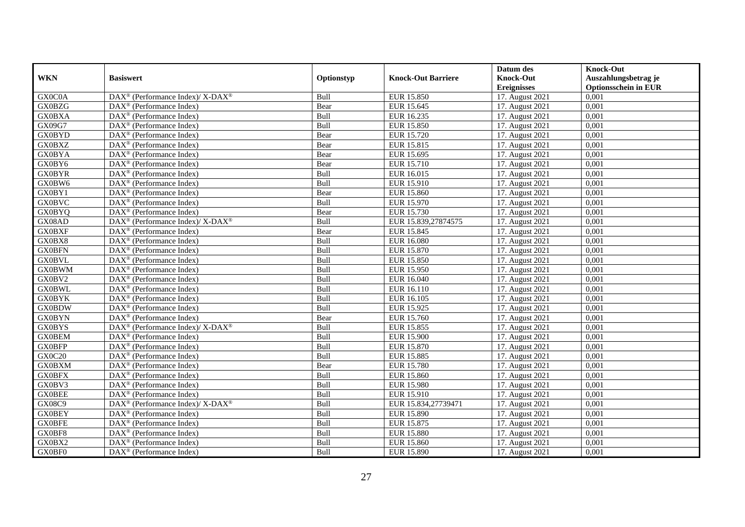| WKN | Basiswert | Optionstyp | Knock-Out Barriere | Datum des Knock-Out Ereignisses | Knock-Out Auszahlungsbetrag je Optionsschein in EUR |
|---|---|---|---|---|---|
| GX0C0A | DAX® (Performance Index)/ X-DAX® | Bull | EUR 15.850 | 17. August 2021 | 0,001 |
| GX0BZG | DAX® (Performance Index) | Bear | EUR 15.645 | 17. August 2021 | 0,001 |
| GX0BXA | DAX® (Performance Index) | Bull | EUR 16.235 | 17. August 2021 | 0,001 |
| GX09G7 | DAX® (Performance Index) | Bull | EUR 15.850 | 17. August 2021 | 0,001 |
| GX0BYD | DAX® (Performance Index) | Bear | EUR 15.720 | 17. August 2021 | 0,001 |
| GX0BXZ | DAX® (Performance Index) | Bear | EUR 15.815 | 17. August 2021 | 0,001 |
| GX0BYA | DAX® (Performance Index) | Bear | EUR 15.695 | 17. August 2021 | 0,001 |
| GX0BY6 | DAX® (Performance Index) | Bear | EUR 15.710 | 17. August 2021 | 0,001 |
| GX0BYR | DAX® (Performance Index) | Bull | EUR 16.015 | 17. August 2021 | 0,001 |
| GX0BW6 | DAX® (Performance Index) | Bull | EUR 15.910 | 17. August 2021 | 0,001 |
| GX0BY1 | DAX® (Performance Index) | Bear | EUR 15.860 | 17. August 2021 | 0,001 |
| GX0BVC | DAX® (Performance Index) | Bull | EUR 15.970 | 17. August 2021 | 0,001 |
| GX0BYQ | DAX® (Performance Index) | Bear | EUR 15.730 | 17. August 2021 | 0,001 |
| GX08AD | DAX® (Performance Index)/ X-DAX® | Bull | EUR 15.839,27874575 | 17. August 2021 | 0,001 |
| GX0BXF | DAX® (Performance Index) | Bear | EUR 15.845 | 17. August 2021 | 0,001 |
| GX0BX8 | DAX® (Performance Index) | Bull | EUR 16.080 | 17. August 2021 | 0,001 |
| GX0BFN | DAX® (Performance Index) | Bull | EUR 15.870 | 17. August 2021 | 0,001 |
| GX0BVL | DAX® (Performance Index) | Bull | EUR 15.850 | 17. August 2021 | 0,001 |
| GX0BWM | DAX® (Performance Index) | Bull | EUR 15.950 | 17. August 2021 | 0,001 |
| GX0BV2 | DAX® (Performance Index) | Bull | EUR 16.040 | 17. August 2021 | 0,001 |
| GX0BWL | DAX® (Performance Index) | Bull | EUR 16.110 | 17. August 2021 | 0,001 |
| GX0BYK | DAX® (Performance Index) | Bull | EUR 16.105 | 17. August 2021 | 0,001 |
| GX0BDW | DAX® (Performance Index) | Bull | EUR 15.925 | 17. August 2021 | 0,001 |
| GX0BYN | DAX® (Performance Index) | Bear | EUR 15.760 | 17. August 2021 | 0,001 |
| GX0BYS | DAX® (Performance Index)/ X-DAX® | Bull | EUR 15.855 | 17. August 2021 | 0,001 |
| GX0BEM | DAX® (Performance Index) | Bull | EUR 15.900 | 17. August 2021 | 0,001 |
| GX0BFP | DAX® (Performance Index) | Bull | EUR 15.870 | 17. August 2021 | 0,001 |
| GX0C20 | DAX® (Performance Index) | Bull | EUR 15.885 | 17. August 2021 | 0,001 |
| GX0BXM | DAX® (Performance Index) | Bear | EUR 15.780 | 17. August 2021 | 0,001 |
| GX0BFX | DAX® (Performance Index) | Bull | EUR 15.860 | 17. August 2021 | 0,001 |
| GX0BV3 | DAX® (Performance Index) | Bull | EUR 15.980 | 17. August 2021 | 0,001 |
| GX0BEE | DAX® (Performance Index) | Bull | EUR 15.910 | 17. August 2021 | 0,001 |
| GX08C9 | DAX® (Performance Index)/ X-DAX® | Bull | EUR 15.834,27739471 | 17. August 2021 | 0,001 |
| GX0BEY | DAX® (Performance Index) | Bull | EUR 15.890 | 17. August 2021 | 0,001 |
| GX0BFE | DAX® (Performance Index) | Bull | EUR 15.875 | 17. August 2021 | 0,001 |
| GX0BF8 | DAX® (Performance Index) | Bull | EUR 15.880 | 17. August 2021 | 0,001 |
| GX0BX2 | DAX® (Performance Index) | Bull | EUR 15.860 | 17. August 2021 | 0,001 |
| GX0BF0 | DAX® (Performance Index) | Bull | EUR 15.890 | 17. August 2021 | 0,001 |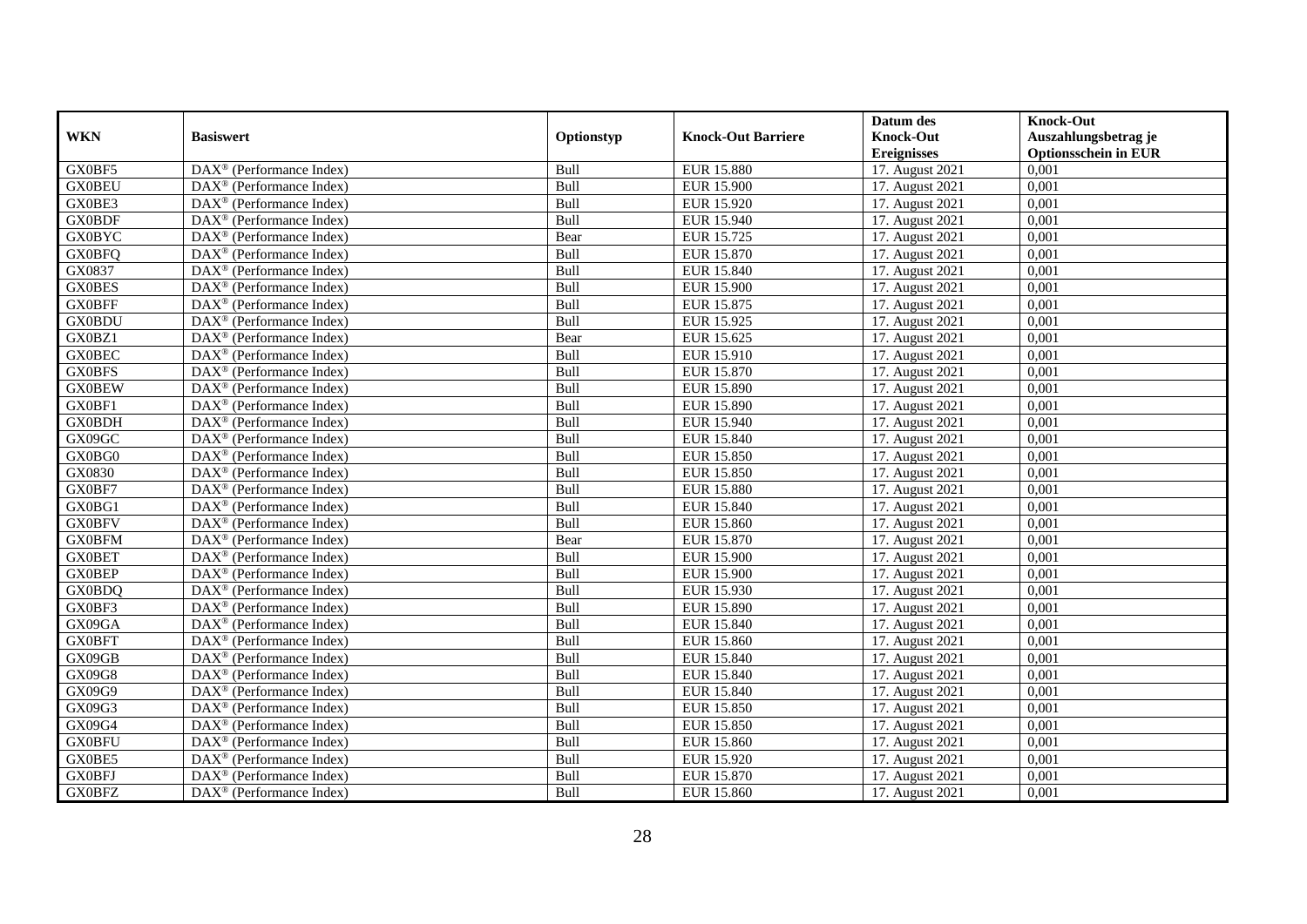| WKN | Basiswert | Optionstyp | Knock-Out Barriere | Datum des Knock-Out Ereignisses | Knock-Out Auszahlungsbetrag je Optionsschein in EUR |
|---|---|---|---|---|---|
| GX0BF5 | DAX® (Performance Index) | Bull | EUR 15.880 | 17. August 2021 | 0,001 |
| GX0BEU | DAX® (Performance Index) | Bull | EUR 15.900 | 17. August 2021 | 0,001 |
| GX0BE3 | DAX® (Performance Index) | Bull | EUR 15.920 | 17. August 2021 | 0,001 |
| GX0BDF | DAX® (Performance Index) | Bull | EUR 15.940 | 17. August 2021 | 0,001 |
| GX0BYC | DAX® (Performance Index) | Bear | EUR 15.725 | 17. August 2021 | 0,001 |
| GX0BFQ | DAX® (Performance Index) | Bull | EUR 15.870 | 17. August 2021 | 0,001 |
| GX0837 | DAX® (Performance Index) | Bull | EUR 15.840 | 17. August 2021 | 0,001 |
| GX0BES | DAX® (Performance Index) | Bull | EUR 15.900 | 17. August 2021 | 0,001 |
| GX0BFF | DAX® (Performance Index) | Bull | EUR 15.875 | 17. August 2021 | 0,001 |
| GX0BDU | DAX® (Performance Index) | Bull | EUR 15.925 | 17. August 2021 | 0,001 |
| GX0BZ1 | DAX® (Performance Index) | Bear | EUR 15.625 | 17. August 2021 | 0,001 |
| GX0BEC | DAX® (Performance Index) | Bull | EUR 15.910 | 17. August 2021 | 0,001 |
| GX0BFS | DAX® (Performance Index) | Bull | EUR 15.870 | 17. August 2021 | 0,001 |
| GX0BEW | DAX® (Performance Index) | Bull | EUR 15.890 | 17. August 2021 | 0,001 |
| GX0BF1 | DAX® (Performance Index) | Bull | EUR 15.890 | 17. August 2021 | 0,001 |
| GX0BDH | DAX® (Performance Index) | Bull | EUR 15.940 | 17. August 2021 | 0,001 |
| GX09GC | DAX® (Performance Index) | Bull | EUR 15.840 | 17. August 2021 | 0,001 |
| GX0BG0 | DAX® (Performance Index) | Bull | EUR 15.850 | 17. August 2021 | 0,001 |
| GX0830 | DAX® (Performance Index) | Bull | EUR 15.850 | 17. August 2021 | 0,001 |
| GX0BF7 | DAX® (Performance Index) | Bull | EUR 15.880 | 17. August 2021 | 0,001 |
| GX0BG1 | DAX® (Performance Index) | Bull | EUR 15.840 | 17. August 2021 | 0,001 |
| GX0BFV | DAX® (Performance Index) | Bull | EUR 15.860 | 17. August 2021 | 0,001 |
| GX0BFM | DAX® (Performance Index) | Bear | EUR 15.870 | 17. August 2021 | 0,001 |
| GX0BET | DAX® (Performance Index) | Bull | EUR 15.900 | 17. August 2021 | 0,001 |
| GX0BEP | DAX® (Performance Index) | Bull | EUR 15.900 | 17. August 2021 | 0,001 |
| GX0BDQ | DAX® (Performance Index) | Bull | EUR 15.930 | 17. August 2021 | 0,001 |
| GX0BF3 | DAX® (Performance Index) | Bull | EUR 15.890 | 17. August 2021 | 0,001 |
| GX09GA | DAX® (Performance Index) | Bull | EUR 15.840 | 17. August 2021 | 0,001 |
| GX0BFT | DAX® (Performance Index) | Bull | EUR 15.860 | 17. August 2021 | 0,001 |
| GX09GB | DAX® (Performance Index) | Bull | EUR 15.840 | 17. August 2021 | 0,001 |
| GX09G8 | DAX® (Performance Index) | Bull | EUR 15.840 | 17. August 2021 | 0,001 |
| GX09G9 | DAX® (Performance Index) | Bull | EUR 15.840 | 17. August 2021 | 0,001 |
| GX09G3 | DAX® (Performance Index) | Bull | EUR 15.850 | 17. August 2021 | 0,001 |
| GX09G4 | DAX® (Performance Index) | Bull | EUR 15.850 | 17. August 2021 | 0,001 |
| GX0BFU | DAX® (Performance Index) | Bull | EUR 15.860 | 17. August 2021 | 0,001 |
| GX0BE5 | DAX® (Performance Index) | Bull | EUR 15.920 | 17. August 2021 | 0,001 |
| GX0BFJ | DAX® (Performance Index) | Bull | EUR 15.870 | 17. August 2021 | 0,001 |
| GX0BFZ | DAX® (Performance Index) | Bull | EUR 15.860 | 17. August 2021 | 0,001 |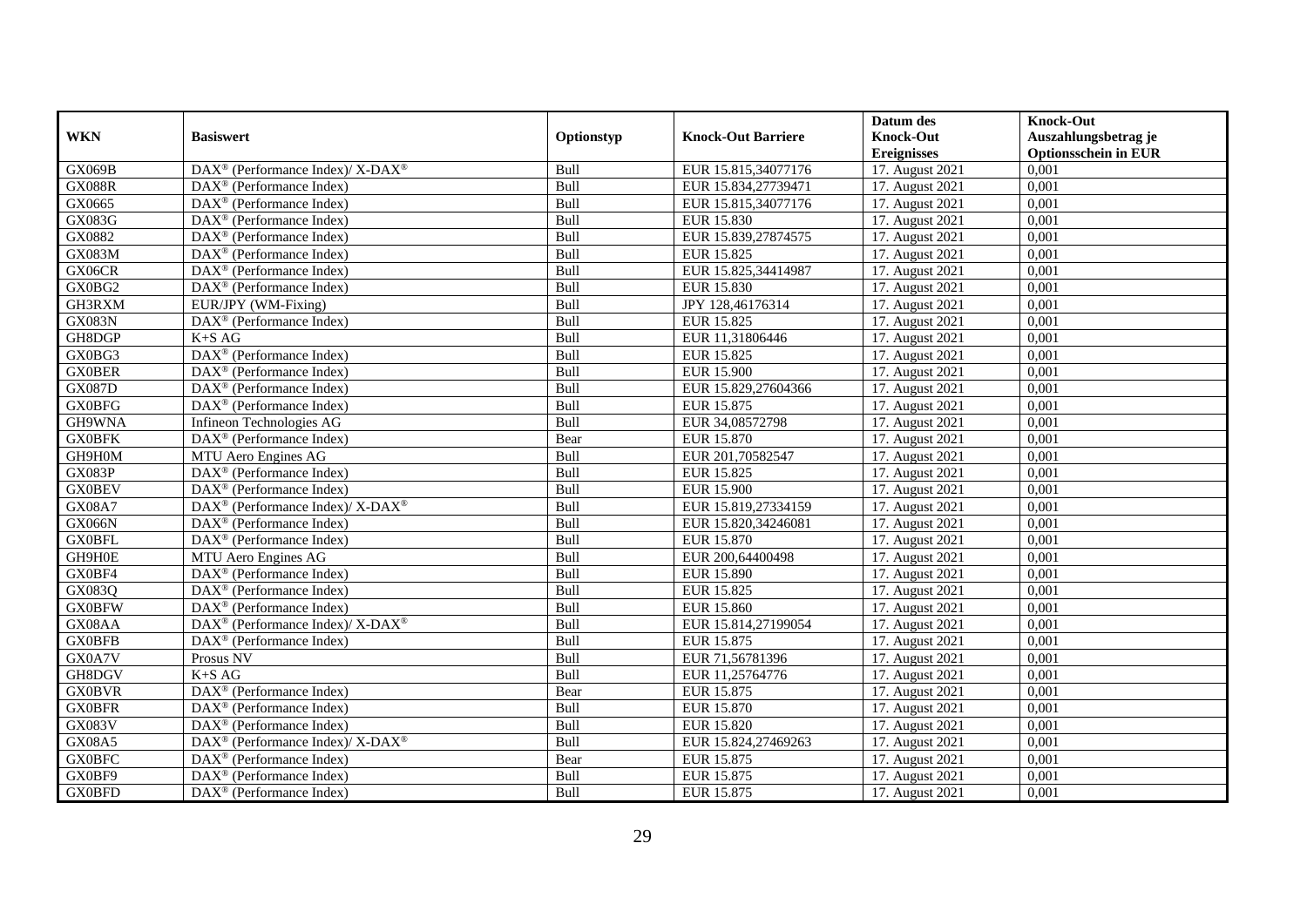| WKN | Basiswert | Optionstyp | Knock-Out Barriere | Datum des Knock-Out Ereignisses | Knock-Out Auszahlungsbetrag je Optionsschein in EUR |
|---|---|---|---|---|---|
| GX069B | DAX® (Performance Index)/ X-DAX® | Bull | EUR 15.815,34077176 | 17. August 2021 | 0,001 |
| GX088R | DAX® (Performance Index) | Bull | EUR 15.834,27739471 | 17. August 2021 | 0,001 |
| GX0665 | DAX® (Performance Index) | Bull | EUR 15.815,34077176 | 17. August 2021 | 0,001 |
| GX083G | DAX® (Performance Index) | Bull | EUR 15.830 | 17. August 2021 | 0,001 |
| GX0882 | DAX® (Performance Index) | Bull | EUR 15.839,27874575 | 17. August 2021 | 0,001 |
| GX083M | DAX® (Performance Index) | Bull | EUR 15.825 | 17. August 2021 | 0,001 |
| GX06CR | DAX® (Performance Index) | Bull | EUR 15.825,34414987 | 17. August 2021 | 0,001 |
| GX0BG2 | DAX® (Performance Index) | Bull | EUR 15.830 | 17. August 2021 | 0,001 |
| GH3RXM | EUR/JPY (WM-Fixing) | Bull | JPY 128,46176314 | 17. August 2021 | 0,001 |
| GX083N | DAX® (Performance Index) | Bull | EUR 15.825 | 17. August 2021 | 0,001 |
| GH8DGP | K+S AG | Bull | EUR 11,31806446 | 17. August 2021 | 0,001 |
| GX0BG3 | DAX® (Performance Index) | Bull | EUR 15.825 | 17. August 2021 | 0,001 |
| GX0BER | DAX® (Performance Index) | Bull | EUR 15.900 | 17. August 2021 | 0,001 |
| GX087D | DAX® (Performance Index) | Bull | EUR 15.829,27604366 | 17. August 2021 | 0,001 |
| GX0BFG | DAX® (Performance Index) | Bull | EUR 15.875 | 17. August 2021 | 0,001 |
| GH9WNA | Infineon Technologies AG | Bull | EUR 34,08572798 | 17. August 2021 | 0,001 |
| GX0BFK | DAX® (Performance Index) | Bear | EUR 15.870 | 17. August 2021 | 0,001 |
| GH9H0M | MTU Aero Engines AG | Bull | EUR 201,70582547 | 17. August 2021 | 0,001 |
| GX083P | DAX® (Performance Index) | Bull | EUR 15.825 | 17. August 2021 | 0,001 |
| GX0BEV | DAX® (Performance Index) | Bull | EUR 15.900 | 17. August 2021 | 0,001 |
| GX08A7 | DAX® (Performance Index)/ X-DAX® | Bull | EUR 15.819,27334159 | 17. August 2021 | 0,001 |
| GX066N | DAX® (Performance Index) | Bull | EUR 15.820,34246081 | 17. August 2021 | 0,001 |
| GX0BFL | DAX® (Performance Index) | Bull | EUR 15.870 | 17. August 2021 | 0,001 |
| GH9H0E | MTU Aero Engines AG | Bull | EUR 200,64400498 | 17. August 2021 | 0,001 |
| GX0BF4 | DAX® (Performance Index) | Bull | EUR 15.890 | 17. August 2021 | 0,001 |
| GX083Q | DAX® (Performance Index) | Bull | EUR 15.825 | 17. August 2021 | 0,001 |
| GX0BFW | DAX® (Performance Index) | Bull | EUR 15.860 | 17. August 2021 | 0,001 |
| GX08AA | DAX® (Performance Index)/ X-DAX® | Bull | EUR 15.814,27199054 | 17. August 2021 | 0,001 |
| GX0BFB | DAX® (Performance Index) | Bull | EUR 15.875 | 17. August 2021 | 0,001 |
| GX0A7V | Prosus NV | Bull | EUR 71,56781396 | 17. August 2021 | 0,001 |
| GH8DGV | K+S AG | Bull | EUR 11,25764776 | 17. August 2021 | 0,001 |
| GX0BVR | DAX® (Performance Index) | Bear | EUR 15.875 | 17. August 2021 | 0,001 |
| GX0BFR | DAX® (Performance Index) | Bull | EUR 15.870 | 17. August 2021 | 0,001 |
| GX083V | DAX® (Performance Index) | Bull | EUR 15.820 | 17. August 2021 | 0,001 |
| GX08A5 | DAX® (Performance Index)/ X-DAX® | Bull | EUR 15.824,27469263 | 17. August 2021 | 0,001 |
| GX0BFC | DAX® (Performance Index) | Bear | EUR 15.875 | 17. August 2021 | 0,001 |
| GX0BF9 | DAX® (Performance Index) | Bull | EUR 15.875 | 17. August 2021 | 0,001 |
| GX0BFD | DAX® (Performance Index) | Bull | EUR 15.875 | 17. August 2021 | 0,001 |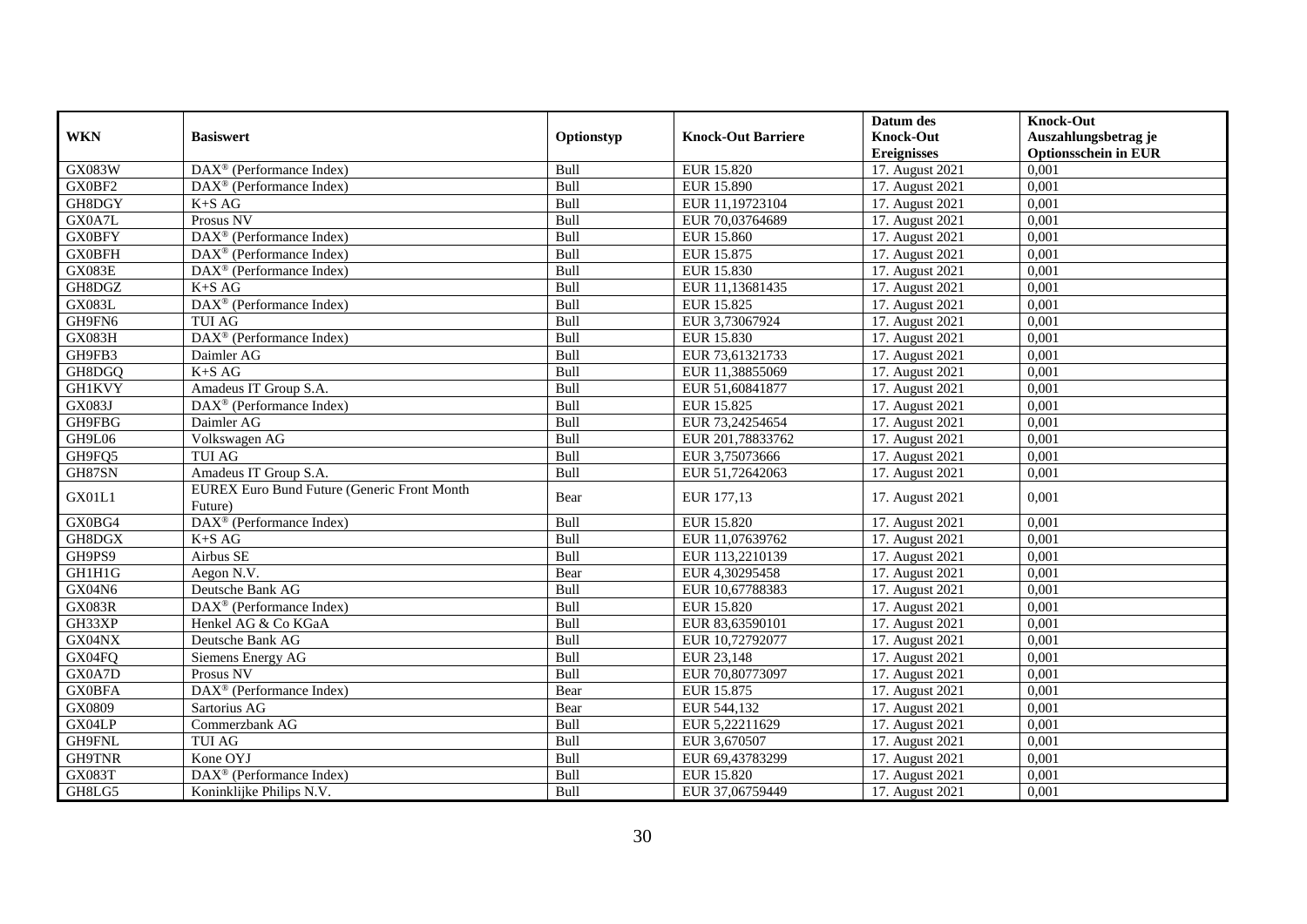| WKN | Basiswert | Optionstyp | Knock-Out Barriere | Datum des Knock-Out Ereignisses | Knock-Out Auszahlungsbetrag je Optionsschein in EUR |
|---|---|---|---|---|---|
| GX083W | DAX® (Performance Index) | Bull | EUR 15.820 | 17. August 2021 | 0,001 |
| GX0BF2 | DAX® (Performance Index) | Bull | EUR 15.890 | 17. August 2021 | 0,001 |
| GH8DGY | K+S AG | Bull | EUR 11,19723104 | 17. August 2021 | 0,001 |
| GX0A7L | Prosus NV | Bull | EUR 70,03764689 | 17. August 2021 | 0,001 |
| GX0BFY | DAX® (Performance Index) | Bull | EUR 15.860 | 17. August 2021 | 0,001 |
| GX0BFH | DAX® (Performance Index) | Bull | EUR 15.875 | 17. August 2021 | 0,001 |
| GX083E | DAX® (Performance Index) | Bull | EUR 15.830 | 17. August 2021 | 0,001 |
| GH8DGZ | K+S AG | Bull | EUR 11,13681435 | 17. August 2021 | 0,001 |
| GX083L | DAX® (Performance Index) | Bull | EUR 15.825 | 17. August 2021 | 0,001 |
| GH9FN6 | TUI AG | Bull | EUR 3,73067924 | 17. August 2021 | 0,001 |
| GX083H | DAX® (Performance Index) | Bull | EUR 15.830 | 17. August 2021 | 0,001 |
| GH9FB3 | Daimler AG | Bull | EUR 73,61321733 | 17. August 2021 | 0,001 |
| GH8DGQ | K+S AG | Bull | EUR 11,38855069 | 17. August 2021 | 0,001 |
| GH1KVY | Amadeus IT Group S.A. | Bull | EUR 51,60841877 | 17. August 2021 | 0,001 |
| GX083J | DAX® (Performance Index) | Bull | EUR 15.825 | 17. August 2021 | 0,001 |
| GH9FBG | Daimler AG | Bull | EUR 73,24254654 | 17. August 2021 | 0,001 |
| GH9L06 | Volkswagen AG | Bull | EUR 201,78833762 | 17. August 2021 | 0,001 |
| GH9FQ5 | TUI AG | Bull | EUR 3,75073666 | 17. August 2021 | 0,001 |
| GH87SN | Amadeus IT Group S.A. | Bull | EUR 51,72642063 | 17. August 2021 | 0,001 |
| GX01L1 | EUREX Euro Bund Future (Generic Front Month Future) | Bear | EUR 177,13 | 17. August 2021 | 0,001 |
| GX0BG4 | DAX® (Performance Index) | Bull | EUR 15.820 | 17. August 2021 | 0,001 |
| GH8DGX | K+S AG | Bull | EUR 11,07639762 | 17. August 2021 | 0,001 |
| GH9PS9 | Airbus SE | Bull | EUR 113,2210139 | 17. August 2021 | 0,001 |
| GH1H1G | Aegon N.V. | Bear | EUR 4,30295458 | 17. August 2021 | 0,001 |
| GX04N6 | Deutsche Bank AG | Bull | EUR 10,67788383 | 17. August 2021 | 0,001 |
| GX083R | DAX® (Performance Index) | Bull | EUR 15.820 | 17. August 2021 | 0,001 |
| GH33XP | Henkel AG & Co KGaA | Bull | EUR 83,63590101 | 17. August 2021 | 0,001 |
| GX04NX | Deutsche Bank AG | Bull | EUR 10,72792077 | 17. August 2021 | 0,001 |
| GX04FQ | Siemens Energy AG | Bull | EUR 23,148 | 17. August 2021 | 0,001 |
| GX0A7D | Prosus NV | Bull | EUR 70,80773097 | 17. August 2021 | 0,001 |
| GX0BFA | DAX® (Performance Index) | Bear | EUR 15.875 | 17. August 2021 | 0,001 |
| GX0809 | Sartorius AG | Bear | EUR 544,132 | 17. August 2021 | 0,001 |
| GX04LP | Commerzbank AG | Bull | EUR 5,22211629 | 17. August 2021 | 0,001 |
| GH9FNL | TUI AG | Bull | EUR 3,670507 | 17. August 2021 | 0,001 |
| GH9TNR | Kone OYJ | Bull | EUR 69,43783299 | 17. August 2021 | 0,001 |
| GX083T | DAX® (Performance Index) | Bull | EUR 15.820 | 17. August 2021 | 0,001 |
| GH8LG5 | Koninklijke Philips N.V. | Bull | EUR 37,06759449 | 17. August 2021 | 0,001 |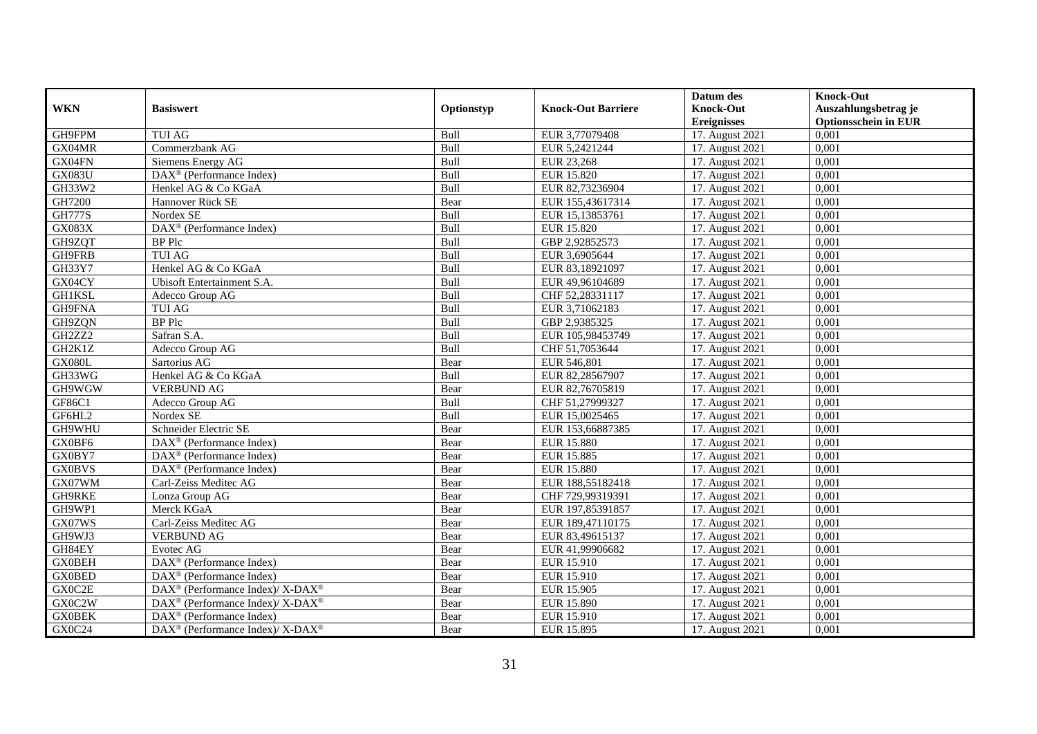| WKN | Basiswert | Optionstyp | Knock-Out Barriere | Datum des Knock-Out Ereignisses | Knock-Out Auszahlungsbetrag je Optionsschein in EUR |
|---|---|---|---|---|---|
| GH9FPM | TUI AG | Bull | EUR 3,77079408 | 17. August 2021 | 0,001 |
| GX04MR | Commerzbank AG | Bull | EUR 5,2421244 | 17. August 2021 | 0,001 |
| GX04FN | Siemens Energy AG | Bull | EUR 23,268 | 17. August 2021 | 0,001 |
| GX083U | DAX® (Performance Index) | Bull | EUR 15.820 | 17. August 2021 | 0,001 |
| GH33W2 | Henkel AG & Co KGaA | Bull | EUR 82,73236904 | 17. August 2021 | 0,001 |
| GH7200 | Hannover Rück SE | Bear | EUR 155,43617314 | 17. August 2021 | 0,001 |
| GH777S | Nordex SE | Bull | EUR 15,13853761 | 17. August 2021 | 0,001 |
| GX083X | DAX® (Performance Index) | Bull | EUR 15.820 | 17. August 2021 | 0,001 |
| GH9ZQT | BP Plc | Bull | GBP 2,92852573 | 17. August 2021 | 0,001 |
| GH9FRB | TUI AG | Bull | EUR 3,6905644 | 17. August 2021 | 0,001 |
| GH33Y7 | Henkel AG & Co KGaA | Bull | EUR 83,18921097 | 17. August 2021 | 0,001 |
| GX04CY | Ubisoft Entertainment S.A. | Bull | EUR 49,96104689 | 17. August 2021 | 0,001 |
| GH1KSL | Adecco Group AG | Bull | CHF 52,28331117 | 17. August 2021 | 0,001 |
| GH9FNA | TUI AG | Bull | EUR 3,71062183 | 17. August 2021 | 0,001 |
| GH9ZQN | BP Plc | Bull | GBP 2,9385325 | 17. August 2021 | 0,001 |
| GH2ZZ2 | Safran S.A. | Bull | EUR 105,98453749 | 17. August 2021 | 0,001 |
| GH2K1Z | Adecco Group AG | Bull | CHF 51,7053644 | 17. August 2021 | 0,001 |
| GX080L | Sartorius AG | Bear | EUR 546,801 | 17. August 2021 | 0,001 |
| GH33WG | Henkel AG & Co KGaA | Bull | EUR 82,28567907 | 17. August 2021 | 0,001 |
| GH9WGW | VERBUND AG | Bear | EUR 82,76705819 | 17. August 2021 | 0,001 |
| GF86C1 | Adecco Group AG | Bull | CHF 51,27999327 | 17. August 2021 | 0,001 |
| GF6HL2 | Nordex SE | Bull | EUR 15,0025465 | 17. August 2021 | 0,001 |
| GH9WHU | Schneider Electric SE | Bear | EUR 153,66887385 | 17. August 2021 | 0,001 |
| GX0BF6 | DAX® (Performance Index) | Bear | EUR 15.880 | 17. August 2021 | 0,001 |
| GX0BY7 | DAX® (Performance Index) | Bear | EUR 15.885 | 17. August 2021 | 0,001 |
| GX0BVS | DAX® (Performance Index) | Bear | EUR 15.880 | 17. August 2021 | 0,001 |
| GX07WM | Carl-Zeiss Meditec AG | Bear | EUR 188,55182418 | 17. August 2021 | 0,001 |
| GH9RKE | Lonza Group AG | Bear | CHF 729,99319391 | 17. August 2021 | 0,001 |
| GH9WP1 | Merck KGaA | Bear | EUR 197,85391857 | 17. August 2021 | 0,001 |
| GX07WS | Carl-Zeiss Meditec AG | Bear | EUR 189,47110175 | 17. August 2021 | 0,001 |
| GH9WJ3 | VERBUND AG | Bear | EUR 83,49615137 | 17. August 2021 | 0,001 |
| GH84EY | Evotec AG | Bear | EUR 41,99906682 | 17. August 2021 | 0,001 |
| GX0BEH | DAX® (Performance Index) | Bear | EUR 15.910 | 17. August 2021 | 0,001 |
| GX0BED | DAX® (Performance Index) | Bear | EUR 15.910 | 17. August 2021 | 0,001 |
| GX0C2E | DAX® (Performance Index)/ X-DAX® | Bear | EUR 15.905 | 17. August 2021 | 0,001 |
| GX0C2W | DAX® (Performance Index)/ X-DAX® | Bear | EUR 15.890 | 17. August 2021 | 0,001 |
| GX0BEK | DAX® (Performance Index) | Bear | EUR 15.910 | 17. August 2021 | 0,001 |
| GX0C24 | DAX® (Performance Index)/ X-DAX® | Bear | EUR 15.895 | 17. August 2021 | 0,001 |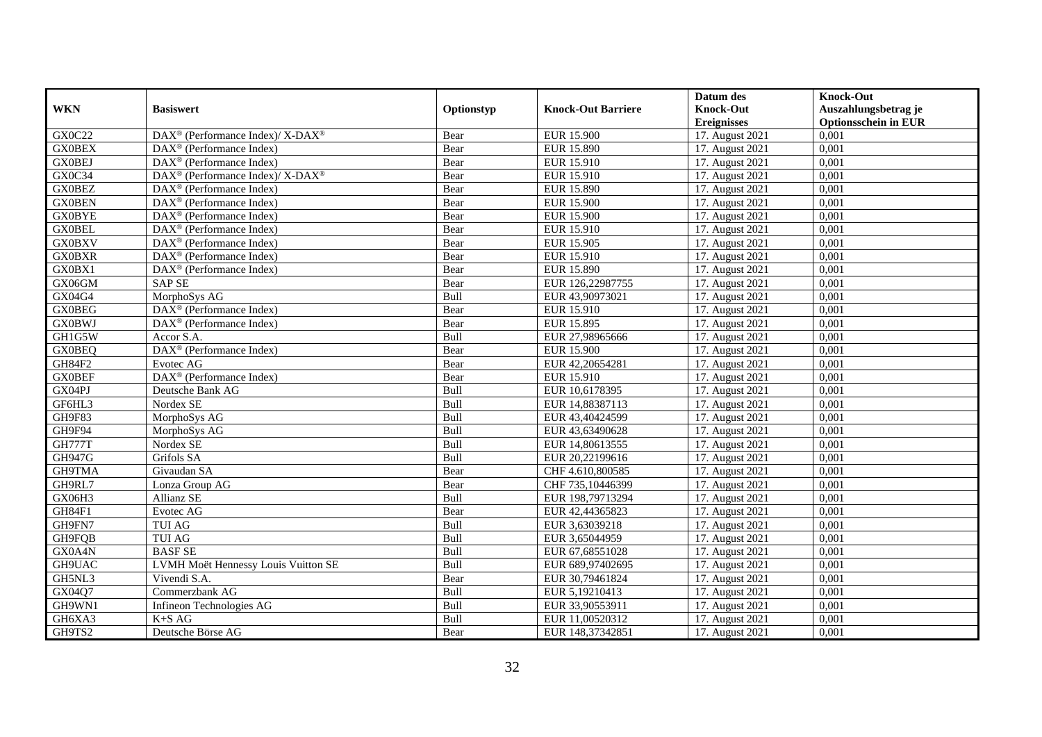| WKN | Basiswert | Optionstyp | Knock-Out Barriere | Datum des Knock-Out Ereignisses | Knock-Out Auszahlungsbetrag je Optionsschein in EUR |
|---|---|---|---|---|---|
| GX0C22 | DAX® (Performance Index)/ X-DAX® | Bear | EUR 15.900 | 17. August 2021 | 0,001 |
| GX0BEX | DAX® (Performance Index) | Bear | EUR 15.890 | 17. August 2021 | 0,001 |
| GX0BEJ | DAX® (Performance Index) | Bear | EUR 15.910 | 17. August 2021 | 0,001 |
| GX0C34 | DAX® (Performance Index)/ X-DAX® | Bear | EUR 15.910 | 17. August 2021 | 0,001 |
| GX0BEZ | DAX® (Performance Index) | Bear | EUR 15.890 | 17. August 2021 | 0,001 |
| GX0BEN | DAX® (Performance Index) | Bear | EUR 15.900 | 17. August 2021 | 0,001 |
| GX0BYE | DAX® (Performance Index) | Bear | EUR 15.900 | 17. August 2021 | 0,001 |
| GX0BEL | DAX® (Performance Index) | Bear | EUR 15.910 | 17. August 2021 | 0,001 |
| GX0BXV | DAX® (Performance Index) | Bear | EUR 15.905 | 17. August 2021 | 0,001 |
| GX0BXR | DAX® (Performance Index) | Bear | EUR 15.910 | 17. August 2021 | 0,001 |
| GX0BX1 | DAX® (Performance Index) | Bear | EUR 15.890 | 17. August 2021 | 0,001 |
| GX06GM | SAP SE | Bear | EUR 126,22987755 | 17. August 2021 | 0,001 |
| GX04G4 | MorphoSys AG | Bull | EUR 43,90973021 | 17. August 2021 | 0,001 |
| GX0BEG | DAX® (Performance Index) | Bear | EUR 15.910 | 17. August 2021 | 0,001 |
| GX0BWJ | DAX® (Performance Index) | Bear | EUR 15.895 | 17. August 2021 | 0,001 |
| GH1G5W | Accor S.A. | Bull | EUR 27,98965666 | 17. August 2021 | 0,001 |
| GX0BEQ | DAX® (Performance Index) | Bear | EUR 15.900 | 17. August 2021 | 0,001 |
| GH84F2 | Evotec AG | Bear | EUR 42,20654281 | 17. August 2021 | 0,001 |
| GX0BEF | DAX® (Performance Index) | Bear | EUR 15.910 | 17. August 2021 | 0,001 |
| GX04PJ | Deutsche Bank AG | Bull | EUR 10,6178395 | 17. August 2021 | 0,001 |
| GF6HL3 | Nordex SE | Bull | EUR 14,88387113 | 17. August 2021 | 0,001 |
| GH9F83 | MorphoSys AG | Bull | EUR 43,40424599 | 17. August 2021 | 0,001 |
| GH9F94 | MorphoSys AG | Bull | EUR 43,63490628 | 17. August 2021 | 0,001 |
| GH777T | Nordex SE | Bull | EUR 14,80613555 | 17. August 2021 | 0,001 |
| GH947G | Grifols SA | Bull | EUR 20,22199616 | 17. August 2021 | 0,001 |
| GH9TMA | Givaudan SA | Bear | CHF 4.610,800585 | 17. August 2021 | 0,001 |
| GH9RL7 | Lonza Group AG | Bear | CHF 735,10446399 | 17. August 2021 | 0,001 |
| GX06H3 | Allianz SE | Bull | EUR 198,79713294 | 17. August 2021 | 0,001 |
| GH84F1 | Evotec AG | Bear | EUR 42,44365823 | 17. August 2021 | 0,001 |
| GH9FN7 | TUI AG | Bull | EUR 3,63039218 | 17. August 2021 | 0,001 |
| GH9FQB | TUI AG | Bull | EUR 3,65044959 | 17. August 2021 | 0,001 |
| GX0A4N | BASF SE | Bull | EUR 67,68551028 | 17. August 2021 | 0,001 |
| GH9UAC | LVMH Moët Hennessy Louis Vuitton SE | Bull | EUR 689,97402695 | 17. August 2021 | 0,001 |
| GH5NL3 | Vivendi S.A. | Bear | EUR 30,79461824 | 17. August 2021 | 0,001 |
| GX04Q7 | Commerzbank AG | Bull | EUR 5,19210413 | 17. August 2021 | 0,001 |
| GH9WN1 | Infineon Technologies AG | Bull | EUR 33,90553911 | 17. August 2021 | 0,001 |
| GH6XA3 | K+S AG | Bull | EUR 11,00520312 | 17. August 2021 | 0,001 |
| GH9TS2 | Deutsche Börse AG | Bear | EUR 148,37342851 | 17. August 2021 | 0,001 |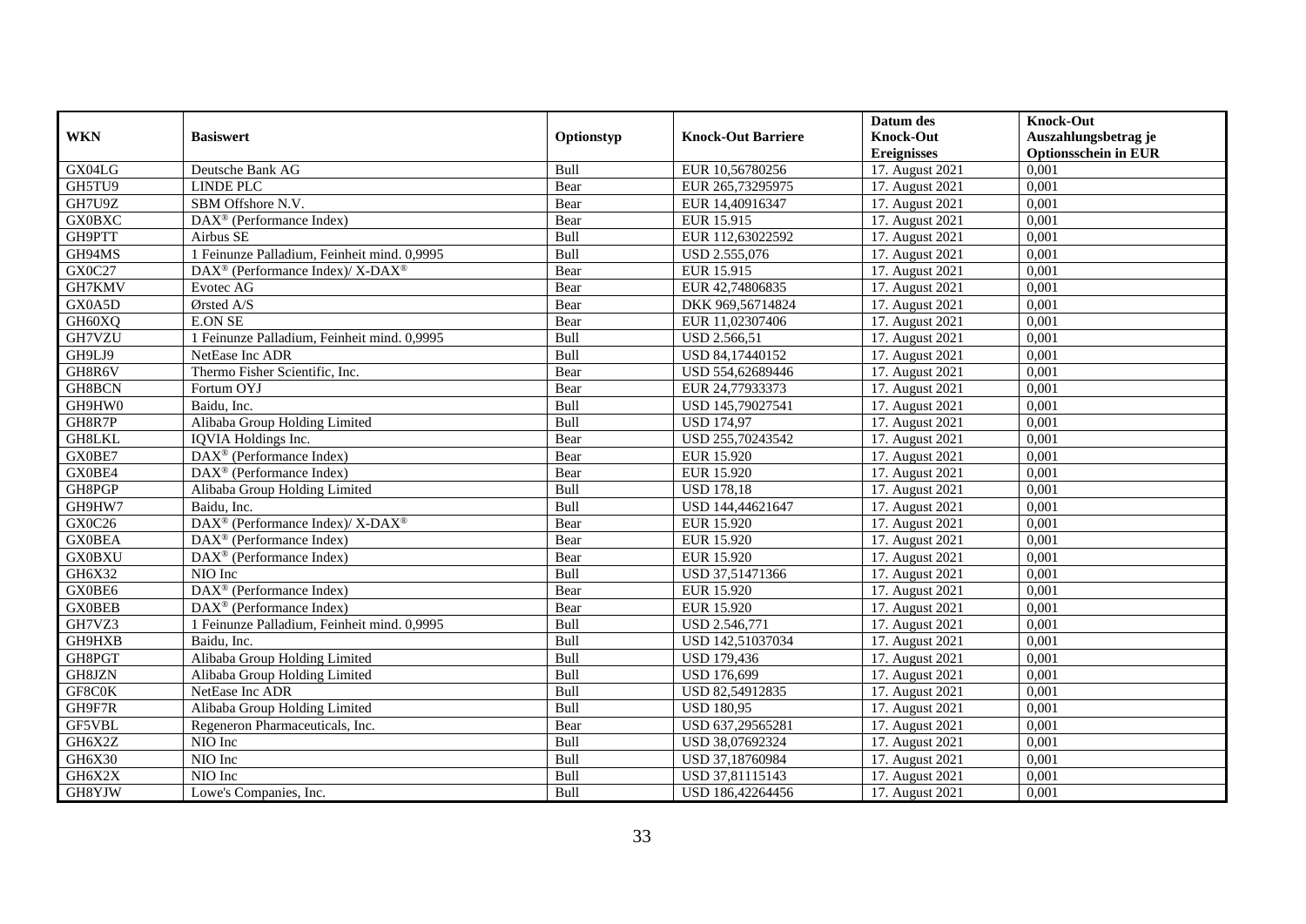| WKN | Basiswert | Optionstyp | Knock-Out Barriere | Datum des Knock-Out Ereignisses | Knock-Out Auszahlungsbetrag je Optionsschein in EUR |
|---|---|---|---|---|---|
| GX04LG | Deutsche Bank AG | Bull | EUR 10,56780256 | 17. August 2021 | 0,001 |
| GH5TU9 | LINDE PLC | Bear | EUR 265,73295975 | 17. August 2021 | 0,001 |
| GH7U9Z | SBM Offshore N.V. | Bear | EUR 14,40916347 | 17. August 2021 | 0,001 |
| GX0BXC | DAX® (Performance Index) | Bear | EUR 15.915 | 17. August 2021 | 0,001 |
| GH9PTT | Airbus SE | Bull | EUR 112,63022592 | 17. August 2021 | 0,001 |
| GH94MS | 1 Feinunze Palladium, Feinheit mind. 0,9995 | Bull | USD 2.555,076 | 17. August 2021 | 0,001 |
| GX0C27 | DAX® (Performance Index)/ X-DAX® | Bear | EUR 15.915 | 17. August 2021 | 0,001 |
| GH7KMV | Evotec AG | Bear | EUR 42,74806835 | 17. August 2021 | 0,001 |
| GX0A5D | Ørsted A/S | Bear | DKK 969,56714824 | 17. August 2021 | 0,001 |
| GH60XQ | E.ON SE | Bear | EUR 11,02307406 | 17. August 2021 | 0,001 |
| GH7VZU | 1 Feinunze Palladium, Feinheit mind. 0,9995 | Bull | USD 2.566,51 | 17. August 2021 | 0,001 |
| GH9LJ9 | NetEase Inc ADR | Bull | USD 84,17440152 | 17. August 2021 | 0,001 |
| GH8R6V | Thermo Fisher Scientific, Inc. | Bear | USD 554,62689446 | 17. August 2021 | 0,001 |
| GH8BCN | Fortum OYJ | Bear | EUR 24,77933373 | 17. August 2021 | 0,001 |
| GH9HW0 | Baidu, Inc. | Bull | USD 145,79027541 | 17. August 2021 | 0,001 |
| GH8R7P | Alibaba Group Holding Limited | Bull | USD 174,97 | 17. August 2021 | 0,001 |
| GH8LKL | IQVIA Holdings Inc. | Bear | USD 255,70243542 | 17. August 2021 | 0,001 |
| GX0BE7 | DAX® (Performance Index) | Bear | EUR 15.920 | 17. August 2021 | 0,001 |
| GX0BE4 | DAX® (Performance Index) | Bear | EUR 15.920 | 17. August 2021 | 0,001 |
| GH8PGP | Alibaba Group Holding Limited | Bull | USD 178,18 | 17. August 2021 | 0,001 |
| GH9HW7 | Baidu, Inc. | Bull | USD 144,44621647 | 17. August 2021 | 0,001 |
| GX0C26 | DAX® (Performance Index)/ X-DAX® | Bear | EUR 15.920 | 17. August 2021 | 0,001 |
| GX0BEA | DAX® (Performance Index) | Bear | EUR 15.920 | 17. August 2021 | 0,001 |
| GX0BXU | DAX® (Performance Index) | Bear | EUR 15.920 | 17. August 2021 | 0,001 |
| GH6X32 | NIO Inc | Bull | USD 37,51471366 | 17. August 2021 | 0,001 |
| GX0BE6 | DAX® (Performance Index) | Bear | EUR 15.920 | 17. August 2021 | 0,001 |
| GX0BEB | DAX® (Performance Index) | Bear | EUR 15.920 | 17. August 2021 | 0,001 |
| GH7VZ3 | 1 Feinunze Palladium, Feinheit mind. 0,9995 | Bull | USD 2.546,771 | 17. August 2021 | 0,001 |
| GH9HXB | Baidu, Inc. | Bull | USD 142,51037034 | 17. August 2021 | 0,001 |
| GH8PGT | Alibaba Group Holding Limited | Bull | USD 179,436 | 17. August 2021 | 0,001 |
| GH8JZN | Alibaba Group Holding Limited | Bull | USD 176,699 | 17. August 2021 | 0,001 |
| GF8C0K | NetEase Inc ADR | Bull | USD 82,54912835 | 17. August 2021 | 0,001 |
| GH9F7R | Alibaba Group Holding Limited | Bull | USD 180,95 | 17. August 2021 | 0,001 |
| GF5VBL | Regeneron Pharmaceuticals, Inc. | Bear | USD 637,29565281 | 17. August 2021 | 0,001 |
| GH6X2Z | NIO Inc | Bull | USD 38,07692324 | 17. August 2021 | 0,001 |
| GH6X30 | NIO Inc | Bull | USD 37,18760984 | 17. August 2021 | 0,001 |
| GH6X2X | NIO Inc | Bull | USD 37,81115143 | 17. August 2021 | 0,001 |
| GH8YJW | Lowe's Companies, Inc. | Bull | USD 186,42264456 | 17. August 2021 | 0,001 |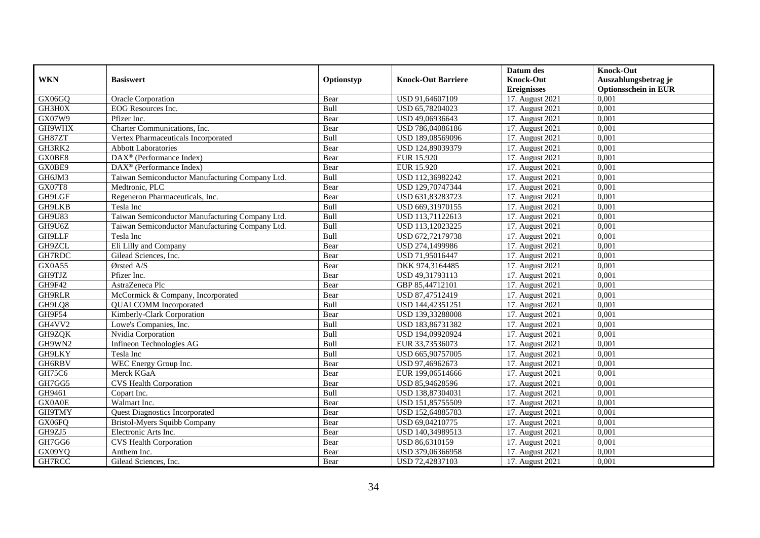| WKN | Basiswert | Optionstyp | Knock-Out Barriere | Datum des Knock-Out Ereignisses | Knock-Out Auszahlungsbetrag je Optionsschein in EUR |
|---|---|---|---|---|---|
| GX06GQ | Oracle Corporation | Bear | USD 91,64607109 | 17. August 2021 | 0,001 |
| GH3H0X | EOG Resources Inc. | Bull | USD 65,78204023 | 17. August 2021 | 0,001 |
| GX07W9 | Pfizer Inc. | Bear | USD 49,06936643 | 17. August 2021 | 0,001 |
| GH9WHX | Charter Communications, Inc. | Bear | USD 786,04086186 | 17. August 2021 | 0,001 |
| GH87ZT | Vertex Pharmaceuticals Incorporated | Bull | USD 189,08569096 | 17. August 2021 | 0,001 |
| GH3RK2 | Abbott Laboratories | Bear | USD 124,89039379 | 17. August 2021 | 0,001 |
| GX0BE8 | DAX® (Performance Index) | Bear | EUR 15.920 | 17. August 2021 | 0,001 |
| GX0BE9 | DAX® (Performance Index) | Bear | EUR 15.920 | 17. August 2021 | 0,001 |
| GH6JM3 | Taiwan Semiconductor Manufacturing Company Ltd. | Bull | USD 112,36982242 | 17. August 2021 | 0,001 |
| GX07T8 | Medtronic, PLC | Bear | USD 129,70747344 | 17. August 2021 | 0,001 |
| GH9LGF | Regeneron Pharmaceuticals, Inc. | Bear | USD 631,83283723 | 17. August 2021 | 0,001 |
| GH9LKB | Tesla Inc | Bull | USD 669,31970155 | 17. August 2021 | 0,001 |
| GH9U83 | Taiwan Semiconductor Manufacturing Company Ltd. | Bull | USD 113,71122613 | 17. August 2021 | 0,001 |
| GH9U6Z | Taiwan Semiconductor Manufacturing Company Ltd. | Bull | USD 113,12023225 | 17. August 2021 | 0,001 |
| GH9LLF | Tesla Inc | Bull | USD 672,72179738 | 17. August 2021 | 0,001 |
| GH9ZCL | Eli Lilly and Company | Bear | USD 274,1499986 | 17. August 2021 | 0,001 |
| GH7RDC | Gilead Sciences, Inc. | Bear | USD 71,95016447 | 17. August 2021 | 0,001 |
| GX0A55 | Ørsted A/S | Bear | DKK 974,3164485 | 17. August 2021 | 0,001 |
| GH9TJZ | Pfizer Inc. | Bear | USD 49,31793113 | 17. August 2021 | 0,001 |
| GH9F42 | AstraZeneca Plc | Bear | GBP 85,44712101 | 17. August 2021 | 0,001 |
| GH9RLR | McCormick & Company, Incorporated | Bear | USD 87,47512419 | 17. August 2021 | 0,001 |
| GH9LQ8 | QUALCOMM Incorporated | Bull | USD 144,42351251 | 17. August 2021 | 0,001 |
| GH9F54 | Kimberly-Clark Corporation | Bear | USD 139,33288008 | 17. August 2021 | 0,001 |
| GH4VV2 | Lowe's Companies, Inc. | Bull | USD 183,86731382 | 17. August 2021 | 0,001 |
| GH9ZQK | Nvidia Corporation | Bull | USD 194,09920924 | 17. August 2021 | 0,001 |
| GH9WN2 | Infineon Technologies AG | Bull | EUR 33,73536073 | 17. August 2021 | 0,001 |
| GH9LKY | Tesla Inc | Bull | USD 665,90757005 | 17. August 2021 | 0,001 |
| GH6RBV | WEC Energy Group Inc. | Bear | USD 97,46962673 | 17. August 2021 | 0,001 |
| GH75C6 | Merck KGaA | Bear | EUR 199,06514666 | 17. August 2021 | 0,001 |
| GH7GG5 | CVS Health Corporation | Bear | USD 85,94628596 | 17. August 2021 | 0,001 |
| GH9461 | Copart Inc. | Bull | USD 138,87304031 | 17. August 2021 | 0,001 |
| GX0A0E | Walmart Inc. | Bear | USD 151,85755509 | 17. August 2021 | 0,001 |
| GH9TMY | Quest Diagnostics Incorporated | Bear | USD 152,64885783 | 17. August 2021 | 0,001 |
| GX06FQ | Bristol-Myers Squibb Company | Bear | USD 69,04210775 | 17. August 2021 | 0,001 |
| GH9ZJ5 | Electronic Arts Inc. | Bear | USD 140,34989513 | 17. August 2021 | 0,001 |
| GH7GG6 | CVS Health Corporation | Bear | USD 86,6310159 | 17. August 2021 | 0,001 |
| GX09YQ | Anthem Inc. | Bear | USD 379,06366958 | 17. August 2021 | 0,001 |
| GH7RCC | Gilead Sciences, Inc. | Bear | USD 72,42837103 | 17. August 2021 | 0,001 |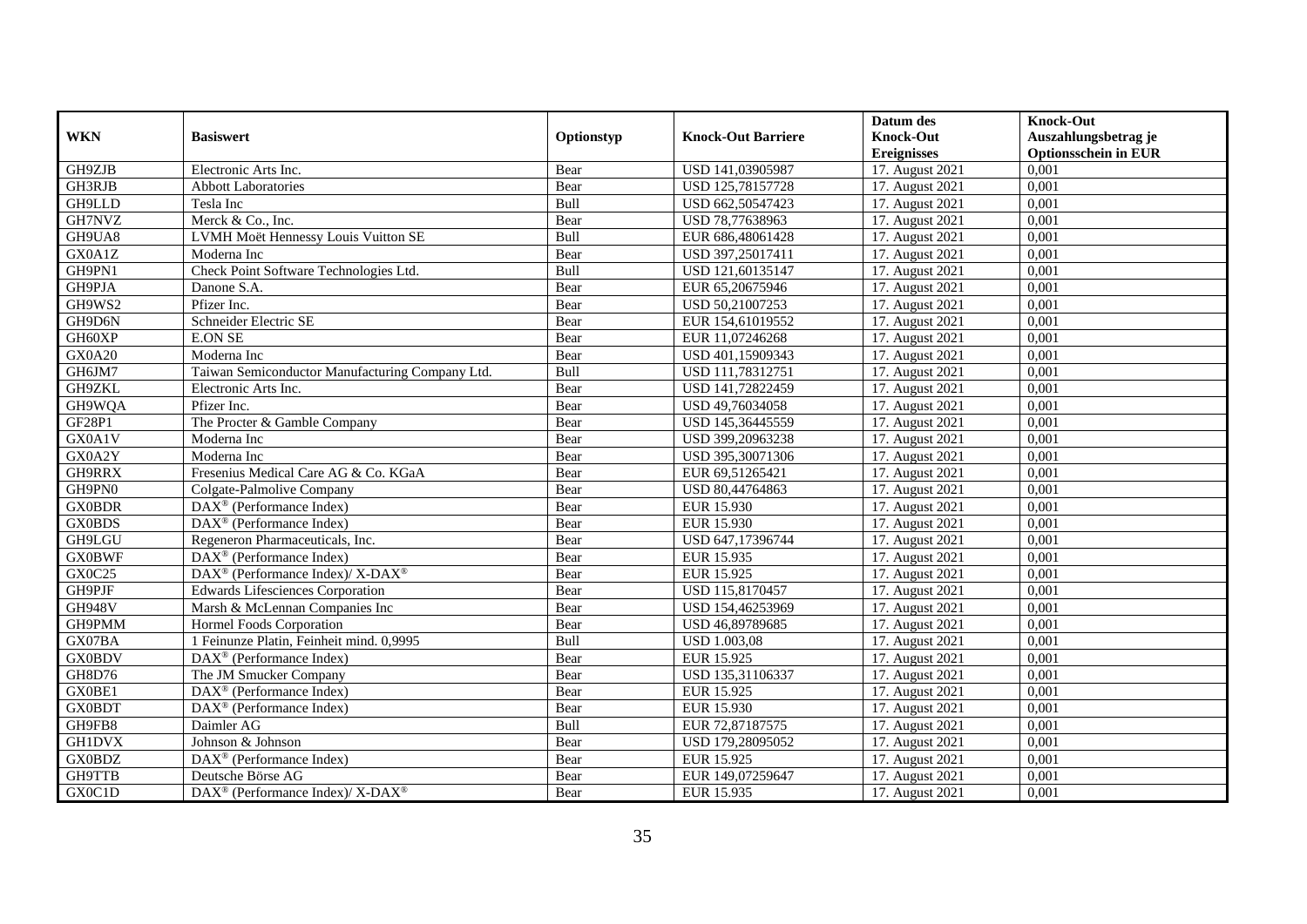| WKN | Basiswert | Optionstyp | Knock-Out Barriere | Datum des Knock-Out Ereignisses | Knock-Out Auszahlungsbetrag je Optionsschein in EUR |
|---|---|---|---|---|---|
| GH9ZJB | Electronic Arts Inc. | Bear | USD 141,03905987 | 17. August 2021 | 0,001 |
| GH3RJB | Abbott Laboratories | Bear | USD 125,78157728 | 17. August 2021 | 0,001 |
| GH9LLD | Tesla Inc | Bull | USD 662,50547423 | 17. August 2021 | 0,001 |
| GH7NVZ | Merck & Co., Inc. | Bear | USD 78,77638963 | 17. August 2021 | 0,001 |
| GH9UA8 | LVMH Moët Hennessy Louis Vuitton SE | Bull | EUR 686,48061428 | 17. August 2021 | 0,001 |
| GX0A1Z | Moderna Inc | Bear | USD 397,25017411 | 17. August 2021 | 0,001 |
| GH9PN1 | Check Point Software Technologies Ltd. | Bull | USD 121,60135147 | 17. August 2021 | 0,001 |
| GH9PJA | Danone S.A. | Bear | EUR 65,20675946 | 17. August 2021 | 0,001 |
| GH9WS2 | Pfizer Inc. | Bear | USD 50,21007253 | 17. August 2021 | 0,001 |
| GH9D6N | Schneider Electric SE | Bear | EUR 154,61019552 | 17. August 2021 | 0,001 |
| GH60XP | E.ON SE | Bear | EUR 11,07246268 | 17. August 2021 | 0,001 |
| GX0A20 | Moderna Inc | Bear | USD 401,15909343 | 17. August 2021 | 0,001 |
| GH6JM7 | Taiwan Semiconductor Manufacturing Company Ltd. | Bull | USD 111,78312751 | 17. August 2021 | 0,001 |
| GH9ZKL | Electronic Arts Inc. | Bear | USD 141,72822459 | 17. August 2021 | 0,001 |
| GH9WQA | Pfizer Inc. | Bear | USD 49,76034058 | 17. August 2021 | 0,001 |
| GF28P1 | The Procter & Gamble Company | Bear | USD 145,36445559 | 17. August 2021 | 0,001 |
| GX0A1V | Moderna Inc | Bear | USD 399,20963238 | 17. August 2021 | 0,001 |
| GX0A2Y | Moderna Inc | Bear | USD 395,30071306 | 17. August 2021 | 0,001 |
| GH9RRX | Fresenius Medical Care AG & Co. KGaA | Bear | EUR 69,51265421 | 17. August 2021 | 0,001 |
| GH9PN0 | Colgate-Palmolive Company | Bear | USD 80,44764863 | 17. August 2021 | 0,001 |
| GX0BDR | DAX® (Performance Index) | Bear | EUR 15.930 | 17. August 2021 | 0,001 |
| GX0BDS | DAX® (Performance Index) | Bear | EUR 15.930 | 17. August 2021 | 0,001 |
| GH9LGU | Regeneron Pharmaceuticals, Inc. | Bear | USD 647,17396744 | 17. August 2021 | 0,001 |
| GX0BWF | DAX® (Performance Index) | Bear | EUR 15.935 | 17. August 2021 | 0,001 |
| GX0C25 | DAX® (Performance Index)/ X-DAX® | Bear | EUR 15.925 | 17. August 2021 | 0,001 |
| GH9PJF | Edwards Lifesciences Corporation | Bear | USD 115,8170457 | 17. August 2021 | 0,001 |
| GH948V | Marsh & McLennan Companies Inc | Bear | USD 154,46253969 | 17. August 2021 | 0,001 |
| GH9PMM | Hormel Foods Corporation | Bear | USD 46,89789685 | 17. August 2021 | 0,001 |
| GX07BA | 1 Feinunze Platin, Feinheit mind. 0,9995 | Bull | USD 1.003,08 | 17. August 2021 | 0,001 |
| GX0BDV | DAX® (Performance Index) | Bear | EUR 15.925 | 17. August 2021 | 0,001 |
| GH8D76 | The JM Smucker Company | Bear | USD 135,31106337 | 17. August 2021 | 0,001 |
| GX0BE1 | DAX® (Performance Index) | Bear | EUR 15.925 | 17. August 2021 | 0,001 |
| GX0BDT | DAX® (Performance Index) | Bear | EUR 15.930 | 17. August 2021 | 0,001 |
| GH9FB8 | Daimler AG | Bull | EUR 72,87187575 | 17. August 2021 | 0,001 |
| GH1DVX | Johnson & Johnson | Bear | USD 179,28095052 | 17. August 2021 | 0,001 |
| GX0BDZ | DAX® (Performance Index) | Bear | EUR 15.925 | 17. August 2021 | 0,001 |
| GH9TTB | Deutsche Börse AG | Bear | EUR 149,07259647 | 17. August 2021 | 0,001 |
| GX0C1D | DAX® (Performance Index)/ X-DAX® | Bear | EUR 15.935 | 17. August 2021 | 0,001 |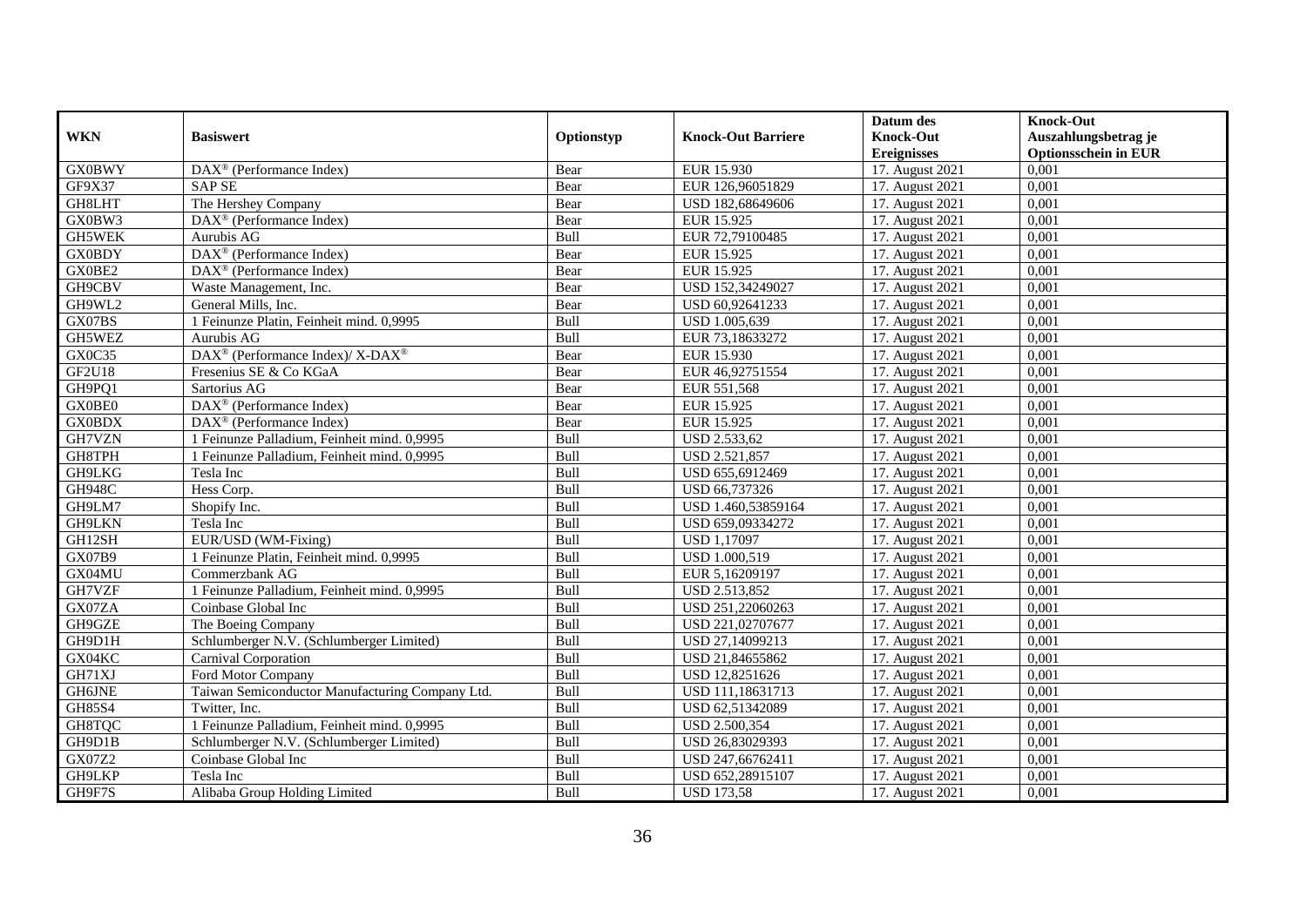| WKN | Basiswert | Optionstyp | Knock-Out Barriere | Datum des Knock-Out Ereignisses | Knock-Out Auszahlungsbetrag je Optionsschein in EUR |
|---|---|---|---|---|---|
| GX0BWY | DAX® (Performance Index) | Bear | EUR 15.930 | 17. August 2021 | 0,001 |
| GF9X37 | SAP SE | Bear | EUR 126,96051829 | 17. August 2021 | 0,001 |
| GH8LHT | The Hershey Company | Bear | USD 182,68649606 | 17. August 2021 | 0,001 |
| GX0BW3 | DAX® (Performance Index) | Bear | EUR 15.925 | 17. August 2021 | 0,001 |
| GH5WEK | Aurubis AG | Bull | EUR 72,79100485 | 17. August 2021 | 0,001 |
| GX0BDY | DAX® (Performance Index) | Bear | EUR 15.925 | 17. August 2021 | 0,001 |
| GX0BE2 | DAX® (Performance Index) | Bear | EUR 15.925 | 17. August 2021 | 0,001 |
| GH9CBV | Waste Management, Inc. | Bear | USD 152,34249027 | 17. August 2021 | 0,001 |
| GH9WL2 | General Mills, Inc. | Bear | USD 60,92641233 | 17. August 2021 | 0,001 |
| GX07BS | 1 Feinunze Platin, Feinheit mind. 0,9995 | Bull | USD 1.005,639 | 17. August 2021 | 0,001 |
| GH5WEZ | Aurubis AG | Bull | EUR 73,18633272 | 17. August 2021 | 0,001 |
| GX0C35 | DAX® (Performance Index)/ X-DAX® | Bear | EUR 15.930 | 17. August 2021 | 0,001 |
| GF2U18 | Fresenius SE & Co KGaA | Bear | EUR 46,92751554 | 17. August 2021 | 0,001 |
| GH9PQ1 | Sartorius AG | Bear | EUR 551,568 | 17. August 2021 | 0,001 |
| GX0BE0 | DAX® (Performance Index) | Bear | EUR 15.925 | 17. August 2021 | 0,001 |
| GX0BDX | DAX® (Performance Index) | Bear | EUR 15.925 | 17. August 2021 | 0,001 |
| GH7VZN | 1 Feinunze Palladium, Feinheit mind. 0,9995 | Bull | USD 2.533,62 | 17. August 2021 | 0,001 |
| GH8TPH | 1 Feinunze Palladium, Feinheit mind. 0,9995 | Bull | USD 2.521,857 | 17. August 2021 | 0,001 |
| GH9LKG | Tesla Inc | Bull | USD 655,6912469 | 17. August 2021 | 0,001 |
| GH948C | Hess Corp. | Bull | USD 66,737326 | 17. August 2021 | 0,001 |
| GH9LM7 | Shopify Inc. | Bull | USD 1.460,53859164 | 17. August 2021 | 0,001 |
| GH9LKN | Tesla Inc | Bull | USD 659,09334272 | 17. August 2021 | 0,001 |
| GH12SH | EUR/USD (WM-Fixing) | Bull | USD 1,17097 | 17. August 2021 | 0,001 |
| GX07B9 | 1 Feinunze Platin, Feinheit mind. 0,9995 | Bull | USD 1.000,519 | 17. August 2021 | 0,001 |
| GX04MU | Commerzbank AG | Bull | EUR 5,16209197 | 17. August 2021 | 0,001 |
| GH7VZF | 1 Feinunze Palladium, Feinheit mind. 0,9995 | Bull | USD 2.513,852 | 17. August 2021 | 0,001 |
| GX07ZA | Coinbase Global Inc | Bull | USD 251,22060263 | 17. August 2021 | 0,001 |
| GH9GZE | The Boeing Company | Bull | USD 221,02707677 | 17. August 2021 | 0,001 |
| GH9D1H | Schlumberger N.V. (Schlumberger Limited) | Bull | USD 27,14099213 | 17. August 2021 | 0,001 |
| GX04KC | Carnival Corporation | Bull | USD 21,84655862 | 17. August 2021 | 0,001 |
| GH71XJ | Ford Motor Company | Bull | USD 12,8251626 | 17. August 2021 | 0,001 |
| GH6JNE | Taiwan Semiconductor Manufacturing Company Ltd. | Bull | USD 111,18631713 | 17. August 2021 | 0,001 |
| GH85S4 | Twitter, Inc. | Bull | USD 62,51342089 | 17. August 2021 | 0,001 |
| GH8TQC | 1 Feinunze Palladium, Feinheit mind. 0,9995 | Bull | USD 2.500,354 | 17. August 2021 | 0,001 |
| GH9D1B | Schlumberger N.V. (Schlumberger Limited) | Bull | USD 26,83029393 | 17. August 2021 | 0,001 |
| GX07Z2 | Coinbase Global Inc | Bull | USD 247,66762411 | 17. August 2021 | 0,001 |
| GH9LKP | Tesla Inc | Bull | USD 652,28915107 | 17. August 2021 | 0,001 |
| GH9F7S | Alibaba Group Holding Limited | Bull | USD 173,58 | 17. August 2021 | 0,001 |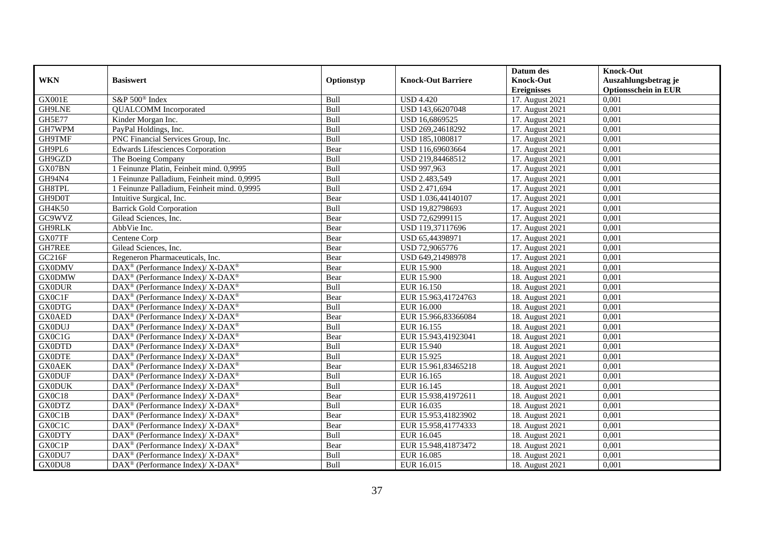| WKN | Basiswert | Optionstyp | Knock-Out Barriere | Datum des Knock-Out Ereignisses | Knock-Out Auszahlungsbetrag je Optionsschein in EUR |
|---|---|---|---|---|---|
| GX001E | S&P 500® Index | Bull | USD 4.420 | 17. August 2021 | 0,001 |
| GH9LNE | QUALCOMM Incorporated | Bull | USD 143,66207048 | 17. August 2021 | 0,001 |
| GH5E77 | Kinder Morgan Inc. | Bull | USD 16,6869525 | 17. August 2021 | 0,001 |
| GH7WPM | PayPal Holdings, Inc. | Bull | USD 269,24618292 | 17. August 2021 | 0,001 |
| GH9TMF | PNC Financial Services Group, Inc. | Bull | USD 185,1080817 | 17. August 2021 | 0,001 |
| GH9PL6 | Edwards Lifesciences Corporation | Bear | USD 116,69603664 | 17. August 2021 | 0,001 |
| GH9GZD | The Boeing Company | Bull | USD 219,84468512 | 17. August 2021 | 0,001 |
| GX07BN | 1 Feinunze Platin, Feinheit mind. 0,9995 | Bull | USD 997,963 | 17. August 2021 | 0,001 |
| GH94N4 | 1 Feinunze Palladium, Feinheit mind. 0,9995 | Bull | USD 2.483,549 | 17. August 2021 | 0,001 |
| GH8TPL | 1 Feinunze Palladium, Feinheit mind. 0,9995 | Bull | USD 2.471,694 | 17. August 2021 | 0,001 |
| GH9D0T | Intuitive Surgical, Inc. | Bear | USD 1.036,44140107 | 17. August 2021 | 0,001 |
| GH4K50 | Barrick Gold Corporation | Bull | USD 19,82798693 | 17. August 2021 | 0,001 |
| GC9WVZ | Gilead Sciences, Inc. | Bear | USD 72,62999115 | 17. August 2021 | 0,001 |
| GH9RLK | AbbVie Inc. | Bear | USD 119,37117696 | 17. August 2021 | 0,001 |
| GX07TF | Centene Corp | Bear | USD 65,44398971 | 17. August 2021 | 0,001 |
| GH7REE | Gilead Sciences, Inc. | Bear | USD 72,9065776 | 17. August 2021 | 0,001 |
| GC216F | Regeneron Pharmaceuticals, Inc. | Bear | USD 649,21498978 | 17. August 2021 | 0,001 |
| GX0DMV | DAX® (Performance Index)/ X-DAX® | Bear | EUR 15.900 | 18. August 2021 | 0,001 |
| GX0DMW | DAX® (Performance Index)/ X-DAX® | Bear | EUR 15.900 | 18. August 2021 | 0,001 |
| GX0DUR | DAX® (Performance Index)/ X-DAX® | Bull | EUR 16.150 | 18. August 2021 | 0,001 |
| GX0C1F | DAX® (Performance Index)/ X-DAX® | Bear | EUR 15.963,41724763 | 18. August 2021 | 0,001 |
| GX0DTG | DAX® (Performance Index)/ X-DAX® | Bull | EUR 16.000 | 18. August 2021 | 0,001 |
| GX0AED | DAX® (Performance Index)/ X-DAX® | Bear | EUR 15.966,83366084 | 18. August 2021 | 0,001 |
| GX0DUJ | DAX® (Performance Index)/ X-DAX® | Bull | EUR 16.155 | 18. August 2021 | 0,001 |
| GX0C1G | DAX® (Performance Index)/ X-DAX® | Bear | EUR 15.943,41923041 | 18. August 2021 | 0,001 |
| GX0DTD | DAX® (Performance Index)/ X-DAX® | Bull | EUR 15.940 | 18. August 2021 | 0,001 |
| GX0DTE | DAX® (Performance Index)/ X-DAX® | Bull | EUR 15.925 | 18. August 2021 | 0,001 |
| GX0AEK | DAX® (Performance Index)/ X-DAX® | Bear | EUR 15.961,83465218 | 18. August 2021 | 0,001 |
| GX0DUF | DAX® (Performance Index)/ X-DAX® | Bull | EUR 16.165 | 18. August 2021 | 0,001 |
| GX0DUK | DAX® (Performance Index)/ X-DAX® | Bull | EUR 16.145 | 18. August 2021 | 0,001 |
| GX0C18 | DAX® (Performance Index)/ X-DAX® | Bear | EUR 15.938,41972611 | 18. August 2021 | 0,001 |
| GX0DTZ | DAX® (Performance Index)/ X-DAX® | Bull | EUR 16.035 | 18. August 2021 | 0,001 |
| GX0C1B | DAX® (Performance Index)/ X-DAX® | Bear | EUR 15.953,41823902 | 18. August 2021 | 0,001 |
| GX0C1C | DAX® (Performance Index)/ X-DAX® | Bear | EUR 15.958,41774333 | 18. August 2021 | 0,001 |
| GX0DTY | DAX® (Performance Index)/ X-DAX® | Bull | EUR 16.045 | 18. August 2021 | 0,001 |
| GX0C1P | DAX® (Performance Index)/ X-DAX® | Bear | EUR 15.948,41873472 | 18. August 2021 | 0,001 |
| GX0DU7 | DAX® (Performance Index)/ X-DAX® | Bull | EUR 16.085 | 18. August 2021 | 0,001 |
| GX0DU8 | DAX® (Performance Index)/ X-DAX® | Bull | EUR 16.015 | 18. August 2021 | 0,001 |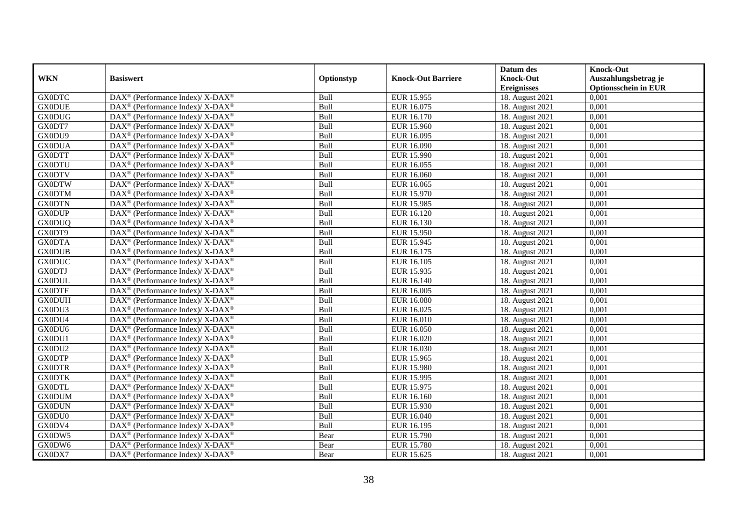| WKN | Basiswert | Optionstyp | Knock-Out Barriere | Datum des Knock-Out Ereignisses | Knock-Out Auszahlungsbetrag je Optionsschein in EUR |
|---|---|---|---|---|---|
| GX0DTC | DAX® (Performance Index)/ X-DAX® | Bull | EUR 15.955 | 18. August 2021 | 0,001 |
| GX0DUE | DAX® (Performance Index)/ X-DAX® | Bull | EUR 16.075 | 18. August 2021 | 0,001 |
| GX0DUG | DAX® (Performance Index)/ X-DAX® | Bull | EUR 16.170 | 18. August 2021 | 0,001 |
| GX0DT7 | DAX® (Performance Index)/ X-DAX® | Bull | EUR 15.960 | 18. August 2021 | 0,001 |
| GX0DU9 | DAX® (Performance Index)/ X-DAX® | Bull | EUR 16.095 | 18. August 2021 | 0,001 |
| GX0DUA | DAX® (Performance Index)/ X-DAX® | Bull | EUR 16.090 | 18. August 2021 | 0,001 |
| GX0DTT | DAX® (Performance Index)/ X-DAX® | Bull | EUR 15.990 | 18. August 2021 | 0,001 |
| GX0DTU | DAX® (Performance Index)/ X-DAX® | Bull | EUR 16.055 | 18. August 2021 | 0,001 |
| GX0DTV | DAX® (Performance Index)/ X-DAX® | Bull | EUR 16.060 | 18. August 2021 | 0,001 |
| GX0DTW | DAX® (Performance Index)/ X-DAX® | Bull | EUR 16.065 | 18. August 2021 | 0,001 |
| GX0DTM | DAX® (Performance Index)/ X-DAX® | Bull | EUR 15.970 | 18. August 2021 | 0,001 |
| GX0DTN | DAX® (Performance Index)/ X-DAX® | Bull | EUR 15.985 | 18. August 2021 | 0,001 |
| GX0DUP | DAX® (Performance Index)/ X-DAX® | Bull | EUR 16.120 | 18. August 2021 | 0,001 |
| GX0DUQ | DAX® (Performance Index)/ X-DAX® | Bull | EUR 16.130 | 18. August 2021 | 0,001 |
| GX0DT9 | DAX® (Performance Index)/ X-DAX® | Bull | EUR 15.950 | 18. August 2021 | 0,001 |
| GX0DTA | DAX® (Performance Index)/ X-DAX® | Bull | EUR 15.945 | 18. August 2021 | 0,001 |
| GX0DUB | DAX® (Performance Index)/ X-DAX® | Bull | EUR 16.175 | 18. August 2021 | 0,001 |
| GX0DUC | DAX® (Performance Index)/ X-DAX® | Bull | EUR 16.105 | 18. August 2021 | 0,001 |
| GX0DTJ | DAX® (Performance Index)/ X-DAX® | Bull | EUR 15.935 | 18. August 2021 | 0,001 |
| GX0DUL | DAX® (Performance Index)/ X-DAX® | Bull | EUR 16.140 | 18. August 2021 | 0,001 |
| GX0DTF | DAX® (Performance Index)/ X-DAX® | Bull | EUR 16.005 | 18. August 2021 | 0,001 |
| GX0DUH | DAX® (Performance Index)/ X-DAX® | Bull | EUR 16.080 | 18. August 2021 | 0,001 |
| GX0DU3 | DAX® (Performance Index)/ X-DAX® | Bull | EUR 16.025 | 18. August 2021 | 0,001 |
| GX0DU4 | DAX® (Performance Index)/ X-DAX® | Bull | EUR 16.010 | 18. August 2021 | 0,001 |
| GX0DU6 | DAX® (Performance Index)/ X-DAX® | Bull | EUR 16.050 | 18. August 2021 | 0,001 |
| GX0DU1 | DAX® (Performance Index)/ X-DAX® | Bull | EUR 16.020 | 18. August 2021 | 0,001 |
| GX0DU2 | DAX® (Performance Index)/ X-DAX® | Bull | EUR 16.030 | 18. August 2021 | 0,001 |
| GX0DTP | DAX® (Performance Index)/ X-DAX® | Bull | EUR 15.965 | 18. August 2021 | 0,001 |
| GX0DTR | DAX® (Performance Index)/ X-DAX® | Bull | EUR 15.980 | 18. August 2021 | 0,001 |
| GX0DTK | DAX® (Performance Index)/ X-DAX® | Bull | EUR 15.995 | 18. August 2021 | 0,001 |
| GX0DTL | DAX® (Performance Index)/ X-DAX® | Bull | EUR 15.975 | 18. August 2021 | 0,001 |
| GX0DUM | DAX® (Performance Index)/ X-DAX® | Bull | EUR 16.160 | 18. August 2021 | 0,001 |
| GX0DUN | DAX® (Performance Index)/ X-DAX® | Bull | EUR 15.930 | 18. August 2021 | 0,001 |
| GX0DU0 | DAX® (Performance Index)/ X-DAX® | Bull | EUR 16.040 | 18. August 2021 | 0,001 |
| GX0DV4 | DAX® (Performance Index)/ X-DAX® | Bull | EUR 16.195 | 18. August 2021 | 0,001 |
| GX0DW5 | DAX® (Performance Index)/ X-DAX® | Bear | EUR 15.790 | 18. August 2021 | 0,001 |
| GX0DW6 | DAX® (Performance Index)/ X-DAX® | Bear | EUR 15.780 | 18. August 2021 | 0,001 |
| GX0DX7 | DAX® (Performance Index)/ X-DAX® | Bear | EUR 15.625 | 18. August 2021 | 0,001 |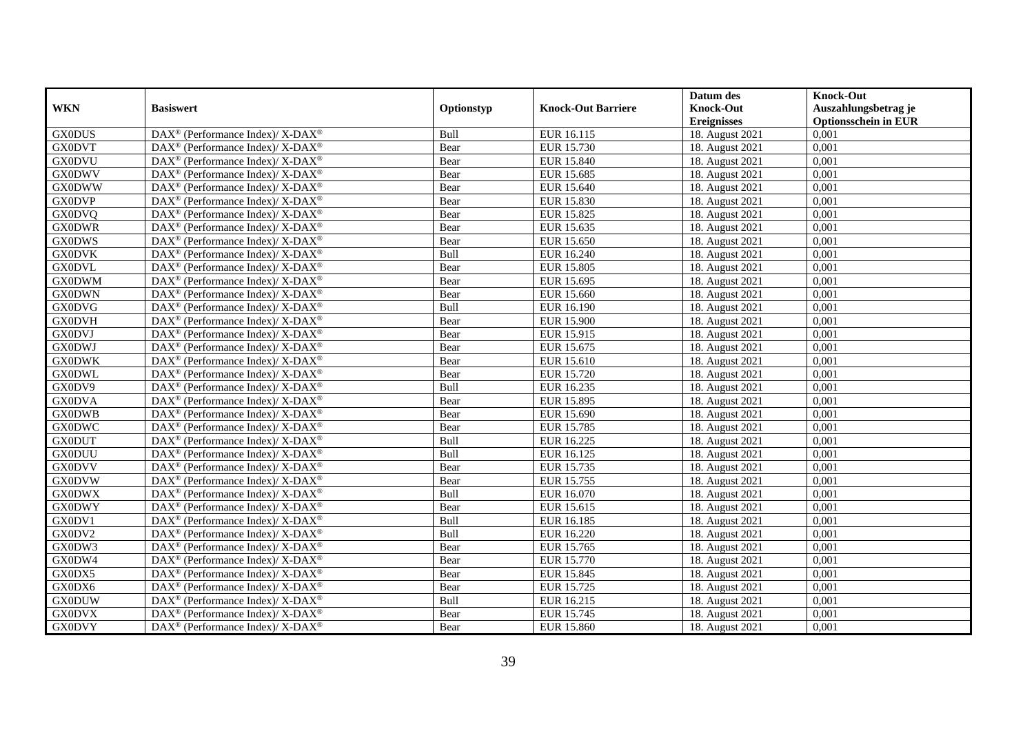| WKN | Basiswert | Optionstyp | Knock-Out Barriere | Datum des Knock-Out Ereignisses | Knock-Out Auszahlungsbetrag je Optionsschein in EUR |
|---|---|---|---|---|---|
| GX0DUS | DAX® (Performance Index)/ X-DAX® | Bull | EUR 16.115 | 18. August 2021 | 0,001 |
| GX0DVT | DAX® (Performance Index)/ X-DAX® | Bear | EUR 15.730 | 18. August 2021 | 0,001 |
| GX0DVU | DAX® (Performance Index)/ X-DAX® | Bear | EUR 15.840 | 18. August 2021 | 0,001 |
| GX0DWV | DAX® (Performance Index)/ X-DAX® | Bear | EUR 15.685 | 18. August 2021 | 0,001 |
| GX0DWW | DAX® (Performance Index)/ X-DAX® | Bear | EUR 15.640 | 18. August 2021 | 0,001 |
| GX0DVP | DAX® (Performance Index)/ X-DAX® | Bear | EUR 15.830 | 18. August 2021 | 0,001 |
| GX0DVQ | DAX® (Performance Index)/ X-DAX® | Bear | EUR 15.825 | 18. August 2021 | 0,001 |
| GX0DWR | DAX® (Performance Index)/ X-DAX® | Bear | EUR 15.635 | 18. August 2021 | 0,001 |
| GX0DWS | DAX® (Performance Index)/ X-DAX® | Bear | EUR 15.650 | 18. August 2021 | 0,001 |
| GX0DVK | DAX® (Performance Index)/ X-DAX® | Bull | EUR 16.240 | 18. August 2021 | 0,001 |
| GX0DVL | DAX® (Performance Index)/ X-DAX® | Bear | EUR 15.805 | 18. August 2021 | 0,001 |
| GX0DWM | DAX® (Performance Index)/ X-DAX® | Bear | EUR 15.695 | 18. August 2021 | 0,001 |
| GX0DWN | DAX® (Performance Index)/ X-DAX® | Bear | EUR 15.660 | 18. August 2021 | 0,001 |
| GX0DVG | DAX® (Performance Index)/ X-DAX® | Bull | EUR 16.190 | 18. August 2021 | 0,001 |
| GX0DVH | DAX® (Performance Index)/ X-DAX® | Bear | EUR 15.900 | 18. August 2021 | 0,001 |
| GX0DVJ | DAX® (Performance Index)/ X-DAX® | Bear | EUR 15.915 | 18. August 2021 | 0,001 |
| GX0DWJ | DAX® (Performance Index)/ X-DAX® | Bear | EUR 15.675 | 18. August 2021 | 0,001 |
| GX0DWK | DAX® (Performance Index)/ X-DAX® | Bear | EUR 15.610 | 18. August 2021 | 0,001 |
| GX0DWL | DAX® (Performance Index)/ X-DAX® | Bear | EUR 15.720 | 18. August 2021 | 0,001 |
| GX0DV9 | DAX® (Performance Index)/ X-DAX® | Bull | EUR 16.235 | 18. August 2021 | 0,001 |
| GX0DVA | DAX® (Performance Index)/ X-DAX® | Bear | EUR 15.895 | 18. August 2021 | 0,001 |
| GX0DWB | DAX® (Performance Index)/ X-DAX® | Bear | EUR 15.690 | 18. August 2021 | 0,001 |
| GX0DWC | DAX® (Performance Index)/ X-DAX® | Bear | EUR 15.785 | 18. August 2021 | 0,001 |
| GX0DUT | DAX® (Performance Index)/ X-DAX® | Bull | EUR 16.225 | 18. August 2021 | 0,001 |
| GX0DUU | DAX® (Performance Index)/ X-DAX® | Bull | EUR 16.125 | 18. August 2021 | 0,001 |
| GX0DVV | DAX® (Performance Index)/ X-DAX® | Bear | EUR 15.735 | 18. August 2021 | 0,001 |
| GX0DVW | DAX® (Performance Index)/ X-DAX® | Bear | EUR 15.755 | 18. August 2021 | 0,001 |
| GX0DWX | DAX® (Performance Index)/ X-DAX® | Bull | EUR 16.070 | 18. August 2021 | 0,001 |
| GX0DWY | DAX® (Performance Index)/ X-DAX® | Bear | EUR 15.615 | 18. August 2021 | 0,001 |
| GX0DV1 | DAX® (Performance Index)/ X-DAX® | Bull | EUR 16.185 | 18. August 2021 | 0,001 |
| GX0DV2 | DAX® (Performance Index)/ X-DAX® | Bull | EUR 16.220 | 18. August 2021 | 0,001 |
| GX0DW3 | DAX® (Performance Index)/ X-DAX® | Bear | EUR 15.765 | 18. August 2021 | 0,001 |
| GX0DW4 | DAX® (Performance Index)/ X-DAX® | Bear | EUR 15.770 | 18. August 2021 | 0,001 |
| GX0DX5 | DAX® (Performance Index)/ X-DAX® | Bear | EUR 15.845 | 18. August 2021 | 0,001 |
| GX0DX6 | DAX® (Performance Index)/ X-DAX® | Bear | EUR 15.725 | 18. August 2021 | 0,001 |
| GX0DUW | DAX® (Performance Index)/ X-DAX® | Bull | EUR 16.215 | 18. August 2021 | 0,001 |
| GX0DVX | DAX® (Performance Index)/ X-DAX® | Bear | EUR 15.745 | 18. August 2021 | 0,001 |
| GX0DVY | DAX® (Performance Index)/ X-DAX® | Bear | EUR 15.860 | 18. August 2021 | 0,001 |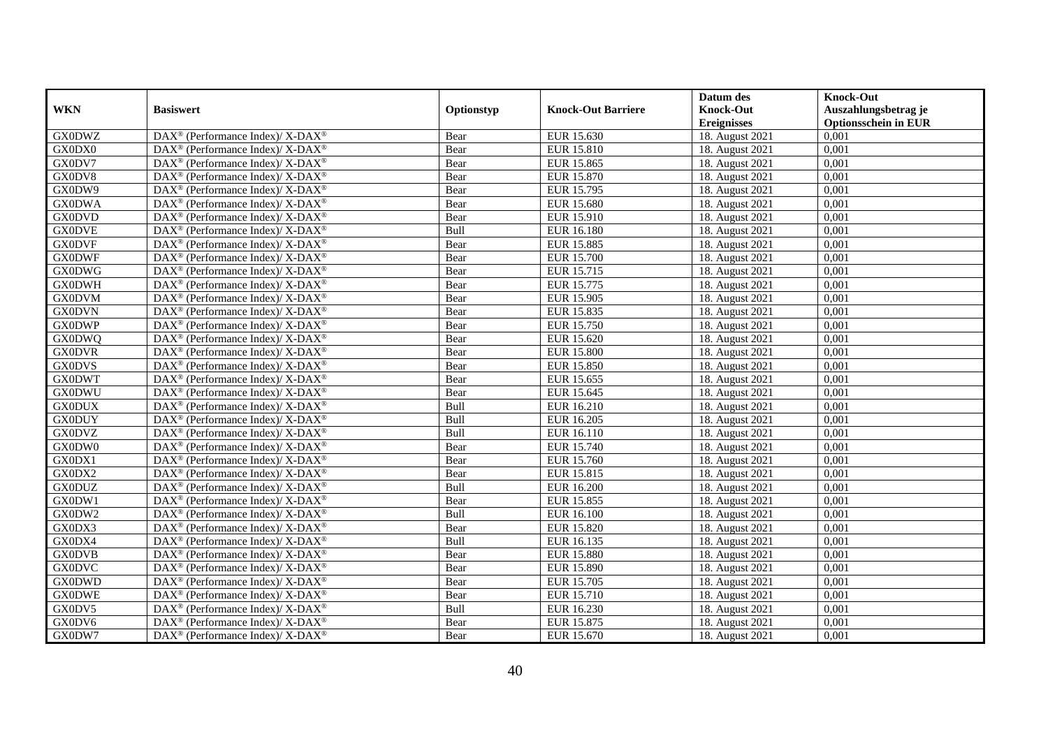| WKN | Basiswert | Optionstyp | Knock-Out Barriere | Datum des Knock-Out Ereignisses | Knock-Out Auszahlungsbetrag je Optionsschein in EUR |
|---|---|---|---|---|---|
| GX0DWZ | DAX® (Performance Index)/ X-DAX® | Bear | EUR 15.630 | 18. August 2021 | 0,001 |
| GX0DX0 | DAX® (Performance Index)/ X-DAX® | Bear | EUR 15.810 | 18. August 2021 | 0,001 |
| GX0DV7 | DAX® (Performance Index)/ X-DAX® | Bear | EUR 15.865 | 18. August 2021 | 0,001 |
| GX0DV8 | DAX® (Performance Index)/ X-DAX® | Bear | EUR 15.870 | 18. August 2021 | 0,001 |
| GX0DW9 | DAX® (Performance Index)/ X-DAX® | Bear | EUR 15.795 | 18. August 2021 | 0,001 |
| GX0DWA | DAX® (Performance Index)/ X-DAX® | Bear | EUR 15.680 | 18. August 2021 | 0,001 |
| GX0DVD | DAX® (Performance Index)/ X-DAX® | Bear | EUR 15.910 | 18. August 2021 | 0,001 |
| GX0DVE | DAX® (Performance Index)/ X-DAX® | Bull | EUR 16.180 | 18. August 2021 | 0,001 |
| GX0DVF | DAX® (Performance Index)/ X-DAX® | Bear | EUR 15.885 | 18. August 2021 | 0,001 |
| GX0DWF | DAX® (Performance Index)/ X-DAX® | Bear | EUR 15.700 | 18. August 2021 | 0,001 |
| GX0DWG | DAX® (Performance Index)/ X-DAX® | Bear | EUR 15.715 | 18. August 2021 | 0,001 |
| GX0DWH | DAX® (Performance Index)/ X-DAX® | Bear | EUR 15.775 | 18. August 2021 | 0,001 |
| GX0DVM | DAX® (Performance Index)/ X-DAX® | Bear | EUR 15.905 | 18. August 2021 | 0,001 |
| GX0DVN | DAX® (Performance Index)/ X-DAX® | Bear | EUR 15.835 | 18. August 2021 | 0,001 |
| GX0DWP | DAX® (Performance Index)/ X-DAX® | Bear | EUR 15.750 | 18. August 2021 | 0,001 |
| GX0DWQ | DAX® (Performance Index)/ X-DAX® | Bear | EUR 15.620 | 18. August 2021 | 0,001 |
| GX0DVR | DAX® (Performance Index)/ X-DAX® | Bear | EUR 15.800 | 18. August 2021 | 0,001 |
| GX0DVS | DAX® (Performance Index)/ X-DAX® | Bear | EUR 15.850 | 18. August 2021 | 0,001 |
| GX0DWT | DAX® (Performance Index)/ X-DAX® | Bear | EUR 15.655 | 18. August 2021 | 0,001 |
| GX0DWU | DAX® (Performance Index)/ X-DAX® | Bear | EUR 15.645 | 18. August 2021 | 0,001 |
| GX0DUX | DAX® (Performance Index)/ X-DAX® | Bull | EUR 16.210 | 18. August 2021 | 0,001 |
| GX0DUY | DAX® (Performance Index)/ X-DAX® | Bull | EUR 16.205 | 18. August 2021 | 0,001 |
| GX0DVZ | DAX® (Performance Index)/ X-DAX® | Bull | EUR 16.110 | 18. August 2021 | 0,001 |
| GX0DW0 | DAX® (Performance Index)/ X-DAX® | Bear | EUR 15.740 | 18. August 2021 | 0,001 |
| GX0DX1 | DAX® (Performance Index)/ X-DAX® | Bear | EUR 15.760 | 18. August 2021 | 0,001 |
| GX0DX2 | DAX® (Performance Index)/ X-DAX® | Bear | EUR 15.815 | 18. August 2021 | 0,001 |
| GX0DUZ | DAX® (Performance Index)/ X-DAX® | Bull | EUR 16.200 | 18. August 2021 | 0,001 |
| GX0DW1 | DAX® (Performance Index)/ X-DAX® | Bear | EUR 15.855 | 18. August 2021 | 0,001 |
| GX0DW2 | DAX® (Performance Index)/ X-DAX® | Bull | EUR 16.100 | 18. August 2021 | 0,001 |
| GX0DX3 | DAX® (Performance Index)/ X-DAX® | Bear | EUR 15.820 | 18. August 2021 | 0,001 |
| GX0DX4 | DAX® (Performance Index)/ X-DAX® | Bull | EUR 16.135 | 18. August 2021 | 0,001 |
| GX0DVB | DAX® (Performance Index)/ X-DAX® | Bear | EUR 15.880 | 18. August 2021 | 0,001 |
| GX0DVC | DAX® (Performance Index)/ X-DAX® | Bear | EUR 15.890 | 18. August 2021 | 0,001 |
| GX0DWD | DAX® (Performance Index)/ X-DAX® | Bear | EUR 15.705 | 18. August 2021 | 0,001 |
| GX0DWE | DAX® (Performance Index)/ X-DAX® | Bear | EUR 15.710 | 18. August 2021 | 0,001 |
| GX0DV5 | DAX® (Performance Index)/ X-DAX® | Bull | EUR 16.230 | 18. August 2021 | 0,001 |
| GX0DV6 | DAX® (Performance Index)/ X-DAX® | Bear | EUR 15.875 | 18. August 2021 | 0,001 |
| GX0DW7 | DAX® (Performance Index)/ X-DAX® | Bear | EUR 15.670 | 18. August 2021 | 0,001 |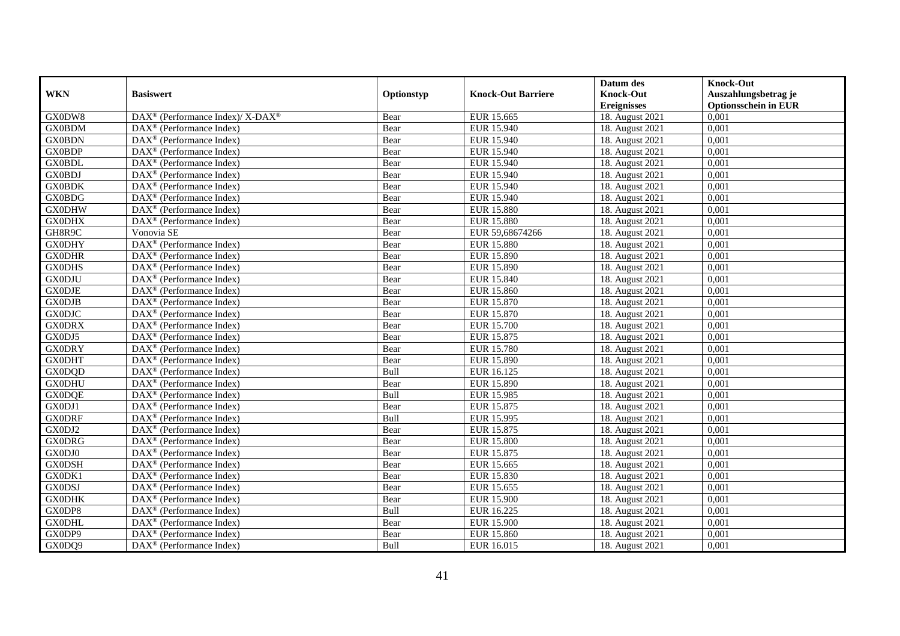| WKN | Basiswert | Optionstyp | Knock-Out Barriere | Datum des Knock-Out Ereignisses | Knock-Out Auszahlungsbetrag je Optionsschein in EUR |
|---|---|---|---|---|---|
| GX0DW8 | DAX® (Performance Index)/ X-DAX® | Bear | EUR 15.665 | 18. August 2021 | 0,001 |
| GX0BDM | DAX® (Performance Index) | Bear | EUR 15.940 | 18. August 2021 | 0,001 |
| GX0BDN | DAX® (Performance Index) | Bear | EUR 15.940 | 18. August 2021 | 0,001 |
| GX0BDP | DAX® (Performance Index) | Bear | EUR 15.940 | 18. August 2021 | 0,001 |
| GX0BDL | DAX® (Performance Index) | Bear | EUR 15.940 | 18. August 2021 | 0,001 |
| GX0BDJ | DAX® (Performance Index) | Bear | EUR 15.940 | 18. August 2021 | 0,001 |
| GX0BDK | DAX® (Performance Index) | Bear | EUR 15.940 | 18. August 2021 | 0,001 |
| GX0BDG | DAX® (Performance Index) | Bear | EUR 15.940 | 18. August 2021 | 0,001 |
| GX0DHW | DAX® (Performance Index) | Bear | EUR 15.880 | 18. August 2021 | 0,001 |
| GX0DHX | DAX® (Performance Index) | Bear | EUR 15.880 | 18. August 2021 | 0,001 |
| GH8R9C | Vonovia SE | Bear | EUR 59,68674266 | 18. August 2021 | 0,001 |
| GX0DHY | DAX® (Performance Index) | Bear | EUR 15.880 | 18. August 2021 | 0,001 |
| GX0DHR | DAX® (Performance Index) | Bear | EUR 15.890 | 18. August 2021 | 0,001 |
| GX0DHS | DAX® (Performance Index) | Bear | EUR 15.890 | 18. August 2021 | 0,001 |
| GX0DJU | DAX® (Performance Index) | Bear | EUR 15.840 | 18. August 2021 | 0,001 |
| GX0DJE | DAX® (Performance Index) | Bear | EUR 15.860 | 18. August 2021 | 0,001 |
| GX0DJB | DAX® (Performance Index) | Bear | EUR 15.870 | 18. August 2021 | 0,001 |
| GX0DJC | DAX® (Performance Index) | Bear | EUR 15.870 | 18. August 2021 | 0,001 |
| GX0DRX | DAX® (Performance Index) | Bear | EUR 15.700 | 18. August 2021 | 0,001 |
| GX0DJ5 | DAX® (Performance Index) | Bear | EUR 15.875 | 18. August 2021 | 0,001 |
| GX0DRY | DAX® (Performance Index) | Bear | EUR 15.780 | 18. August 2021 | 0,001 |
| GX0DHT | DAX® (Performance Index) | Bear | EUR 15.890 | 18. August 2021 | 0,001 |
| GX0DQD | DAX® (Performance Index) | Bull | EUR 16.125 | 18. August 2021 | 0,001 |
| GX0DHU | DAX® (Performance Index) | Bear | EUR 15.890 | 18. August 2021 | 0,001 |
| GX0DQE | DAX® (Performance Index) | Bull | EUR 15.985 | 18. August 2021 | 0,001 |
| GX0DJ1 | DAX® (Performance Index) | Bear | EUR 15.875 | 18. August 2021 | 0,001 |
| GX0DRF | DAX® (Performance Index) | Bull | EUR 15.995 | 18. August 2021 | 0,001 |
| GX0DJ2 | DAX® (Performance Index) | Bear | EUR 15.875 | 18. August 2021 | 0,001 |
| GX0DRG | DAX® (Performance Index) | Bear | EUR 15.800 | 18. August 2021 | 0,001 |
| GX0DJ0 | DAX® (Performance Index) | Bear | EUR 15.875 | 18. August 2021 | 0,001 |
| GX0DSH | DAX® (Performance Index) | Bear | EUR 15.665 | 18. August 2021 | 0,001 |
| GX0DK1 | DAX® (Performance Index) | Bear | EUR 15.830 | 18. August 2021 | 0,001 |
| GX0DSJ | DAX® (Performance Index) | Bear | EUR 15.655 | 18. August 2021 | 0,001 |
| GX0DHK | DAX® (Performance Index) | Bear | EUR 15.900 | 18. August 2021 | 0,001 |
| GX0DP8 | DAX® (Performance Index) | Bull | EUR 16.225 | 18. August 2021 | 0,001 |
| GX0DHL | DAX® (Performance Index) | Bear | EUR 15.900 | 18. August 2021 | 0,001 |
| GX0DP9 | DAX® (Performance Index) | Bear | EUR 15.860 | 18. August 2021 | 0,001 |
| GX0DQ9 | DAX® (Performance Index) | Bull | EUR 16.015 | 18. August 2021 | 0,001 |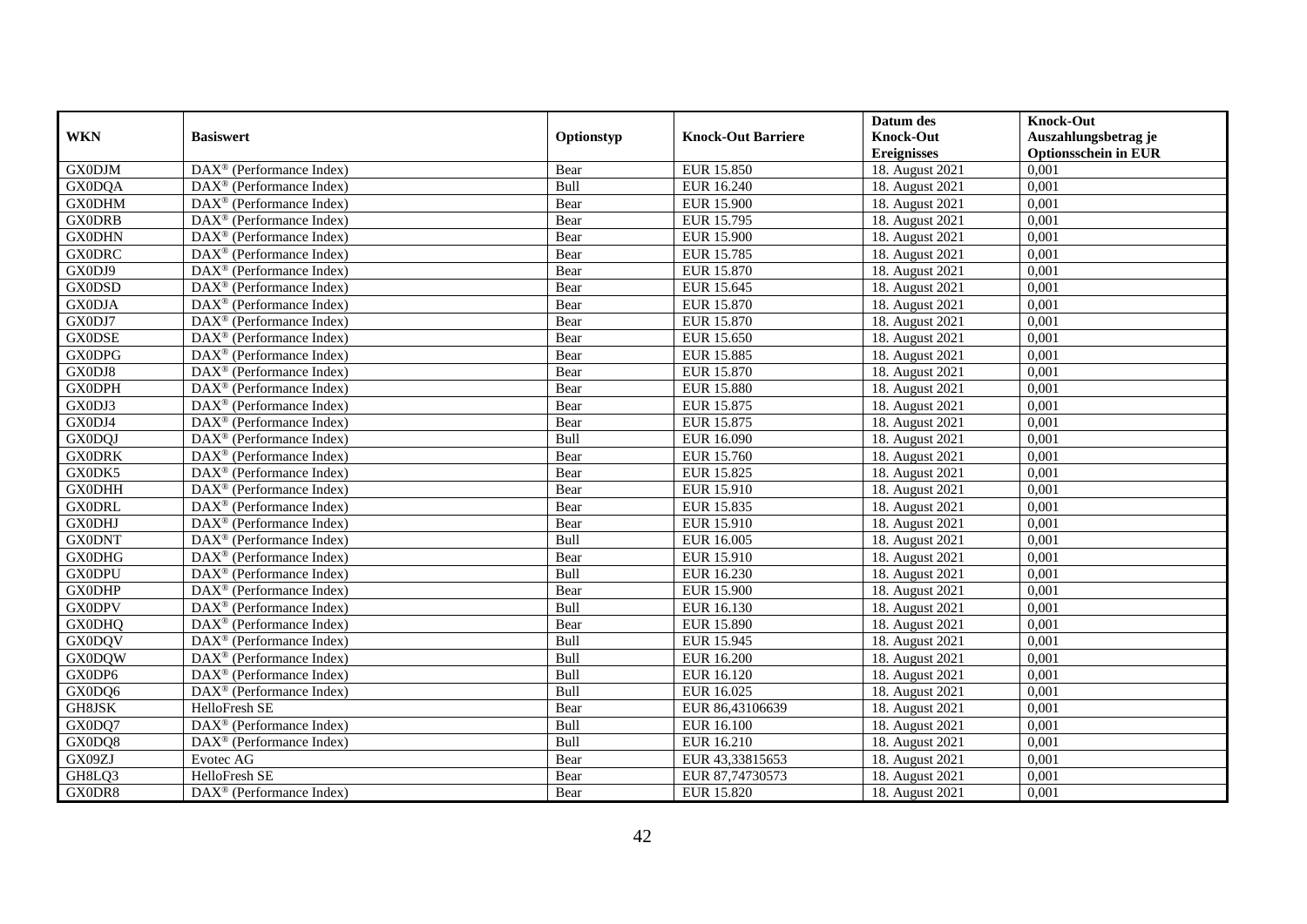| WKN | Basiswert | Optionstyp | Knock-Out Barriere | Datum des Knock-Out Ereignisses | Knock-Out Auszahlungsbetrag je Optionsschein in EUR |
|---|---|---|---|---|---|
| GX0DJM | DAX® (Performance Index) | Bear | EUR 15.850 | 18. August 2021 | 0,001 |
| GX0DQA | DAX® (Performance Index) | Bull | EUR 16.240 | 18. August 2021 | 0,001 |
| GX0DHM | DAX® (Performance Index) | Bear | EUR 15.900 | 18. August 2021 | 0,001 |
| GX0DRB | DAX® (Performance Index) | Bear | EUR 15.795 | 18. August 2021 | 0,001 |
| GX0DHN | DAX® (Performance Index) | Bear | EUR 15.900 | 18. August 2021 | 0,001 |
| GX0DRC | DAX® (Performance Index) | Bear | EUR 15.785 | 18. August 2021 | 0,001 |
| GX0DJ9 | DAX® (Performance Index) | Bear | EUR 15.870 | 18. August 2021 | 0,001 |
| GX0DSD | DAX® (Performance Index) | Bear | EUR 15.645 | 18. August 2021 | 0,001 |
| GX0DJA | DAX® (Performance Index) | Bear | EUR 15.870 | 18. August 2021 | 0,001 |
| GX0DJ7 | DAX® (Performance Index) | Bear | EUR 15.870 | 18. August 2021 | 0,001 |
| GX0DSE | DAX® (Performance Index) | Bear | EUR 15.650 | 18. August 2021 | 0,001 |
| GX0DPG | DAX® (Performance Index) | Bear | EUR 15.885 | 18. August 2021 | 0,001 |
| GX0DJ8 | DAX® (Performance Index) | Bear | EUR 15.870 | 18. August 2021 | 0,001 |
| GX0DPH | DAX® (Performance Index) | Bear | EUR 15.880 | 18. August 2021 | 0,001 |
| GX0DJ3 | DAX® (Performance Index) | Bear | EUR 15.875 | 18. August 2021 | 0,001 |
| GX0DJ4 | DAX® (Performance Index) | Bear | EUR 15.875 | 18. August 2021 | 0,001 |
| GX0DQJ | DAX® (Performance Index) | Bull | EUR 16.090 | 18. August 2021 | 0,001 |
| GX0DRK | DAX® (Performance Index) | Bear | EUR 15.760 | 18. August 2021 | 0,001 |
| GX0DK5 | DAX® (Performance Index) | Bear | EUR 15.825 | 18. August 2021 | 0,001 |
| GX0DHH | DAX® (Performance Index) | Bear | EUR 15.910 | 18. August 2021 | 0,001 |
| GX0DRL | DAX® (Performance Index) | Bear | EUR 15.835 | 18. August 2021 | 0,001 |
| GX0DHJ | DAX® (Performance Index) | Bear | EUR 15.910 | 18. August 2021 | 0,001 |
| GX0DNT | DAX® (Performance Index) | Bull | EUR 16.005 | 18. August 2021 | 0,001 |
| GX0DHG | DAX® (Performance Index) | Bear | EUR 15.910 | 18. August 2021 | 0,001 |
| GX0DPU | DAX® (Performance Index) | Bull | EUR 16.230 | 18. August 2021 | 0,001 |
| GX0DHP | DAX® (Performance Index) | Bear | EUR 15.900 | 18. August 2021 | 0,001 |
| GX0DPV | DAX® (Performance Index) | Bull | EUR 16.130 | 18. August 2021 | 0,001 |
| GX0DHQ | DAX® (Performance Index) | Bear | EUR 15.890 | 18. August 2021 | 0,001 |
| GX0DQV | DAX® (Performance Index) | Bull | EUR 15.945 | 18. August 2021 | 0,001 |
| GX0DQW | DAX® (Performance Index) | Bull | EUR 16.200 | 18. August 2021 | 0,001 |
| GX0DP6 | DAX® (Performance Index) | Bull | EUR 16.120 | 18. August 2021 | 0,001 |
| GX0DQ6 | DAX® (Performance Index) | Bull | EUR 16.025 | 18. August 2021 | 0,001 |
| GH8JSK | HelloFresh SE | Bear | EUR 86,43106639 | 18. August 2021 | 0,001 |
| GX0DQ7 | DAX® (Performance Index) | Bull | EUR 16.100 | 18. August 2021 | 0,001 |
| GX0DQ8 | DAX® (Performance Index) | Bull | EUR 16.210 | 18. August 2021 | 0,001 |
| GX09ZJ | Evotec AG | Bear | EUR 43,33815653 | 18. August 2021 | 0,001 |
| GH8LQ3 | HelloFresh SE | Bear | EUR 87,74730573 | 18. August 2021 | 0,001 |
| GX0DR8 | DAX® (Performance Index) | Bear | EUR 15.820 | 18. August 2021 | 0,001 |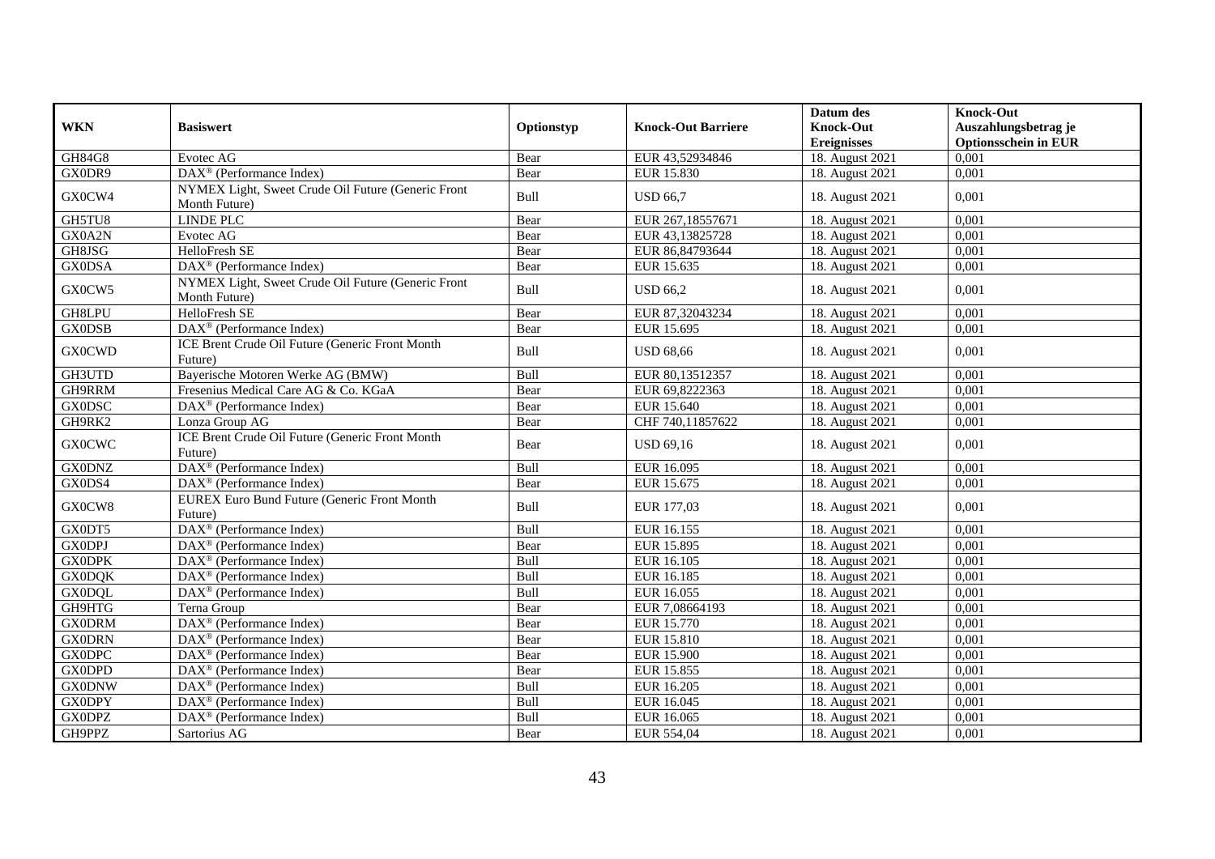| WKN | Basiswert | Optionstyp | Knock-Out Barriere | Datum des Knock-Out Ereignisses | Knock-Out Auszahlungsbetrag je Optionsschein in EUR |
|---|---|---|---|---|---|
| GH84G8 | Evotec AG | Bear | EUR 43,52934846 | 18. August 2021 | 0,001 |
| GX0DR9 | DAX® (Performance Index) | Bear | EUR 15.830 | 18. August 2021 | 0,001 |
| GX0CW4 | NYMEX Light, Sweet Crude Oil Future (Generic Front Month Future) | Bull | USD 66,7 | 18. August 2021 | 0,001 |
| GH5TU8 | LINDE PLC | Bear | EUR 267,18557671 | 18. August 2021 | 0,001 |
| GX0A2N | Evotec AG | Bear | EUR 43,13825728 | 18. August 2021 | 0,001 |
| GH8JSG | HelloFresh SE | Bear | EUR 86,84793644 | 18. August 2021 | 0,001 |
| GX0DSA | DAX® (Performance Index) | Bear | EUR 15.635 | 18. August 2021 | 0,001 |
| GX0CW5 | NYMEX Light, Sweet Crude Oil Future (Generic Front Month Future) | Bull | USD 66,2 | 18. August 2021 | 0,001 |
| GH8LPU | HelloFresh SE | Bear | EUR 87,32043234 | 18. August 2021 | 0,001 |
| GX0DSB | DAX® (Performance Index) | Bear | EUR 15.695 | 18. August 2021 | 0,001 |
| GX0CWD | ICE Brent Crude Oil Future (Generic Front Month Future) | Bull | USD 68,66 | 18. August 2021 | 0,001 |
| GH3UTD | Bayerische Motoren Werke AG (BMW) | Bull | EUR 80,13512357 | 18. August 2021 | 0,001 |
| GH9RRM | Fresenius Medical Care AG & Co. KGaA | Bear | EUR 69,8222363 | 18. August 2021 | 0,001 |
| GX0DSC | DAX® (Performance Index) | Bear | EUR 15.640 | 18. August 2021 | 0,001 |
| GH9RK2 | Lonza Group AG | Bear | CHF 740,11857622 | 18. August 2021 | 0,001 |
| GX0CWC | ICE Brent Crude Oil Future (Generic Front Month Future) | Bear | USD 69,16 | 18. August 2021 | 0,001 |
| GX0DNZ | DAX® (Performance Index) | Bull | EUR 16.095 | 18. August 2021 | 0,001 |
| GX0DS4 | DAX® (Performance Index) | Bear | EUR 15.675 | 18. August 2021 | 0,001 |
| GX0CW8 | EUREX Euro Bund Future (Generic Front Month Future) | Bull | EUR 177,03 | 18. August 2021 | 0,001 |
| GX0DT5 | DAX® (Performance Index) | Bull | EUR 16.155 | 18. August 2021 | 0,001 |
| GX0DPJ | DAX® (Performance Index) | Bear | EUR 15.895 | 18. August 2021 | 0,001 |
| GX0DPK | DAX® (Performance Index) | Bull | EUR 16.105 | 18. August 2021 | 0,001 |
| GX0DQK | DAX® (Performance Index) | Bull | EUR 16.185 | 18. August 2021 | 0,001 |
| GX0DQL | DAX® (Performance Index) | Bull | EUR 16.055 | 18. August 2021 | 0,001 |
| GH9HTG | Terna Group | Bear | EUR 7,08664193 | 18. August 2021 | 0,001 |
| GX0DRM | DAX® (Performance Index) | Bear | EUR 15.770 | 18. August 2021 | 0,001 |
| GX0DRN | DAX® (Performance Index) | Bear | EUR 15.810 | 18. August 2021 | 0,001 |
| GX0DPC | DAX® (Performance Index) | Bear | EUR 15.900 | 18. August 2021 | 0,001 |
| GX0DPD | DAX® (Performance Index) | Bear | EUR 15.855 | 18. August 2021 | 0,001 |
| GX0DNW | DAX® (Performance Index) | Bull | EUR 16.205 | 18. August 2021 | 0,001 |
| GX0DPY | DAX® (Performance Index) | Bull | EUR 16.045 | 18. August 2021 | 0,001 |
| GX0DPZ | DAX® (Performance Index) | Bull | EUR 16.065 | 18. August 2021 | 0,001 |
| GH9PPZ | Sartorius AG | Bear | EUR 554,04 | 18. August 2021 | 0,001 |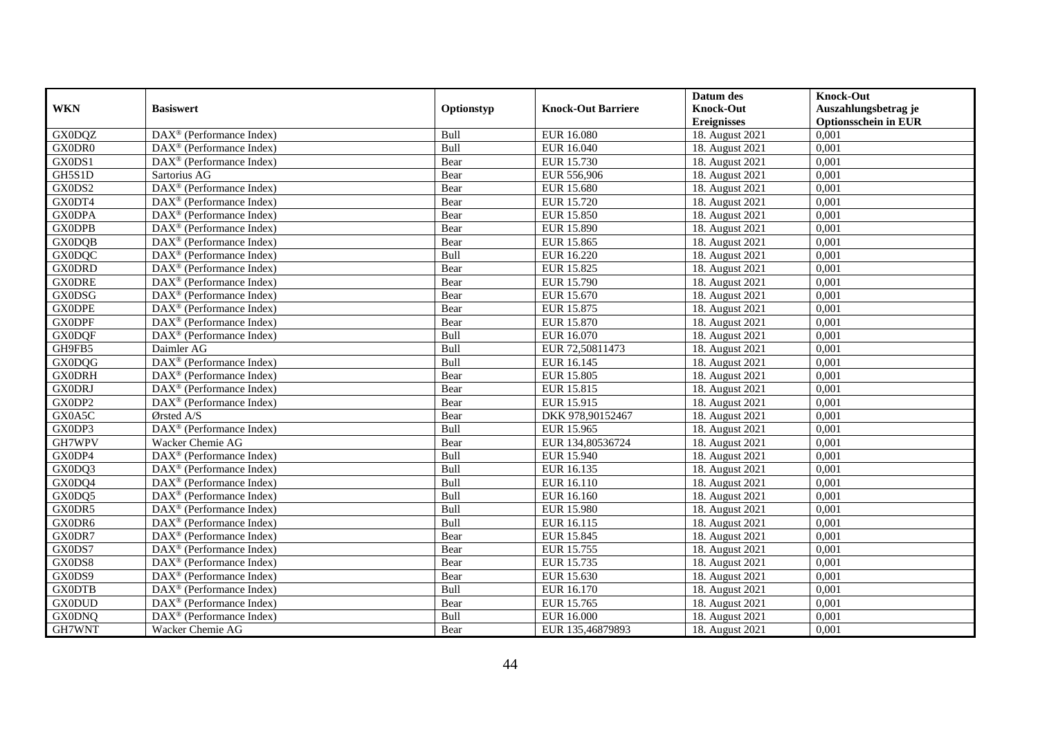| WKN | Basiswert | Optionstyp | Knock-Out Barriere | Datum des Knock-Out Ereignisses | Knock-Out Auszahlungsbetrag je Optionsschein in EUR |
|---|---|---|---|---|---|
| GX0DQZ | DAX® (Performance Index) | Bull | EUR 16.080 | 18. August 2021 | 0,001 |
| GX0DR0 | DAX® (Performance Index) | Bull | EUR 16.040 | 18. August 2021 | 0,001 |
| GX0DS1 | DAX® (Performance Index) | Bear | EUR 15.730 | 18. August 2021 | 0,001 |
| GH5S1D | Sartorius AG | Bear | EUR 556,906 | 18. August 2021 | 0,001 |
| GX0DS2 | DAX® (Performance Index) | Bear | EUR 15.680 | 18. August 2021 | 0,001 |
| GX0DT4 | DAX® (Performance Index) | Bear | EUR 15.720 | 18. August 2021 | 0,001 |
| GX0DPA | DAX® (Performance Index) | Bear | EUR 15.850 | 18. August 2021 | 0,001 |
| GX0DPB | DAX® (Performance Index) | Bear | EUR 15.890 | 18. August 2021 | 0,001 |
| GX0DQB | DAX® (Performance Index) | Bear | EUR 15.865 | 18. August 2021 | 0,001 |
| GX0DQC | DAX® (Performance Index) | Bull | EUR 16.220 | 18. August 2021 | 0,001 |
| GX0DRD | DAX® (Performance Index) | Bear | EUR 15.825 | 18. August 2021 | 0,001 |
| GX0DRE | DAX® (Performance Index) | Bear | EUR 15.790 | 18. August 2021 | 0,001 |
| GX0DSG | DAX® (Performance Index) | Bear | EUR 15.670 | 18. August 2021 | 0,001 |
| GX0DPE | DAX® (Performance Index) | Bear | EUR 15.875 | 18. August 2021 | 0,001 |
| GX0DPF | DAX® (Performance Index) | Bear | EUR 15.870 | 18. August 2021 | 0,001 |
| GX0DQF | DAX® (Performance Index) | Bull | EUR 16.070 | 18. August 2021 | 0,001 |
| GH9FB5 | Daimler AG | Bull | EUR 72,50811473 | 18. August 2021 | 0,001 |
| GX0DQG | DAX® (Performance Index) | Bull | EUR 16.145 | 18. August 2021 | 0,001 |
| GX0DRH | DAX® (Performance Index) | Bear | EUR 15.805 | 18. August 2021 | 0,001 |
| GX0DRJ | DAX® (Performance Index) | Bear | EUR 15.815 | 18. August 2021 | 0,001 |
| GX0DP2 | DAX® (Performance Index) | Bear | EUR 15.915 | 18. August 2021 | 0,001 |
| GX0A5C | Ørsted A/S | Bear | DKK 978,90152467 | 18. August 2021 | 0,001 |
| GX0DP3 | DAX® (Performance Index) | Bull | EUR 15.965 | 18. August 2021 | 0,001 |
| GH7WPV | Wacker Chemie AG | Bear | EUR 134,80536724 | 18. August 2021 | 0,001 |
| GX0DP4 | DAX® (Performance Index) | Bull | EUR 15.940 | 18. August 2021 | 0,001 |
| GX0DQ3 | DAX® (Performance Index) | Bull | EUR 16.135 | 18. August 2021 | 0,001 |
| GX0DQ4 | DAX® (Performance Index) | Bull | EUR 16.110 | 18. August 2021 | 0,001 |
| GX0DQ5 | DAX® (Performance Index) | Bull | EUR 16.160 | 18. August 2021 | 0,001 |
| GX0DR5 | DAX® (Performance Index) | Bull | EUR 15.980 | 18. August 2021 | 0,001 |
| GX0DR6 | DAX® (Performance Index) | Bull | EUR 16.115 | 18. August 2021 | 0,001 |
| GX0DR7 | DAX® (Performance Index) | Bear | EUR 15.845 | 18. August 2021 | 0,001 |
| GX0DS7 | DAX® (Performance Index) | Bear | EUR 15.755 | 18. August 2021 | 0,001 |
| GX0DS8 | DAX® (Performance Index) | Bear | EUR 15.735 | 18. August 2021 | 0,001 |
| GX0DS9 | DAX® (Performance Index) | Bear | EUR 15.630 | 18. August 2021 | 0,001 |
| GX0DTB | DAX® (Performance Index) | Bull | EUR 16.170 | 18. August 2021 | 0,001 |
| GX0DUD | DAX® (Performance Index) | Bear | EUR 15.765 | 18. August 2021 | 0,001 |
| GX0DNQ | DAX® (Performance Index) | Bull | EUR 16.000 | 18. August 2021 | 0,001 |
| GH7WNT | Wacker Chemie AG | Bear | EUR 135,46879893 | 18. August 2021 | 0,001 |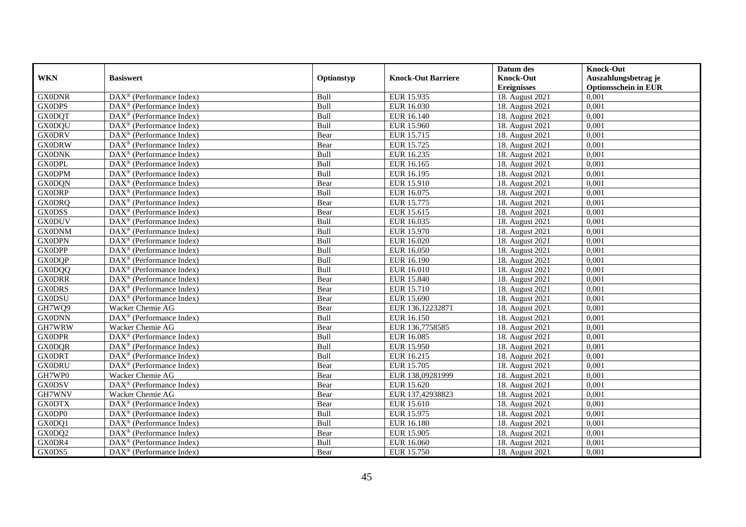| WKN | Basiswert | Optionstyp | Knock-Out Barriere | Datum des Knock-Out Ereignisses | Knock-Out Auszahlungsbetrag je Optionsschein in EUR |
|---|---|---|---|---|---|
| GX0DNR | DAX® (Performance Index) | Bull | EUR 15.935 | 18. August 2021 | 0,001 |
| GX0DPS | DAX® (Performance Index) | Bull | EUR 16.030 | 18. August 2021 | 0,001 |
| GX0DQT | DAX® (Performance Index) | Bull | EUR 16.140 | 18. August 2021 | 0,001 |
| GX0DQU | DAX® (Performance Index) | Bull | EUR 15.960 | 18. August 2021 | 0,001 |
| GX0DRV | DAX® (Performance Index) | Bear | EUR 15.715 | 18. August 2021 | 0,001 |
| GX0DRW | DAX® (Performance Index) | Bear | EUR 15.725 | 18. August 2021 | 0,001 |
| GX0DNK | DAX® (Performance Index) | Bull | EUR 16.235 | 18. August 2021 | 0,001 |
| GX0DPL | DAX® (Performance Index) | Bull | EUR 16.165 | 18. August 2021 | 0,001 |
| GX0DPM | DAX® (Performance Index) | Bull | EUR 16.195 | 18. August 2021 | 0,001 |
| GX0DQN | DAX® (Performance Index) | Bear | EUR 15.910 | 18. August 2021 | 0,001 |
| GX0DRP | DAX® (Performance Index) | Bull | EUR 16.075 | 18. August 2021 | 0,001 |
| GX0DRQ | DAX® (Performance Index) | Bear | EUR 15.775 | 18. August 2021 | 0,001 |
| GX0DSS | DAX® (Performance Index) | Bear | EUR 15.615 | 18. August 2021 | 0,001 |
| GX0DUV | DAX® (Performance Index) | Bull | EUR 16.035 | 18. August 2021 | 0,001 |
| GX0DNM | DAX® (Performance Index) | Bull | EUR 15.970 | 18. August 2021 | 0,001 |
| GX0DPN | DAX® (Performance Index) | Bull | EUR 16.020 | 18. August 2021 | 0,001 |
| GX0DPP | DAX® (Performance Index) | Bull | EUR 16.050 | 18. August 2021 | 0,001 |
| GX0DQP | DAX® (Performance Index) | Bull | EUR 16.190 | 18. August 2021 | 0,001 |
| GX0DQQ | DAX® (Performance Index) | Bull | EUR 16.010 | 18. August 2021 | 0,001 |
| GX0DRR | DAX® (Performance Index) | Bear | EUR 15.840 | 18. August 2021 | 0,001 |
| GX0DRS | DAX® (Performance Index) | Bear | EUR 15.710 | 18. August 2021 | 0,001 |
| GX0DSU | DAX® (Performance Index) | Bear | EUR 15.690 | 18. August 2021 | 0,001 |
| GH7WQ9 | Wacker Chemie AG | Bear | EUR 136,12232871 | 18. August 2021 | 0,001 |
| GX0DNN | DAX® (Performance Index) | Bull | EUR 16.150 | 18. August 2021 | 0,001 |
| GH7WRW | Wacker Chemie AG | Bear | EUR 136,7758585 | 18. August 2021 | 0,001 |
| GX0DPR | DAX® (Performance Index) | Bull | EUR 16.085 | 18. August 2021 | 0,001 |
| GX0DQR | DAX® (Performance Index) | Bull | EUR 15.950 | 18. August 2021 | 0,001 |
| GX0DRT | DAX® (Performance Index) | Bull | EUR 16.215 | 18. August 2021 | 0,001 |
| GX0DRU | DAX® (Performance Index) | Bear | EUR 15.705 | 18. August 2021 | 0,001 |
| GH7WP0 | Wacker Chemie AG | Bear | EUR 138,09281999 | 18. August 2021 | 0,001 |
| GX0DSV | DAX® (Performance Index) | Bear | EUR 15.620 | 18. August 2021 | 0,001 |
| GH7WNV | Wacker Chemie AG | Bear | EUR 137,42938823 | 18. August 2021 | 0,001 |
| GX0DTX | DAX® (Performance Index) | Bear | EUR 15.610 | 18. August 2021 | 0,001 |
| GX0DP0 | DAX® (Performance Index) | Bull | EUR 15.975 | 18. August 2021 | 0,001 |
| GX0DQ1 | DAX® (Performance Index) | Bull | EUR 16.180 | 18. August 2021 | 0,001 |
| GX0DQ2 | DAX® (Performance Index) | Bear | EUR 15.905 | 18. August 2021 | 0,001 |
| GX0DR4 | DAX® (Performance Index) | Bull | EUR 16.060 | 18. August 2021 | 0,001 |
| GX0DS5 | DAX® (Performance Index) | Bear | EUR 15.750 | 18. August 2021 | 0,001 |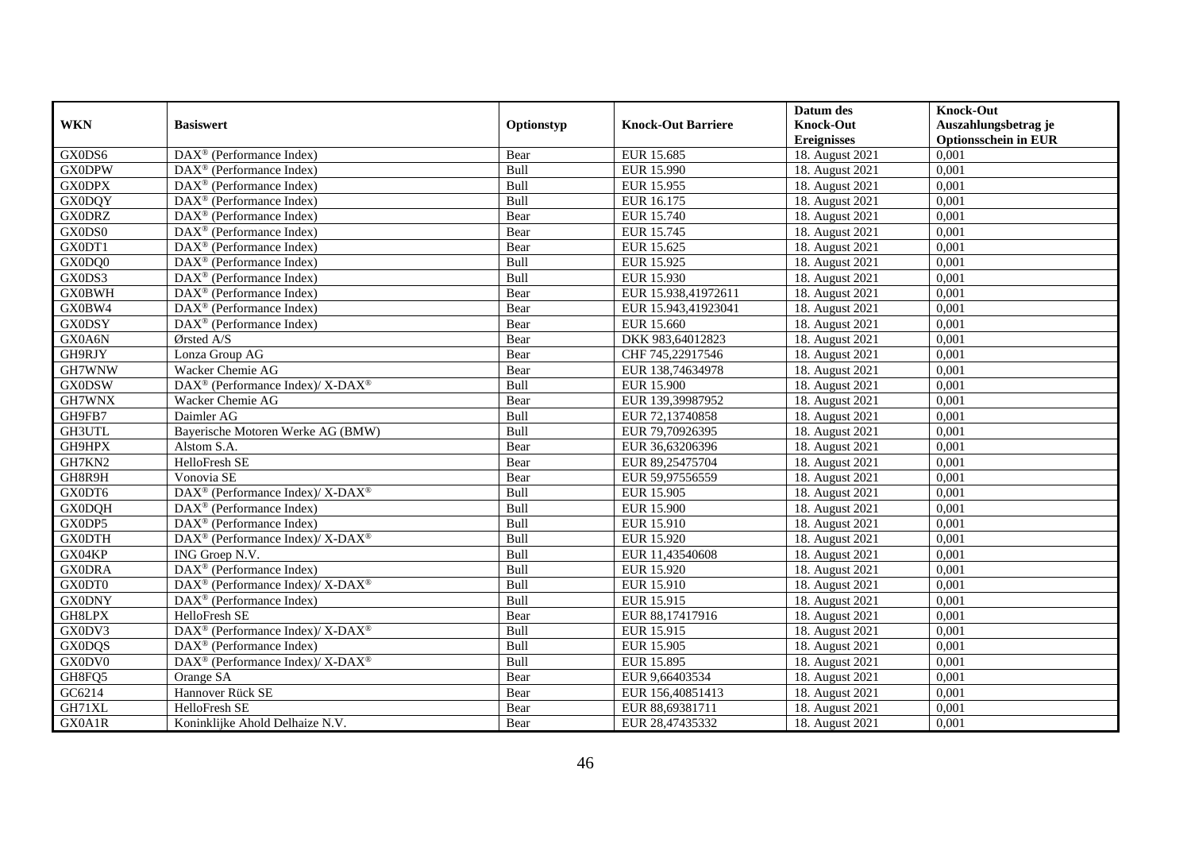| WKN | Basiswert | Optionstyp | Knock-Out Barriere | Datum des Knock-Out Ereignisses | Knock-Out Auszahlungsbetrag je Optionsschein in EUR |
|---|---|---|---|---|---|
| GX0DS6 | DAX® (Performance Index) | Bear | EUR 15.685 | 18. August 2021 | 0,001 |
| GX0DPW | DAX® (Performance Index) | Bull | EUR 15.990 | 18. August 2021 | 0,001 |
| GX0DPX | DAX® (Performance Index) | Bull | EUR 15.955 | 18. August 2021 | 0,001 |
| GX0DQY | DAX® (Performance Index) | Bull | EUR 16.175 | 18. August 2021 | 0,001 |
| GX0DRZ | DAX® (Performance Index) | Bear | EUR 15.740 | 18. August 2021 | 0,001 |
| GX0DS0 | DAX® (Performance Index) | Bear | EUR 15.745 | 18. August 2021 | 0,001 |
| GX0DT1 | DAX® (Performance Index) | Bear | EUR 15.625 | 18. August 2021 | 0,001 |
| GX0DQ0 | DAX® (Performance Index) | Bull | EUR 15.925 | 18. August 2021 | 0,001 |
| GX0DS3 | DAX® (Performance Index) | Bull | EUR 15.930 | 18. August 2021 | 0,001 |
| GX0BWH | DAX® (Performance Index) | Bear | EUR 15.938,41972611 | 18. August 2021 | 0,001 |
| GX0BW4 | DAX® (Performance Index) | Bear | EUR 15.943,41923041 | 18. August 2021 | 0,001 |
| GX0DSY | DAX® (Performance Index) | Bear | EUR 15.660 | 18. August 2021 | 0,001 |
| GX0A6N | Ørsted A/S | Bear | DKK 983,64012823 | 18. August 2021 | 0,001 |
| GH9RJY | Lonza Group AG | Bear | CHF 745,22917546 | 18. August 2021 | 0,001 |
| GH7WNW | Wacker Chemie AG | Bear | EUR 138,74634978 | 18. August 2021 | 0,001 |
| GX0DSW | DAX® (Performance Index)/ X-DAX® | Bull | EUR 15.900 | 18. August 2021 | 0,001 |
| GH7WNX | Wacker Chemie AG | Bear | EUR 139,39987952 | 18. August 2021 | 0,001 |
| GH9FB7 | Daimler AG | Bull | EUR 72,13740858 | 18. August 2021 | 0,001 |
| GH3UTL | Bayerische Motoren Werke AG (BMW) | Bull | EUR 79,70926395 | 18. August 2021 | 0,001 |
| GH9HPX | Alstom S.A. | Bear | EUR 36,63206396 | 18. August 2021 | 0,001 |
| GH7KN2 | HelloFresh SE | Bear | EUR 89,25475704 | 18. August 2021 | 0,001 |
| GH8R9H | Vonovia SE | Bear | EUR 59,97556559 | 18. August 2021 | 0,001 |
| GX0DT6 | DAX® (Performance Index)/ X-DAX® | Bull | EUR 15.905 | 18. August 2021 | 0,001 |
| GX0DQH | DAX® (Performance Index) | Bull | EUR 15.900 | 18. August 2021 | 0,001 |
| GX0DP5 | DAX® (Performance Index) | Bull | EUR 15.910 | 18. August 2021 | 0,001 |
| GX0DTH | DAX® (Performance Index)/ X-DAX® | Bull | EUR 15.920 | 18. August 2021 | 0,001 |
| GX04KP | ING Groep N.V. | Bull | EUR 11,43540608 | 18. August 2021 | 0,001 |
| GX0DRA | DAX® (Performance Index) | Bull | EUR 15.920 | 18. August 2021 | 0,001 |
| GX0DT0 | DAX® (Performance Index)/ X-DAX® | Bull | EUR 15.910 | 18. August 2021 | 0,001 |
| GX0DNY | DAX® (Performance Index) | Bull | EUR 15.915 | 18. August 2021 | 0,001 |
| GH8LPX | HelloFresh SE | Bear | EUR 88,17417916 | 18. August 2021 | 0,001 |
| GX0DV3 | DAX® (Performance Index)/ X-DAX® | Bull | EUR 15.915 | 18. August 2021 | 0,001 |
| GX0DQS | DAX® (Performance Index) | Bull | EUR 15.905 | 18. August 2021 | 0,001 |
| GX0DV0 | DAX® (Performance Index)/ X-DAX® | Bull | EUR 15.895 | 18. August 2021 | 0,001 |
| GH8FQ5 | Orange SA | Bear | EUR 9,66403534 | 18. August 2021 | 0,001 |
| GC6214 | Hannover Rück SE | Bear | EUR 156,40851413 | 18. August 2021 | 0,001 |
| GH71XL | HelloFresh SE | Bear | EUR 88,69381711 | 18. August 2021 | 0,001 |
| GX0A1R | Koninklijke Ahold Delhaize N.V. | Bear | EUR 28,47435332 | 18. August 2021 | 0,001 |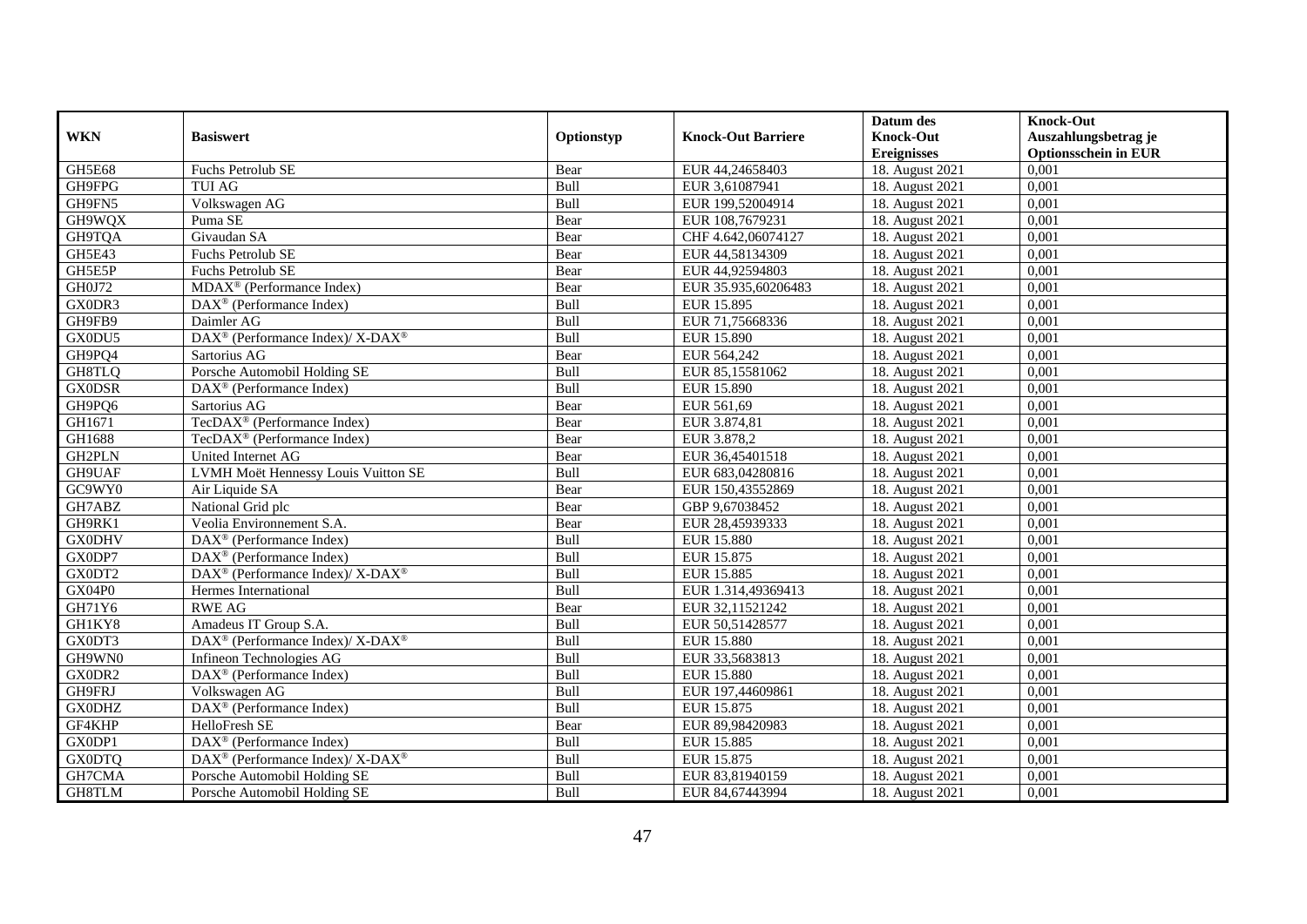| WKN | Basiswert | Optionstyp | Knock-Out Barriere | Datum des Knock-Out Ereignisses | Knock-Out Auszahlungsbetrag je Optionsschein in EUR |
|---|---|---|---|---|---|
| GH5E68 | Fuchs Petrolub SE | Bear | EUR 44,24658403 | 18. August 2021 | 0,001 |
| GH9FPG | TUI AG | Bull | EUR 3,61087941 | 18. August 2021 | 0,001 |
| GH9FN5 | Volkswagen AG | Bull | EUR 199,52004914 | 18. August 2021 | 0,001 |
| GH9WQX | Puma SE | Bear | EUR 108,7679231 | 18. August 2021 | 0,001 |
| GH9TQA | Givaudan SA | Bear | CHF 4.642,06074127 | 18. August 2021 | 0,001 |
| GH5E43 | Fuchs Petrolub SE | Bear | EUR 44,58134309 | 18. August 2021 | 0,001 |
| GH5E5P | Fuchs Petrolub SE | Bear | EUR 44,92594803 | 18. August 2021 | 0,001 |
| GH0J72 | MDAX® (Performance Index) | Bear | EUR 35.935,60206483 | 18. August 2021 | 0,001 |
| GX0DR3 | DAX® (Performance Index) | Bull | EUR 15.895 | 18. August 2021 | 0,001 |
| GH9FB9 | Daimler AG | Bull | EUR 71,75668336 | 18. August 2021 | 0,001 |
| GX0DU5 | DAX® (Performance Index)/ X-DAX® | Bull | EUR 15.890 | 18. August 2021 | 0,001 |
| GH9PQ4 | Sartorius AG | Bear | EUR 564,242 | 18. August 2021 | 0,001 |
| GH8TLQ | Porsche Automobil Holding SE | Bull | EUR 85,15581062 | 18. August 2021 | 0,001 |
| GX0DSR | DAX® (Performance Index) | Bull | EUR 15.890 | 18. August 2021 | 0,001 |
| GH9PQ6 | Sartorius AG | Bear | EUR 561,69 | 18. August 2021 | 0,001 |
| GH1671 | TecDAX® (Performance Index) | Bear | EUR 3.874,81 | 18. August 2021 | 0,001 |
| GH1688 | TecDAX® (Performance Index) | Bear | EUR 3.878,2 | 18. August 2021 | 0,001 |
| GH2PLN | United Internet AG | Bear | EUR 36,45401518 | 18. August 2021 | 0,001 |
| GH9UAF | LVMH Moët Hennessy Louis Vuitton SE | Bull | EUR 683,04280816 | 18. August 2021 | 0,001 |
| GC9WY0 | Air Liquide SA | Bear | EUR 150,43552869 | 18. August 2021 | 0,001 |
| GH7ABZ | National Grid plc | Bear | GBP 9,67038452 | 18. August 2021 | 0,001 |
| GH9RK1 | Veolia Environnement S.A. | Bear | EUR 28,45939333 | 18. August 2021 | 0,001 |
| GX0DHV | DAX® (Performance Index) | Bull | EUR 15.880 | 18. August 2021 | 0,001 |
| GX0DP7 | DAX® (Performance Index) | Bull | EUR 15.875 | 18. August 2021 | 0,001 |
| GX0DT2 | DAX® (Performance Index)/ X-DAX® | Bull | EUR 15.885 | 18. August 2021 | 0,001 |
| GX04P0 | Hermes International | Bull | EUR 1.314,49369413 | 18. August 2021 | 0,001 |
| GH71Y6 | RWE AG | Bear | EUR 32,11521242 | 18. August 2021 | 0,001 |
| GH1KY8 | Amadeus IT Group S.A. | Bull | EUR 50,51428577 | 18. August 2021 | 0,001 |
| GX0DT3 | DAX® (Performance Index)/ X-DAX® | Bull | EUR 15.880 | 18. August 2021 | 0,001 |
| GH9WN0 | Infineon Technologies AG | Bull | EUR 33,5683813 | 18. August 2021 | 0,001 |
| GX0DR2 | DAX® (Performance Index) | Bull | EUR 15.880 | 18. August 2021 | 0,001 |
| GH9FRJ | Volkswagen AG | Bull | EUR 197,44609861 | 18. August 2021 | 0,001 |
| GX0DHZ | DAX® (Performance Index) | Bull | EUR 15.875 | 18. August 2021 | 0,001 |
| GF4KHP | HelloFresh SE | Bear | EUR 89,98420983 | 18. August 2021 | 0,001 |
| GX0DP1 | DAX® (Performance Index) | Bull | EUR 15.885 | 18. August 2021 | 0,001 |
| GX0DTQ | DAX® (Performance Index)/ X-DAX® | Bull | EUR 15.875 | 18. August 2021 | 0,001 |
| GH7CMA | Porsche Automobil Holding SE | Bull | EUR 83,81940159 | 18. August 2021 | 0,001 |
| GH8TLM | Porsche Automobil Holding SE | Bull | EUR 84,67443994 | 18. August 2021 | 0,001 |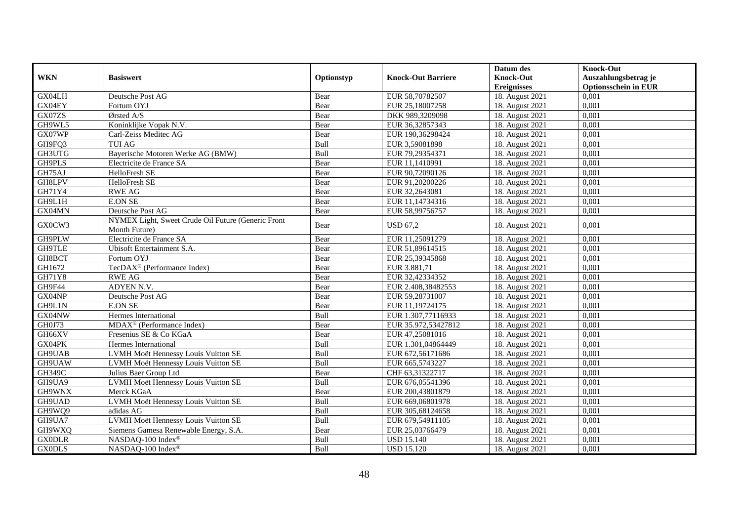| WKN | Basiswert | Optionstyp | Knock-Out Barriere | Datum des Knock-Out Ereignisses | Knock-Out Auszahlungsbetrag je Optionsschein in EUR |
|---|---|---|---|---|---|
| GX04LH | Deutsche Post AG | Bear | EUR 58,70782507 | 18. August 2021 | 0,001 |
| GX04EY | Fortum OYJ | Bear | EUR 25,18007258 | 18. August 2021 | 0,001 |
| GX07ZS | Ørsted A/S | Bear | DKK 989,3209098 | 18. August 2021 | 0,001 |
| GH9WL5 | Koninklijke Vopak N.V. | Bear | EUR 36,32857343 | 18. August 2021 | 0,001 |
| GX07WP | Carl-Zeiss Meditec AG | Bear | EUR 190,36298424 | 18. August 2021 | 0,001 |
| GH9FQ3 | TUI AG | Bull | EUR 3,59081898 | 18. August 2021 | 0,001 |
| GH3UTG | Bayerische Motoren Werke AG (BMW) | Bull | EUR 79,29354371 | 18. August 2021 | 0,001 |
| GH9PLS | Electricite de France SA | Bear | EUR 11,1410991 | 18. August 2021 | 0,001 |
| GH75AJ | HelloFresh SE | Bear | EUR 90,72090126 | 18. August 2021 | 0,001 |
| GH8LPV | HelloFresh SE | Bear | EUR 91,20200226 | 18. August 2021 | 0,001 |
| GH71Y4 | RWE AG | Bear | EUR 32,2643081 | 18. August 2021 | 0,001 |
| GH9L1H | E.ON SE | Bear | EUR 11,14734316 | 18. August 2021 | 0,001 |
| GX04MN | Deutsche Post AG | Bear | EUR 58,99756757 | 18. August 2021 | 0,001 |
| GX0CW3 | NYMEX Light, Sweet Crude Oil Future (Generic Front Month Future) | Bear | USD 67,2 | 18. August 2021 | 0,001 |
| GH9PLW | Electricite de France SA | Bear | EUR 11,25091279 | 18. August 2021 | 0,001 |
| GH9TLE | Ubisoft Entertainment S.A. | Bear | EUR 51,89614515 | 18. August 2021 | 0,001 |
| GH8BCT | Fortum OYJ | Bear | EUR 25,39345868 | 18. August 2021 | 0,001 |
| GH1672 | TecDAX® (Performance Index) | Bear | EUR 3.881,71 | 18. August 2021 | 0,001 |
| GH71Y8 | RWE AG | Bear | EUR 32,42334352 | 18. August 2021 | 0,001 |
| GH9F44 | ADYEN N.V. | Bear | EUR 2.408,38482553 | 18. August 2021 | 0,001 |
| GX04NP | Deutsche Post AG | Bear | EUR 59,28731007 | 18. August 2021 | 0,001 |
| GH9L1N | E.ON SE | Bear | EUR 11,19724175 | 18. August 2021 | 0,001 |
| GX04NW | Hermes International | Bull | EUR 1.307,77116933 | 18. August 2021 | 0,001 |
| GH0J73 | MDAX® (Performance Index) | Bear | EUR 35.972,53427812 | 18. August 2021 | 0,001 |
| GH66XV | Fresenius SE & Co KGaA | Bear | EUR 47,25081016 | 18. August 2021 | 0,001 |
| GX04PK | Hermes International | Bull | EUR 1.301,04864449 | 18. August 2021 | 0,001 |
| GH9UAB | LVMH Moët Hennessy Louis Vuitton SE | Bull | EUR 672,56171686 | 18. August 2021 | 0,001 |
| GH9UAW | LVMH Moët Hennessy Louis Vuitton SE | Bull | EUR 665,5743227 | 18. August 2021 | 0,001 |
| GH349C | Julius Baer Group Ltd | Bear | CHF 63,31322717 | 18. August 2021 | 0,001 |
| GH9UA9 | LVMH Moët Hennessy Louis Vuitton SE | Bull | EUR 676,05541396 | 18. August 2021 | 0,001 |
| GH9WNX | Merck KGaA | Bear | EUR 200,43801879 | 18. August 2021 | 0,001 |
| GH9UAD | LVMH Moët Hennessy Louis Vuitton SE | Bull | EUR 669,06801978 | 18. August 2021 | 0,001 |
| GH9WQ9 | adidas AG | Bull | EUR 305,68124658 | 18. August 2021 | 0,001 |
| GH9UA7 | LVMH Moët Hennessy Louis Vuitton SE | Bull | EUR 679,54911105 | 18. August 2021 | 0,001 |
| GH9WXQ | Siemens Gamesa Renewable Energy, S.A. | Bear | EUR 25,03766479 | 18. August 2021 | 0,001 |
| GX0DLR | NASDAQ-100 Index® | Bull | USD 15.140 | 18. August 2021 | 0,001 |
| GX0DLS | NASDAQ-100 Index® | Bull | USD 15.120 | 18. August 2021 | 0,001 |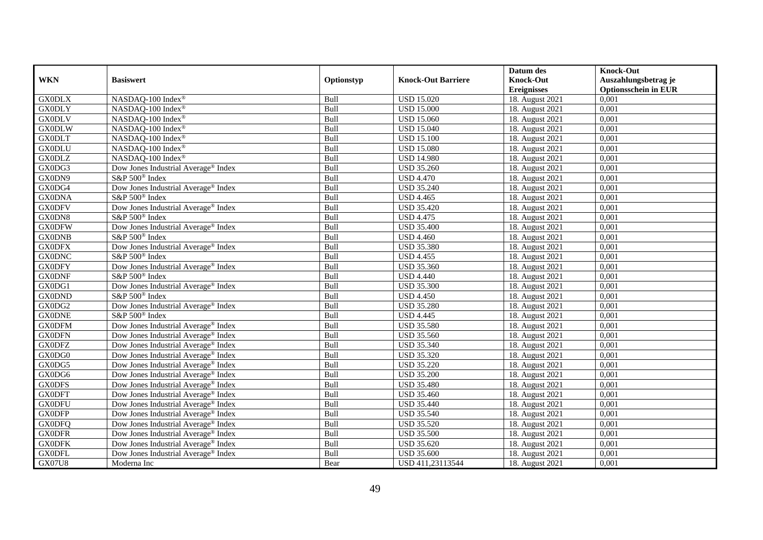| WKN | Basiswert | Optionstyp | Knock-Out Barriere | Datum des Knock-Out Ereignisses | Knock-Out Auszahlungsbetrag je Optionsschein in EUR |
|---|---|---|---|---|---|
| GX0DLX | NASDAQ-100 Index® | Bull | USD 15.020 | 18. August 2021 | 0,001 |
| GX0DLY | NASDAQ-100 Index® | Bull | USD 15.000 | 18. August 2021 | 0,001 |
| GX0DLV | NASDAQ-100 Index® | Bull | USD 15.060 | 18. August 2021 | 0,001 |
| GX0DLW | NASDAQ-100 Index® | Bull | USD 15.040 | 18. August 2021 | 0,001 |
| GX0DLT | NASDAQ-100 Index® | Bull | USD 15.100 | 18. August 2021 | 0,001 |
| GX0DLU | NASDAQ-100 Index® | Bull | USD 15.080 | 18. August 2021 | 0,001 |
| GX0DLZ | NASDAQ-100 Index® | Bull | USD 14.980 | 18. August 2021 | 0,001 |
| GX0DG3 | Dow Jones Industrial Average® Index | Bull | USD 35.260 | 18. August 2021 | 0,001 |
| GX0DN9 | S&P 500® Index | Bull | USD 4.470 | 18. August 2021 | 0,001 |
| GX0DG4 | Dow Jones Industrial Average® Index | Bull | USD 35.240 | 18. August 2021 | 0,001 |
| GX0DNA | S&P 500® Index | Bull | USD 4.465 | 18. August 2021 | 0,001 |
| GX0DFV | Dow Jones Industrial Average® Index | Bull | USD 35.420 | 18. August 2021 | 0,001 |
| GX0DN8 | S&P 500® Index | Bull | USD 4.475 | 18. August 2021 | 0,001 |
| GX0DFW | Dow Jones Industrial Average® Index | Bull | USD 35.400 | 18. August 2021 | 0,001 |
| GX0DNB | S&P 500® Index | Bull | USD 4.460 | 18. August 2021 | 0,001 |
| GX0DFX | Dow Jones Industrial Average® Index | Bull | USD 35.380 | 18. August 2021 | 0,001 |
| GX0DNC | S&P 500® Index | Bull | USD 4.455 | 18. August 2021 | 0,001 |
| GX0DFY | Dow Jones Industrial Average® Index | Bull | USD 35.360 | 18. August 2021 | 0,001 |
| GX0DNF | S&P 500® Index | Bull | USD 4.440 | 18. August 2021 | 0,001 |
| GX0DG1 | Dow Jones Industrial Average® Index | Bull | USD 35.300 | 18. August 2021 | 0,001 |
| GX0DND | S&P 500® Index | Bull | USD 4.450 | 18. August 2021 | 0,001 |
| GX0DG2 | Dow Jones Industrial Average® Index | Bull | USD 35.280 | 18. August 2021 | 0,001 |
| GX0DNE | S&P 500® Index | Bull | USD 4.445 | 18. August 2021 | 0,001 |
| GX0DFM | Dow Jones Industrial Average® Index | Bull | USD 35.580 | 18. August 2021 | 0,001 |
| GX0DFN | Dow Jones Industrial Average® Index | Bull | USD 35.560 | 18. August 2021 | 0,001 |
| GX0DFZ | Dow Jones Industrial Average® Index | Bull | USD 35.340 | 18. August 2021 | 0,001 |
| GX0DG0 | Dow Jones Industrial Average® Index | Bull | USD 35.320 | 18. August 2021 | 0,001 |
| GX0DG5 | Dow Jones Industrial Average® Index | Bull | USD 35.220 | 18. August 2021 | 0,001 |
| GX0DG6 | Dow Jones Industrial Average® Index | Bull | USD 35.200 | 18. August 2021 | 0,001 |
| GX0DFS | Dow Jones Industrial Average® Index | Bull | USD 35.480 | 18. August 2021 | 0,001 |
| GX0DFT | Dow Jones Industrial Average® Index | Bull | USD 35.460 | 18. August 2021 | 0,001 |
| GX0DFU | Dow Jones Industrial Average® Index | Bull | USD 35.440 | 18. August 2021 | 0,001 |
| GX0DFP | Dow Jones Industrial Average® Index | Bull | USD 35.540 | 18. August 2021 | 0,001 |
| GX0DFQ | Dow Jones Industrial Average® Index | Bull | USD 35.520 | 18. August 2021 | 0,001 |
| GX0DFR | Dow Jones Industrial Average® Index | Bull | USD 35.500 | 18. August 2021 | 0,001 |
| GX0DFK | Dow Jones Industrial Average® Index | Bull | USD 35.620 | 18. August 2021 | 0,001 |
| GX0DFL | Dow Jones Industrial Average® Index | Bull | USD 35.600 | 18. August 2021 | 0,001 |
| GX07U8 | Moderna Inc | Bear | USD 411,23113544 | 18. August 2021 | 0,001 |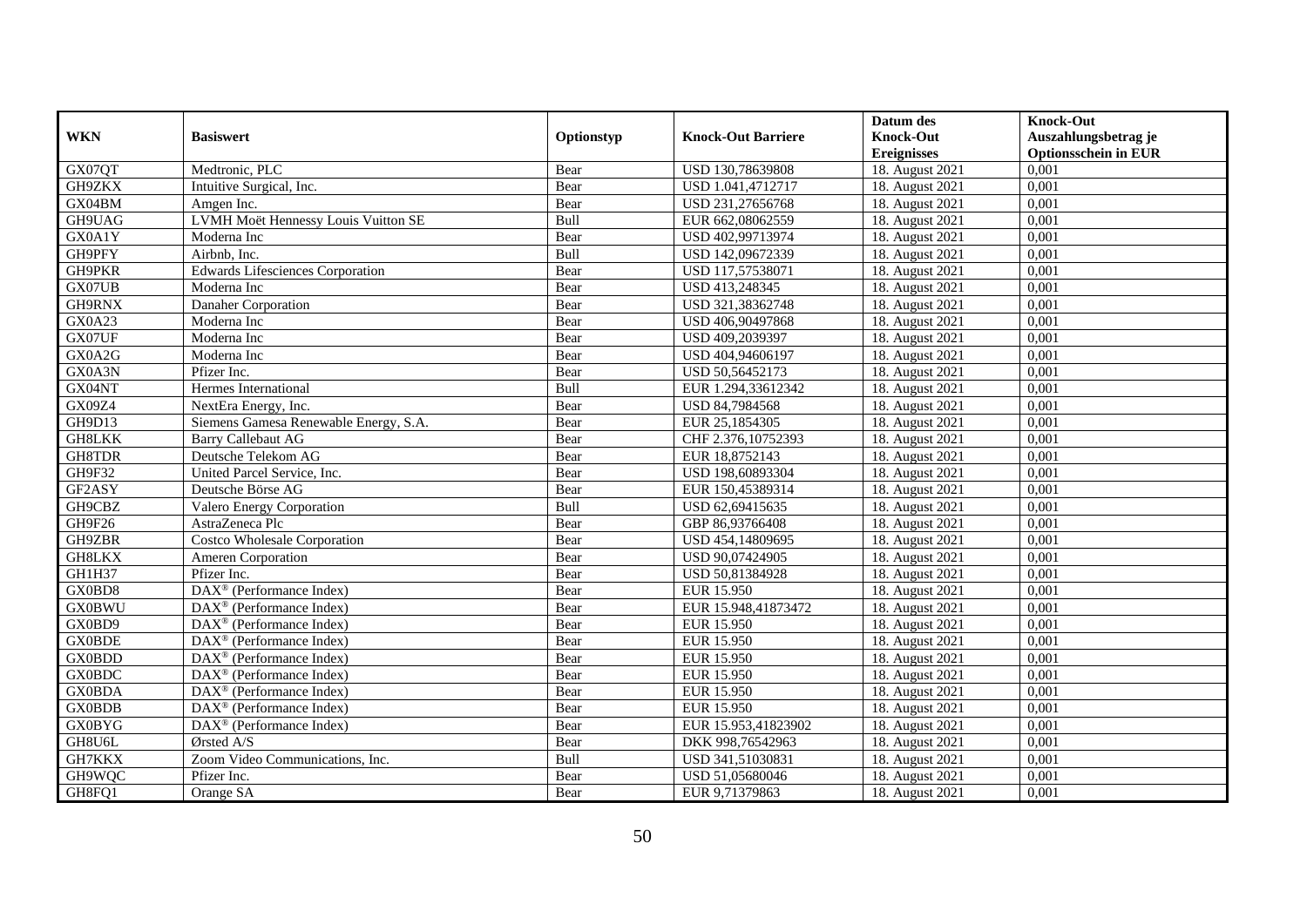| WKN | Basiswert | Optionstyp | Knock-Out Barriere | Datum des Knock-Out Ereignisses | Knock-Out Auszahlungsbetrag je Optionsschein in EUR |
|---|---|---|---|---|---|
| GX07QT | Medtronic, PLC | Bear | USD 130,78639808 | 18. August 2021 | 0,001 |
| GH9ZKX | Intuitive Surgical, Inc. | Bear | USD 1.041,4712717 | 18. August 2021 | 0,001 |
| GX04BM | Amgen Inc. | Bear | USD 231,27656768 | 18. August 2021 | 0,001 |
| GH9UAG | LVMH Moët Hennessy Louis Vuitton SE | Bull | EUR 662,08062559 | 18. August 2021 | 0,001 |
| GX0A1Y | Moderna Inc | Bear | USD 402,99713974 | 18. August 2021 | 0,001 |
| GH9PFY | Airbnb, Inc. | Bull | USD 142,09672339 | 18. August 2021 | 0,001 |
| GH9PKR | Edwards Lifesciences Corporation | Bear | USD 117,57538071 | 18. August 2021 | 0,001 |
| GX07UB | Moderna Inc | Bear | USD 413,248345 | 18. August 2021 | 0,001 |
| GH9RNX | Danaher Corporation | Bear | USD 321,38362748 | 18. August 2021 | 0,001 |
| GX0A23 | Moderna Inc | Bear | USD 406,90497868 | 18. August 2021 | 0,001 |
| GX07UF | Moderna Inc | Bear | USD 409,2039397 | 18. August 2021 | 0,001 |
| GX0A2G | Moderna Inc | Bear | USD 404,94606197 | 18. August 2021 | 0,001 |
| GX0A3N | Pfizer Inc. | Bear | USD 50,56452173 | 18. August 2021 | 0,001 |
| GX04NT | Hermes International | Bull | EUR 1.294,33612342 | 18. August 2021 | 0,001 |
| GX09Z4 | NextEra Energy, Inc. | Bear | USD 84,7984568 | 18. August 2021 | 0,001 |
| GH9D13 | Siemens Gamesa Renewable Energy, S.A. | Bear | EUR 25,1854305 | 18. August 2021 | 0,001 |
| GH8LKK | Barry Callebaut AG | Bear | CHF 2.376,10752393 | 18. August 2021 | 0,001 |
| GH8TDR | Deutsche Telekom AG | Bear | EUR 18,8752143 | 18. August 2021 | 0,001 |
| GH9F32 | United Parcel Service, Inc. | Bear | USD 198,60893304 | 18. August 2021 | 0,001 |
| GF2ASY | Deutsche Börse AG | Bear | EUR 150,45389314 | 18. August 2021 | 0,001 |
| GH9CBZ | Valero Energy Corporation | Bull | USD 62,69415635 | 18. August 2021 | 0,001 |
| GH9F26 | AstraZeneca Plc | Bear | GBP 86,93766408 | 18. August 2021 | 0,001 |
| GH9ZBR | Costco Wholesale Corporation | Bear | USD 454,14809695 | 18. August 2021 | 0,001 |
| GH8LKX | Ameren Corporation | Bear | USD 90,07424905 | 18. August 2021 | 0,001 |
| GH1H37 | Pfizer Inc. | Bear | USD 50,81384928 | 18. August 2021 | 0,001 |
| GX0BD8 | DAX® (Performance Index) | Bear | EUR 15.950 | 18. August 2021 | 0,001 |
| GX0BWU | DAX® (Performance Index) | Bear | EUR 15.948,41873472 | 18. August 2021 | 0,001 |
| GX0BD9 | DAX® (Performance Index) | Bear | EUR 15.950 | 18. August 2021 | 0,001 |
| GX0BDE | DAX® (Performance Index) | Bear | EUR 15.950 | 18. August 2021 | 0,001 |
| GX0BDD | DAX® (Performance Index) | Bear | EUR 15.950 | 18. August 2021 | 0,001 |
| GX0BDC | DAX® (Performance Index) | Bear | EUR 15.950 | 18. August 2021 | 0,001 |
| GX0BDA | DAX® (Performance Index) | Bear | EUR 15.950 | 18. August 2021 | 0,001 |
| GX0BDB | DAX® (Performance Index) | Bear | EUR 15.950 | 18. August 2021 | 0,001 |
| GX0BYG | DAX® (Performance Index) | Bear | EUR 15.953,41823902 | 18. August 2021 | 0,001 |
| GH8U6L | Ørsted A/S | Bear | DKK 998,76542963 | 18. August 2021 | 0,001 |
| GH7KKX | Zoom Video Communications, Inc. | Bull | USD 341,51030831 | 18. August 2021 | 0,001 |
| GH9WQC | Pfizer Inc. | Bear | USD 51,05680046 | 18. August 2021 | 0,001 |
| GH8FQ1 | Orange SA | Bear | EUR 9,71379863 | 18. August 2021 | 0,001 |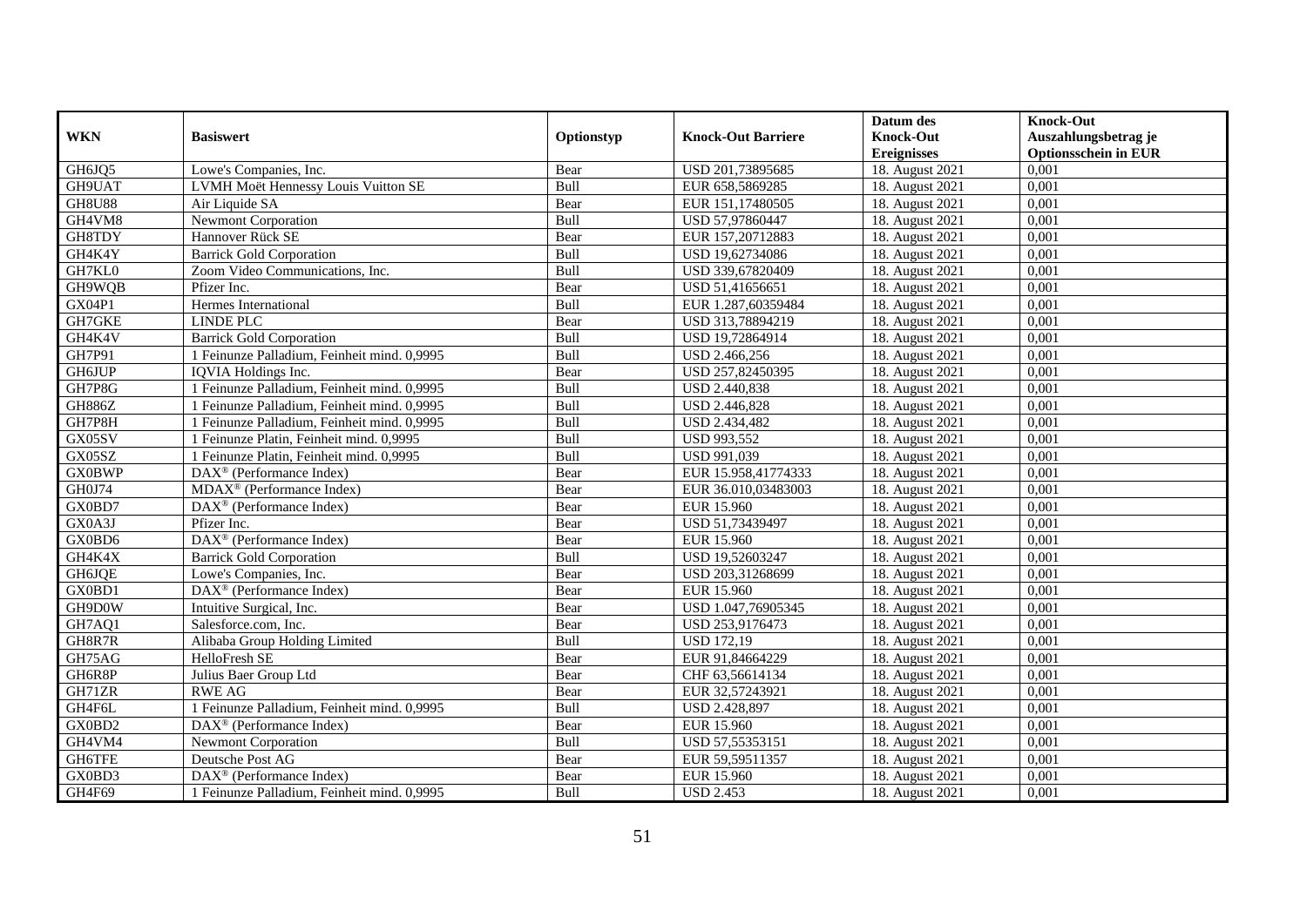| WKN | Basiswert | Optionstyp | Knock-Out Barriere | Datum des Knock-Out Ereignisses | Knock-Out Auszahlungsbetrag je Optionsschein in EUR |
|---|---|---|---|---|---|
| GH6JQ5 | Lowe's Companies, Inc. | Bear | USD 201,73895685 | 18. August 2021 | 0,001 |
| GH9UAT | LVMH Moët Hennessy Louis Vuitton SE | Bull | EUR 658,5869285 | 18. August 2021 | 0,001 |
| GH8U88 | Air Liquide SA | Bear | EUR 151,17480505 | 18. August 2021 | 0,001 |
| GH4VM8 | Newmont Corporation | Bull | USD 57,97860447 | 18. August 2021 | 0,001 |
| GH8TDY | Hannover Rück SE | Bear | EUR 157,20712883 | 18. August 2021 | 0,001 |
| GH4K4Y | Barrick Gold Corporation | Bull | USD 19,62734086 | 18. August 2021 | 0,001 |
| GH7KL0 | Zoom Video Communications, Inc. | Bull | USD 339,67820409 | 18. August 2021 | 0,001 |
| GH9WQB | Pfizer Inc. | Bear | USD 51,41656651 | 18. August 2021 | 0,001 |
| GX04P1 | Hermes International | Bull | EUR 1.287,60359484 | 18. August 2021 | 0,001 |
| GH7GKE | LINDE PLC | Bear | USD 313,78894219 | 18. August 2021 | 0,001 |
| GH4K4V | Barrick Gold Corporation | Bull | USD 19,72864914 | 18. August 2021 | 0,001 |
| GH7P91 | 1 Feinunze Palladium, Feinheit mind. 0,9995 | Bull | USD 2.466,256 | 18. August 2021 | 0,001 |
| GH6JUP | IQVIA Holdings Inc. | Bear | USD 257,82450395 | 18. August 2021 | 0,001 |
| GH7P8G | 1 Feinunze Palladium, Feinheit mind. 0,9995 | Bull | USD 2.440,838 | 18. August 2021 | 0,001 |
| GH886Z | 1 Feinunze Palladium, Feinheit mind. 0,9995 | Bull | USD 2.446,828 | 18. August 2021 | 0,001 |
| GH7P8H | 1 Feinunze Palladium, Feinheit mind. 0,9995 | Bull | USD 2.434,482 | 18. August 2021 | 0,001 |
| GX05SV | 1 Feinunze Platin, Feinheit mind. 0,9995 | Bull | USD 993,552 | 18. August 2021 | 0,001 |
| GX05SZ | 1 Feinunze Platin, Feinheit mind. 0,9995 | Bull | USD 991,039 | 18. August 2021 | 0,001 |
| GX0BWP | DAX® (Performance Index) | Bear | EUR 15.958,41774333 | 18. August 2021 | 0,001 |
| GH0J74 | MDAX® (Performance Index) | Bear | EUR 36.010,03483003 | 18. August 2021 | 0,001 |
| GX0BD7 | DAX® (Performance Index) | Bear | EUR 15.960 | 18. August 2021 | 0,001 |
| GX0A3J | Pfizer Inc. | Bear | USD 51,73439497 | 18. August 2021 | 0,001 |
| GX0BD6 | DAX® (Performance Index) | Bear | EUR 15.960 | 18. August 2021 | 0,001 |
| GH4K4X | Barrick Gold Corporation | Bull | USD 19,52603247 | 18. August 2021 | 0,001 |
| GH6JQE | Lowe's Companies, Inc. | Bear | USD 203,31268699 | 18. August 2021 | 0,001 |
| GX0BD1 | DAX® (Performance Index) | Bear | EUR 15.960 | 18. August 2021 | 0,001 |
| GH9D0W | Intuitive Surgical, Inc. | Bear | USD 1.047,76905345 | 18. August 2021 | 0,001 |
| GH7AQ1 | Salesforce.com, Inc. | Bear | USD 253,9176473 | 18. August 2021 | 0,001 |
| GH8R7R | Alibaba Group Holding Limited | Bull | USD 172,19 | 18. August 2021 | 0,001 |
| GH75AG | HelloFresh SE | Bear | EUR 91,84664229 | 18. August 2021 | 0,001 |
| GH6R8P | Julius Baer Group Ltd | Bear | CHF 63,56614134 | 18. August 2021 | 0,001 |
| GH71ZR | RWE AG | Bear | EUR 32,57243921 | 18. August 2021 | 0,001 |
| GH4F6L | 1 Feinunze Palladium, Feinheit mind. 0,9995 | Bull | USD 2.428,897 | 18. August 2021 | 0,001 |
| GX0BD2 | DAX® (Performance Index) | Bear | EUR 15.960 | 18. August 2021 | 0,001 |
| GH4VM4 | Newmont Corporation | Bull | USD 57,55353151 | 18. August 2021 | 0,001 |
| GH6TFE | Deutsche Post AG | Bear | EUR 59,59511357 | 18. August 2021 | 0,001 |
| GX0BD3 | DAX® (Performance Index) | Bear | EUR 15.960 | 18. August 2021 | 0,001 |
| GH4F69 | 1 Feinunze Palladium, Feinheit mind. 0,9995 | Bull | USD 2.453 | 18. August 2021 | 0,001 |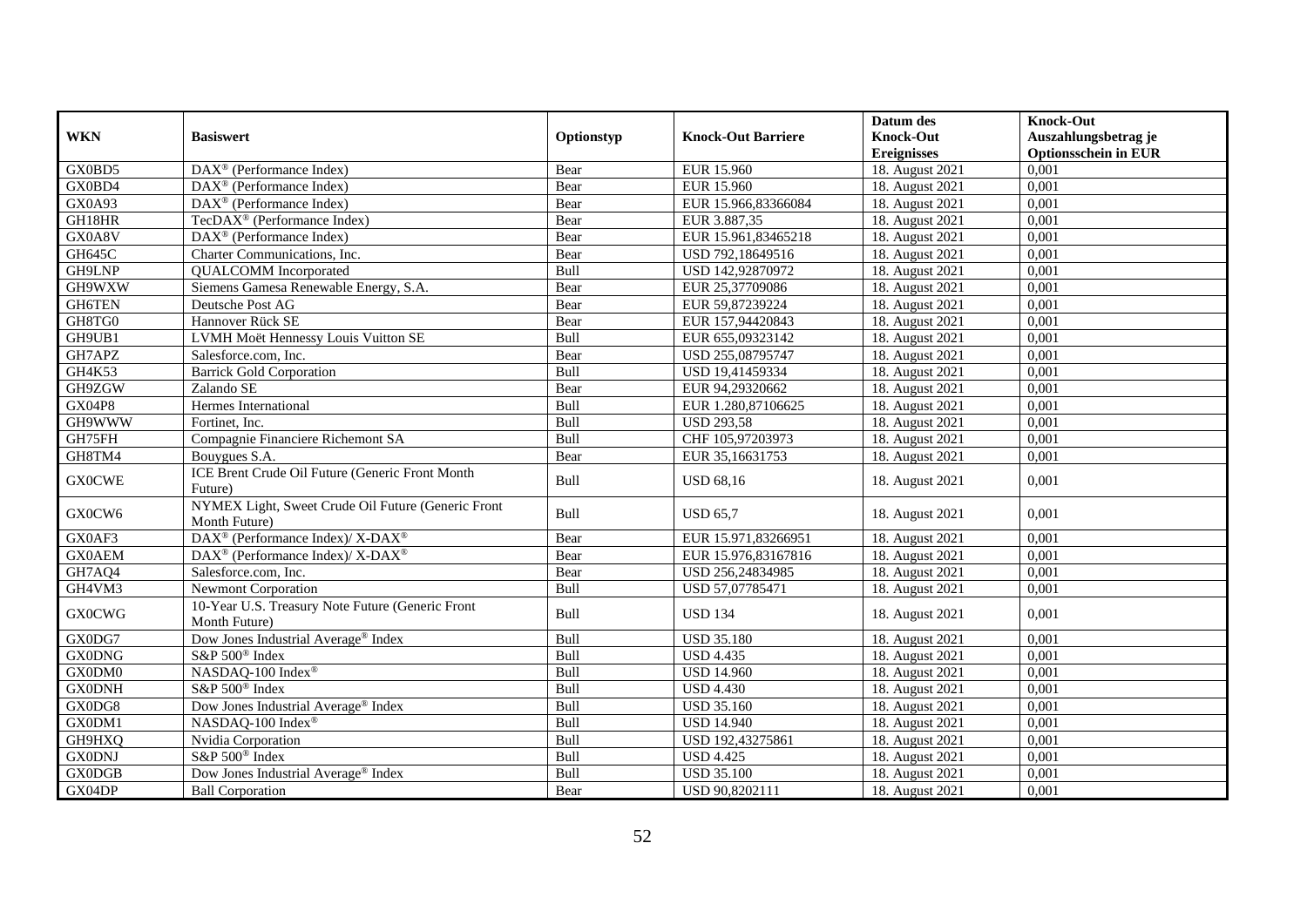| WKN | Basiswert | Optionstyp | Knock-Out Barriere | Datum des Knock-Out Ereignisses | Knock-Out Auszahlungsbetrag je Optionsschein in EUR |
|---|---|---|---|---|---|
| GX0BD5 | DAX® (Performance Index) | Bear | EUR 15.960 | 18. August 2021 | 0,001 |
| GX0BD4 | DAX® (Performance Index) | Bear | EUR 15.960 | 18. August 2021 | 0,001 |
| GX0A93 | DAX® (Performance Index) | Bear | EUR 15.966,83366084 | 18. August 2021 | 0,001 |
| GH18HR | TecDAX® (Performance Index) | Bear | EUR 3.887,35 | 18. August 2021 | 0,001 |
| GX0A8V | DAX® (Performance Index) | Bear | EUR 15.961,83465218 | 18. August 2021 | 0,001 |
| GH645C | Charter Communications, Inc. | Bear | USD 792,18649516 | 18. August 2021 | 0,001 |
| GH9LNP | QUALCOMM Incorporated | Bull | USD 142,92870972 | 18. August 2021 | 0,001 |
| GH9WXW | Siemens Gamesa Renewable Energy, S.A. | Bear | EUR 25,37709086 | 18. August 2021 | 0,001 |
| GH6TEN | Deutsche Post AG | Bear | EUR 59,87239224 | 18. August 2021 | 0,001 |
| GH8TG0 | Hannover Rück SE | Bear | EUR 157,94420843 | 18. August 2021 | 0,001 |
| GH9UB1 | LVMH Moët Hennessy Louis Vuitton SE | Bull | EUR 655,09323142 | 18. August 2021 | 0,001 |
| GH7APZ | Salesforce.com, Inc. | Bear | USD 255,08795747 | 18. August 2021 | 0,001 |
| GH4K53 | Barrick Gold Corporation | Bull | USD 19,41459334 | 18. August 2021 | 0,001 |
| GH9ZGW | Zalando SE | Bear | EUR 94,29320662 | 18. August 2021 | 0,001 |
| GX04P8 | Hermes International | Bull | EUR 1.280,87106625 | 18. August 2021 | 0,001 |
| GH9WWW | Fortinet, Inc. | Bull | USD 293,58 | 18. August 2021 | 0,001 |
| GH75FH | Compagnie Financiere Richemont SA | Bull | CHF 105,97203973 | 18. August 2021 | 0,001 |
| GH8TM4 | Bouygues S.A. | Bear | EUR 35,16631753 | 18. August 2021 | 0,001 |
| GX0CWE | ICE Brent Crude Oil Future (Generic Front Month Future) | Bull | USD 68,16 | 18. August 2021 | 0,001 |
| GX0CW6 | NYMEX Light, Sweet Crude Oil Future (Generic Front Month Future) | Bull | USD 65,7 | 18. August 2021 | 0,001 |
| GX0AF3 | DAX® (Performance Index)/ X-DAX® | Bear | EUR 15.971,83266951 | 18. August 2021 | 0,001 |
| GX0AEM | DAX® (Performance Index)/ X-DAX® | Bear | EUR 15.976,83167816 | 18. August 2021 | 0,001 |
| GH7AQ4 | Salesforce.com, Inc. | Bear | USD 256,24834985 | 18. August 2021 | 0,001 |
| GH4VM3 | Newmont Corporation | Bull | USD 57,07785471 | 18. August 2021 | 0,001 |
| GX0CWG | 10-Year U.S. Treasury Note Future (Generic Front Month Future) | Bull | USD 134 | 18. August 2021 | 0,001 |
| GX0DG7 | Dow Jones Industrial Average® Index | Bull | USD 35.180 | 18. August 2021 | 0,001 |
| GX0DNG | S&P 500® Index | Bull | USD 4.435 | 18. August 2021 | 0,001 |
| GX0DM0 | NASDAQ-100 Index® | Bull | USD 14.960 | 18. August 2021 | 0,001 |
| GX0DNH | S&P 500® Index | Bull | USD 4.430 | 18. August 2021 | 0,001 |
| GX0DG8 | Dow Jones Industrial Average® Index | Bull | USD 35.160 | 18. August 2021 | 0,001 |
| GX0DM1 | NASDAQ-100 Index® | Bull | USD 14.940 | 18. August 2021 | 0,001 |
| GH9HXQ | Nvidia Corporation | Bull | USD 192,43275861 | 18. August 2021 | 0,001 |
| GX0DNJ | S&P 500® Index | Bull | USD 4.425 | 18. August 2021 | 0,001 |
| GX0DGB | Dow Jones Industrial Average® Index | Bull | USD 35.100 | 18. August 2021 | 0,001 |
| GX04DP | Ball Corporation | Bear | USD 90,8202111 | 18. August 2021 | 0,001 |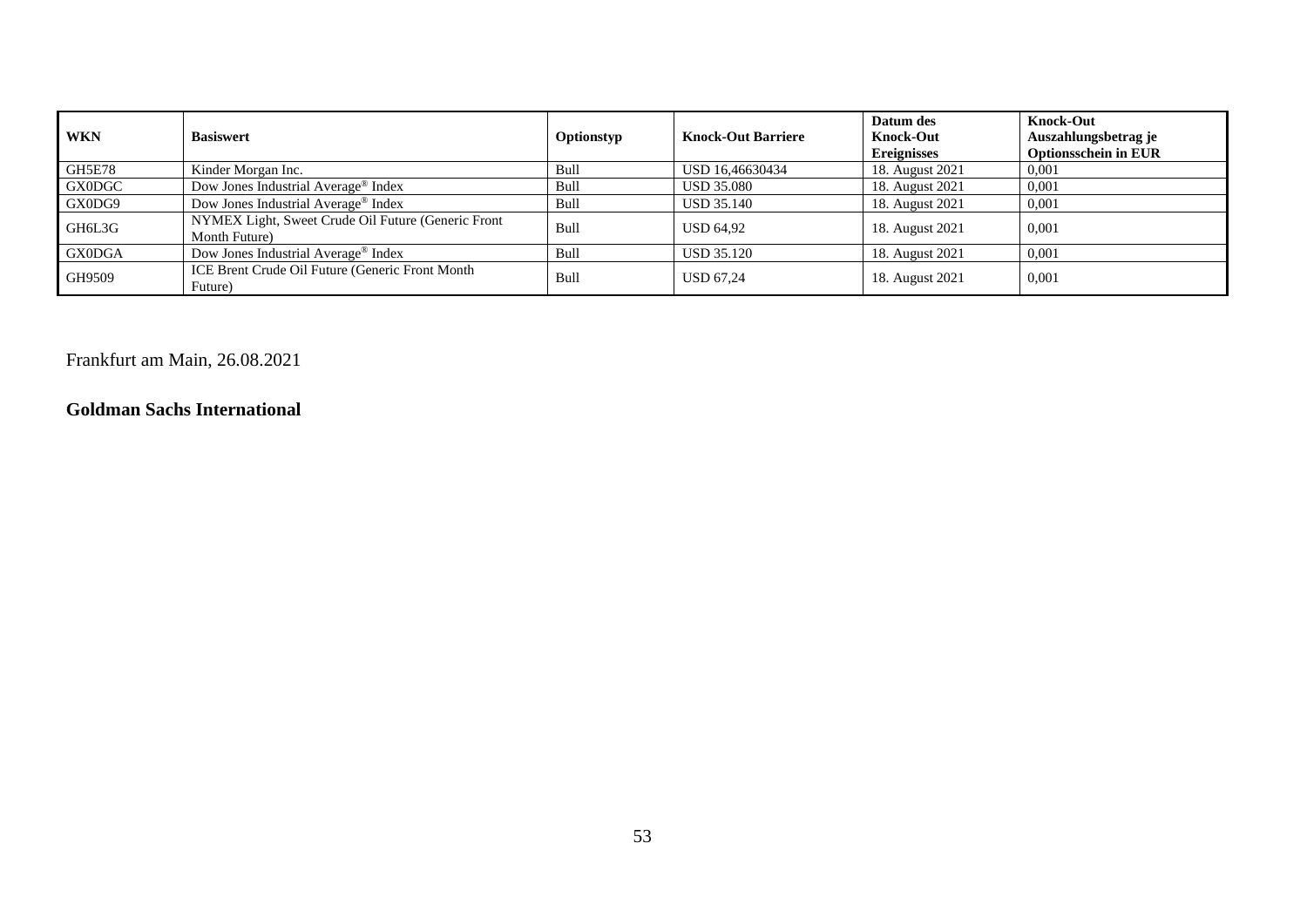| WKN | Basiswert | Optionstyp | Knock-Out Barriere | Datum des Knock-Out Ereignisses | Knock-Out Auszahlungsbetrag je Optionsschein in EUR |
|---|---|---|---|---|---|
| GH5E78 | Kinder Morgan Inc. | Bull | USD 16,46630434 | 18. August 2021 | 0,001 |
| GX0DGC | Dow Jones Industrial Average® Index | Bull | USD 35.080 | 18. August 2021 | 0,001 |
| GX0DG9 | Dow Jones Industrial Average® Index | Bull | USD 35.140 | 18. August 2021 | 0,001 |
| GH6L3G | NYMEX Light, Sweet Crude Oil Future (Generic Front Month Future) | Bull | USD 64,92 | 18. August 2021 | 0,001 |
| GX0DGA | Dow Jones Industrial Average® Index | Bull | USD 35.120 | 18. August 2021 | 0,001 |
| GH9509 | ICE Brent Crude Oil Future (Generic Front Month Future) | Bull | USD 67,24 | 18. August 2021 | 0,001 |

Frankfurt am Main, 26.08.2021

**Goldman Sachs International**